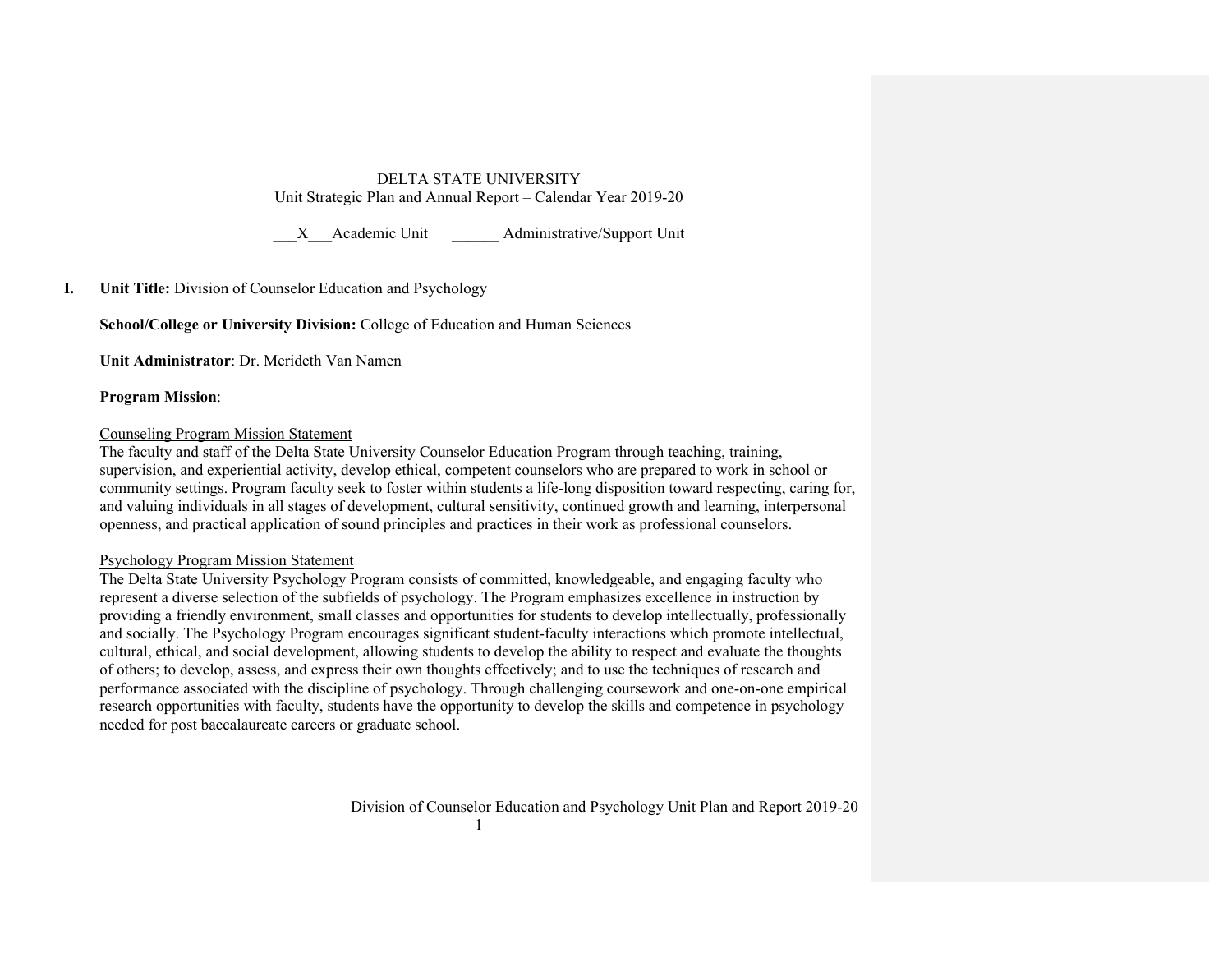<u>DELTA STATE UNIVERSITY</u>

Unit Strategic Plan and Annual Report – Calendar Year 2019-20

___X___Academic Unit      ______ Administrative/Support Unit

**I. Unit Title:** Division of Counselor Education and Psychology

**School/College or University Division:** College of Education and Human Sciences

**Unit Administrator**: Dr. Merideth Van Namen

**Program Mission**:

<u>Counseling Program Mission Statement</u>

The faculty and staff of the Delta State University Counselor Education Program through teaching, training, supervision, and experiential activity, develop ethical, competent counselors who are prepared to work in school or community settings. Program faculty seek to foster within students a life-long disposition toward respecting, caring for, and valuing individuals in all stages of development, cultural sensitivity, continued growth and learning, interpersonal openness, and practical application of sound principles and practices in their work as professional counselors.

<u>Psychology Program Mission Statement</u>

The Delta State University Psychology Program consists of committed, knowledgeable, and engaging faculty who represent a diverse selection of the subfields of psychology. The Program emphasizes excellence in instruction by providing a friendly environment, small classes and opportunities for students to develop intellectually, professionally and socially. The Psychology Program encourages significant student-faculty interactions which promote intellectual, cultural, ethical, and social development, allowing students to develop the ability to respect and evaluate the thoughts of others; to develop, assess, and express their own thoughts effectively; and to use the techniques of research and performance associated with the discipline of psychology. Through challenging coursework and one-on-one empirical research opportunities with faculty, students have the opportunity to develop the skills and competence in psychology needed for post baccalaureate careers or graduate school.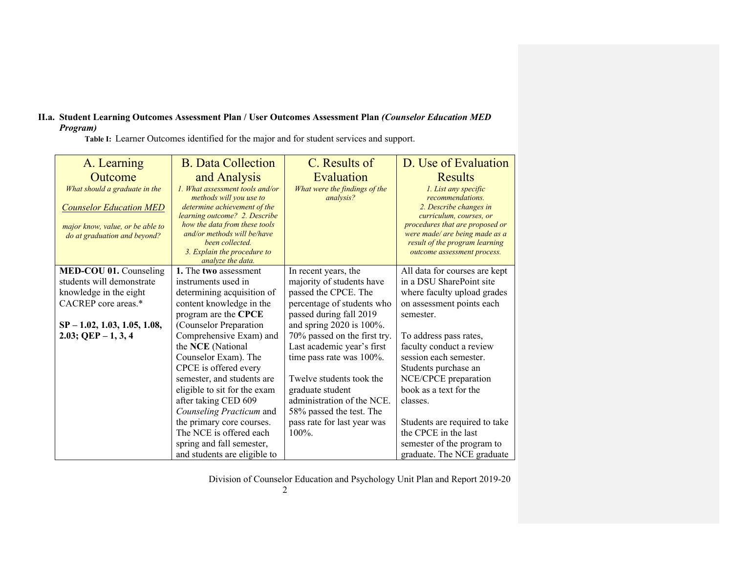**II.a. Student Learning Outcomes Assessment Plan / User Outcomes Assessment Plan *(Counselor Education MED Program)***

**Table I:** Learner Outcomes identified for the major and for student services and support.

| A. Learning Outcome<br>*What should a graduate in the* <u>Counselor Education MED</u> *major know, value, or be able to do at graduation and beyond?* | B. Data Collection and Analysis<br>*1. What assessment tools and/or methods will you use to determine achievement of the learning outcome? 2. Describe how the data from these tools and/or methods will be/have been collected. 3. Explain the procedure to analyze the data.* | C. Results of Evaluation<br>*What were the findings of the analysis?* | D. Use of Evaluation Results<br>*1. List any specific recommendations. 2. Describe changes in curriculum, courses, or procedures that are proposed or were made/ are being made as a result of the program learning outcome assessment process.* |
|---|---|---|---|
| **MED-COU 01.** Counseling students will demonstrate knowledge in the eight CACREP core areas.*<br><br>**SP – 1.02, 1.03, 1.05, 1.08, 2.03; QEP – 1, 3, 4** | **1.** The **two** assessment instruments used in determining acquisition of content knowledge in the program are the **CPCE** (Counselor Preparation Comprehensive Exam) and the **NCE** (National Counselor Exam). The CPCE is offered every semester, and students are eligible to sit for the exam after taking CED 609 *Counseling Practicum* and the primary core courses. The NCE is offered each spring and fall semester, and students are eligible to | In recent years, the majority of students have passed the CPCE. The percentage of students who passed during fall 2019 and spring 2020 is 100%. 70% passed on the first try. Last academic year's first time pass rate was 100%.<br><br>Twelve students took the graduate student administration of the NCE. 58% passed the test. The pass rate for last year was 100%. | All data for courses are kept in a DSU SharePoint site where faculty upload grades on assessment points each semester.<br><br>To address pass rates, faculty conduct a review session each semester. Students purchase an NCE/CPCE preparation book as a text for the classes.<br><br>Students are required to take the CPCE in the last semester of the program to graduate. The NCE graduate |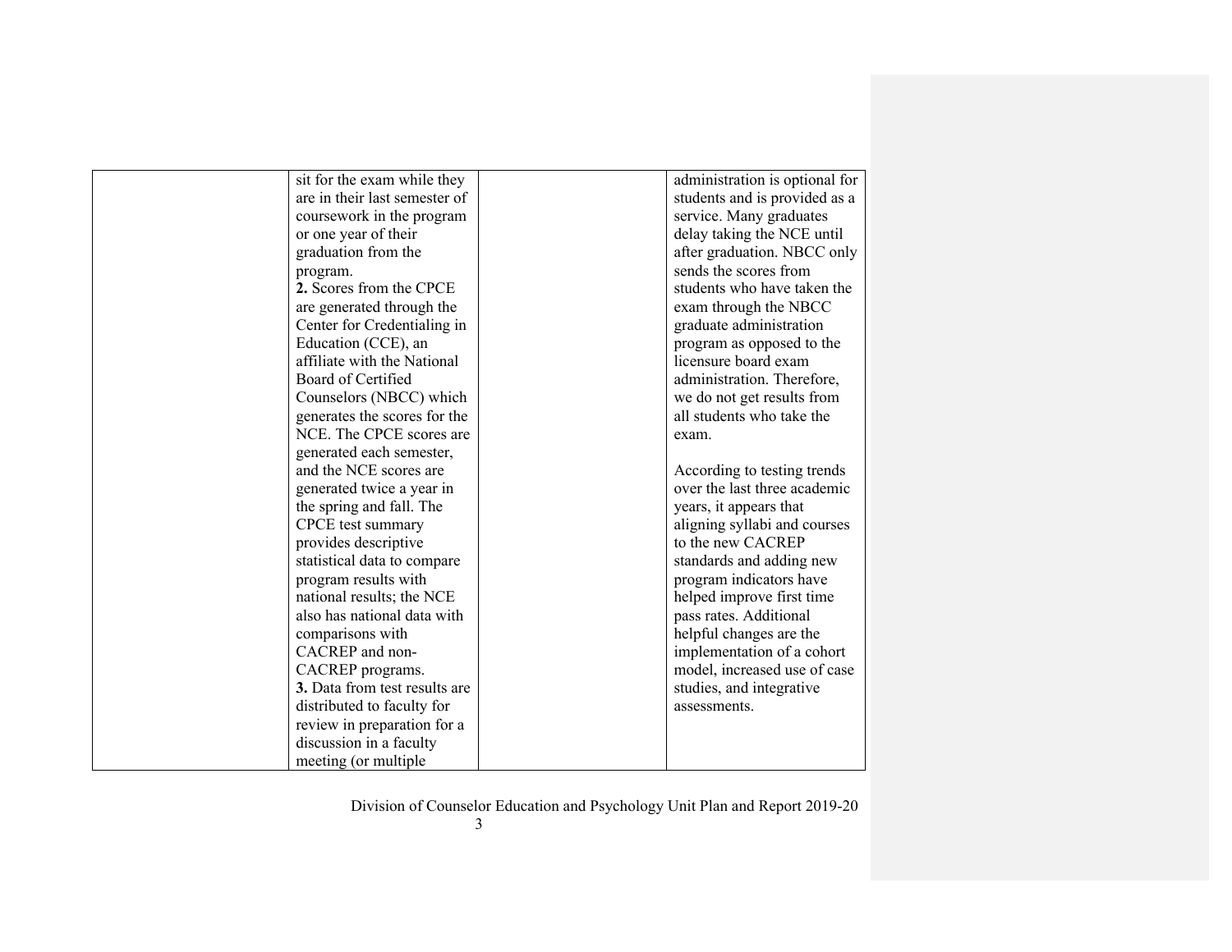| | | | |
|---|---|---|---|
| | sit for the exam while they are in their last semester of coursework in the program or one year of their graduation from the program.<br>**2.** Scores from the CPCE are generated through the Center for Credentialing in Education (CCE), an affiliate with the National Board of Certified Counselors (NBCC) which generates the scores for the NCE. The CPCE scores are generated each semester, and the NCE scores are generated twice a year in the spring and fall. The CPCE test summary provides descriptive statistical data to compare program results with national results; the NCE also has national data with comparisons with CACREP and non-CACREP programs.<br>**3.** Data from test results are distributed to faculty for review in preparation for a discussion in a faculty meeting (or multiple | | administration is optional for students and is provided as a service. Many graduates delay taking the NCE until after graduation. NBCC only sends the scores from students who have taken the exam through the NBCC graduate administration program as opposed to the licensure board exam administration. Therefore, we do not get results from all students who take the exam.<br><br>According to testing trends over the last three academic years, it appears that aligning syllabi and courses to the new CACREP standards and adding new program indicators have helped improve first time pass rates. Additional helpful changes are the implementation of a cohort model, increased use of case studies, and integrative assessments. |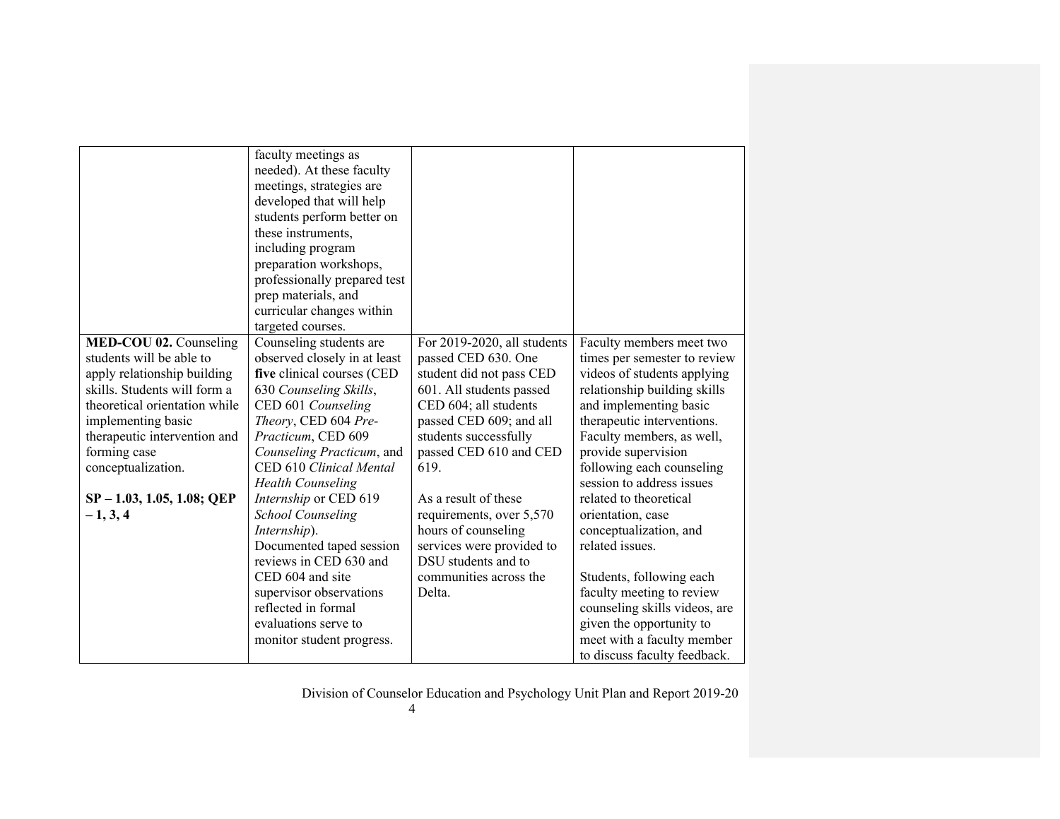| | | | |
|---|---|---|---|
| | faculty meetings as needed). At these faculty meetings, strategies are developed that will help students perform better on these instruments, including program preparation workshops, professionally prepared test prep materials, and curricular changes within targeted courses. | | |
| **MED-COU 02.** Counseling students will be able to apply relationship building skills. Students will form a theoretical orientation while implementing basic therapeutic intervention and forming case conceptualization.<br><br>**SP – 1.03, 1.05, 1.08; QEP – 1, 3, 4** | Counseling students are observed closely in at least **five** clinical courses (CED 630 *Counseling Skills*, CED 601 *Counseling Theory*, CED 604 *Pre-Practicum*, CED 609 *Counseling Practicum*, and CED 610 *Clinical Mental Health Counseling Internship* or CED 619 *School Counseling Internship*). Documented taped session reviews in CED 630 and CED 604 and site supervisor observations reflected in formal evaluations serve to monitor student progress. | For 2019-2020, all students passed CED 630. One student did not pass CED 601. All students passed CED 604; all students passed CED 609; and all students successfully passed CED 610 and CED 619.<br><br>As a result of these requirements, over 5,570 hours of counseling services were provided to DSU students and to communities across the Delta. | Faculty members meet two times per semester to review videos of students applying relationship building skills and implementing basic therapeutic interventions. Faculty members, as well, provide supervision following each counseling session to address issues related to theoretical orientation, case conceptualization, and related issues.<br><br>Students, following each faculty meeting to review counseling skills videos, are given the opportunity to meet with a faculty member to discuss faculty feedback. |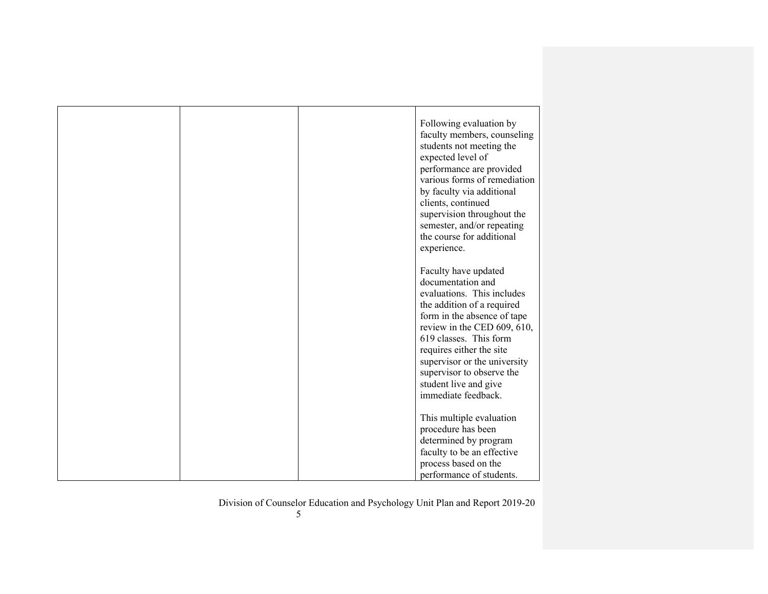| | | | |
|---|---|---|---|
| | | | Following evaluation by faculty members, counseling students not meeting the expected level of performance are provided various forms of remediation by faculty via additional clients, continued supervision throughout the semester, and/or repeating the course for additional experience.<br><br>Faculty have updated documentation and evaluations. This includes the addition of a required form in the absence of tape review in the CED 609, 610, 619 classes. This form requires either the site supervisor or the university supervisor to observe the student live and give immediate feedback.<br><br>This multiple evaluation procedure has been determined by program faculty to be an effective process based on the performance of students. |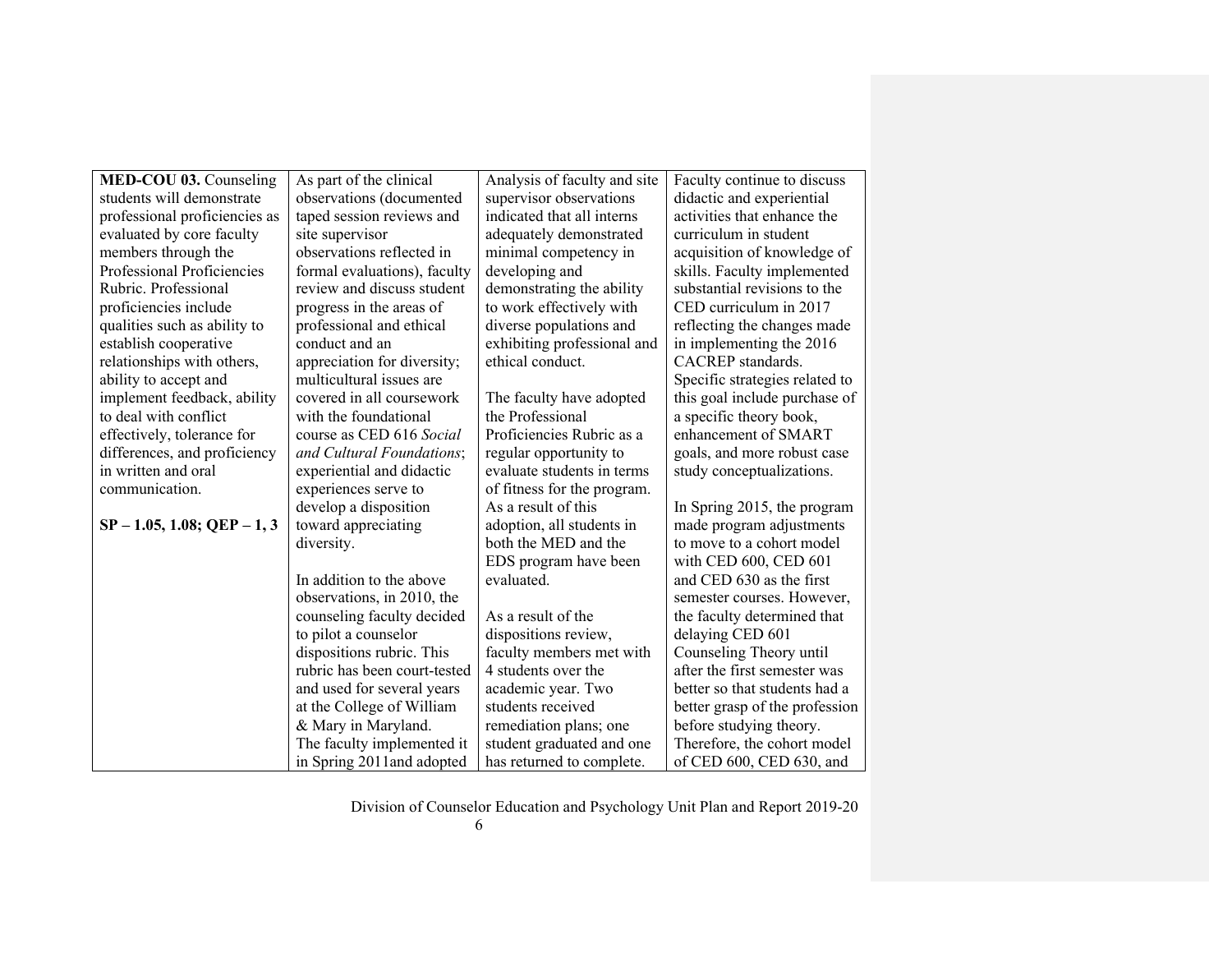| | | | |
|---|---|---|---|
| **MED-COU 03.** Counseling students will demonstrate professional proficiencies as evaluated by core faculty members through the Professional Proficiencies Rubric. Professional proficiencies include qualities such as ability to establish cooperative relationships with others, ability to accept and implement feedback, ability to deal with conflict effectively, tolerance for differences, and proficiency in written and oral communication.<br><br>**SP – 1.05, 1.08; QEP – 1, 3** | As part of the clinical observations (documented taped session reviews and site supervisor observations reflected in formal evaluations), faculty review and discuss student progress in the areas of professional and ethical conduct and an appreciation for diversity; multicultural issues are covered in all coursework with the foundational course as CED 616 *Social and Cultural Foundations*; experiential and didactic experiences serve to develop a disposition toward appreciating diversity.<br><br>In addition to the above observations, in 2010, the counseling faculty decided to pilot a counselor dispositions rubric. This rubric has been court-tested and used for several years at the College of William & Mary in Maryland. The faculty implemented it in Spring 2011and adopted | Analysis of faculty and site supervisor observations indicated that all interns adequately demonstrated minimal competency in developing and demonstrating the ability to work effectively with diverse populations and exhibiting professional and ethical conduct.<br><br>The faculty have adopted the Professional Proficiencies Rubric as a regular opportunity to evaluate students in terms of fitness for the program. As a result of this adoption, all students in both the MED and the EDS program have been evaluated.<br><br>As a result of the dispositions review, faculty members met with 4 students over the academic year. Two students received remediation plans; one student graduated and one has returned to complete. | Faculty continue to discuss didactic and experiential activities that enhance the curriculum in student acquisition of knowledge of skills. Faculty implemented substantial revisions to the CED curriculum in 2017 reflecting the changes made in implementing the 2016 CACREP standards. Specific strategies related to this goal include purchase of a specific theory book, enhancement of SMART goals, and more robust case study conceptualizations.<br><br>In Spring 2015, the program made program adjustments to move to a cohort model with CED 600, CED 601 and CED 630 as the first semester courses. However, the faculty determined that delaying CED 601 Counseling Theory until after the first semester was better so that students had a better grasp of the profession before studying theory. Therefore, the cohort model of CED 600, CED 630, and |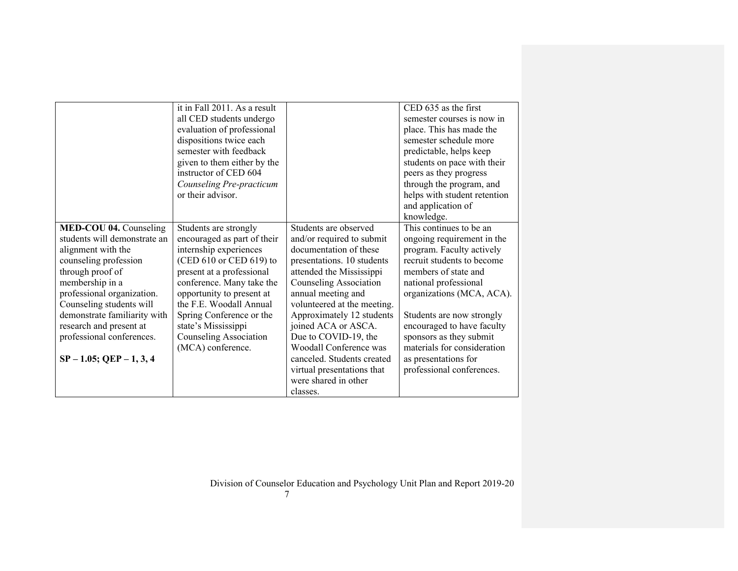| | | | |
|---|---|---|---|
| | it in Fall 2011. As a result all CED students undergo evaluation of professional dispositions twice each semester with feedback given to them either by the instructor of CED 604 *Counseling Pre-practicum* or their advisor. | | CED 635 as the first semester courses is now in place. This has made the semester schedule more predictable, helps keep students on pace with their peers as they progress through the program, and helps with student retention and application of knowledge. |
| **MED-COU 04.** Counseling students will demonstrate an alignment with the counseling profession through proof of membership in a professional organization. Counseling students will demonstrate familiarity with research and present at professional conferences.<br><br>**SP – 1.05; QEP – 1, 3, 4** | Students are strongly encouraged as part of their internship experiences (CED 610 or CED 619) to present at a professional conference. Many take the opportunity to present at the F.E. Woodall Annual Spring Conference or the state's Mississippi Counseling Association (MCA) conference. | Students are observed and/or required to submit documentation of these presentations. 10 students attended the Mississippi Counseling Association annual meeting and volunteered at the meeting. Approximately 12 students joined ACA or ASCA. Due to COVID-19, the Woodall Conference was canceled. Students created virtual presentations that were shared in other classes. | This continues to be an ongoing requirement in the program. Faculty actively recruit students to become members of state and national professional organizations (MCA, ACA).<br><br>Students are now strongly encouraged to have faculty sponsors as they submit materials for consideration as presentations for professional conferences. |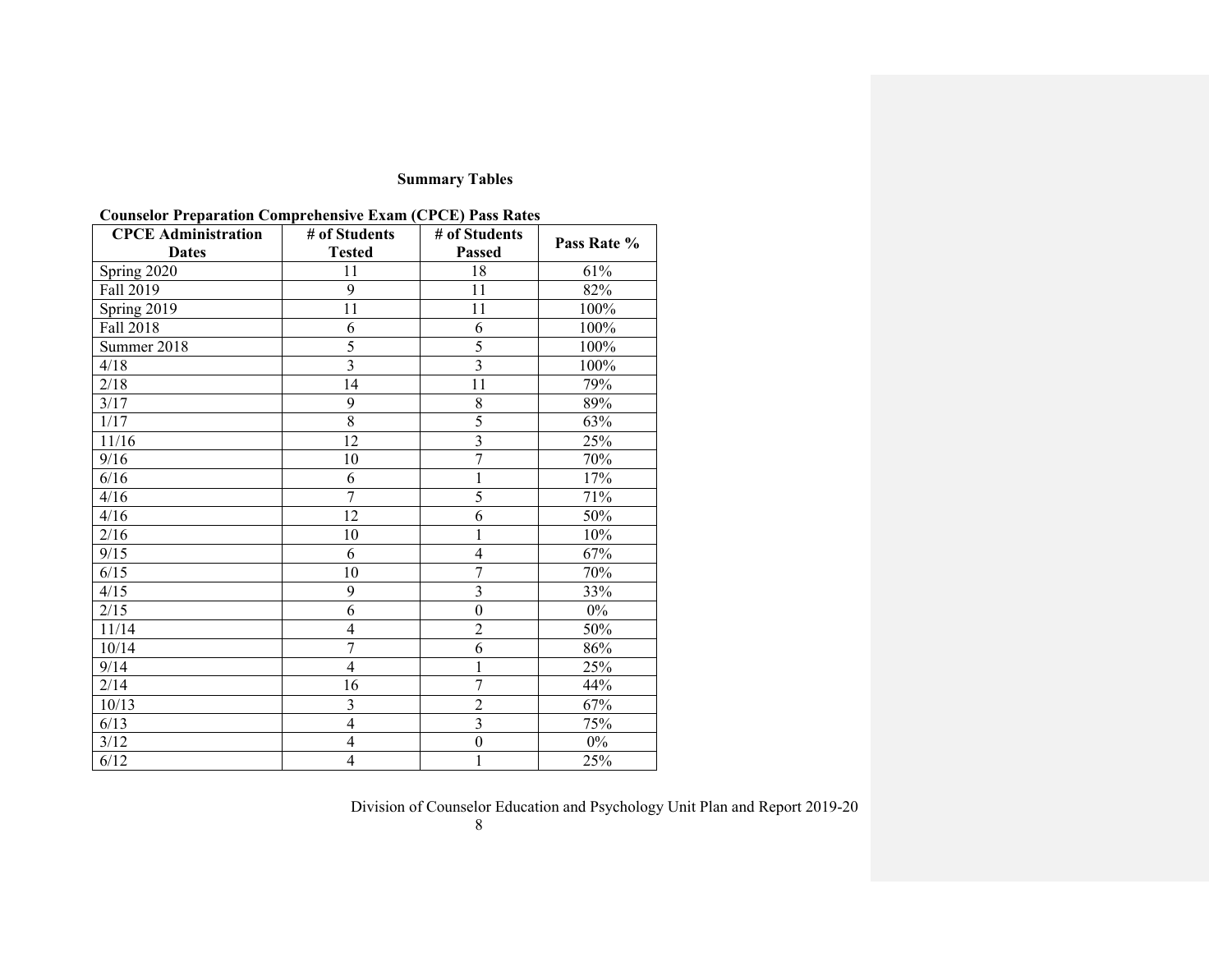## Summary Tables

**Counselor Preparation Comprehensive Exam (CPCE) Pass Rates**

| CPCE Administration Dates | # of Students Tested | # of Students Passed | Pass Rate % |
|---|---|---|---|
| Spring 2020 | 11 | 18 | 61% |
| Fall 2019 | 9 | 11 | 82% |
| Spring 2019 | 11 | 11 | 100% |
| Fall 2018 | 6 | 6 | 100% |
| Summer 2018 | 5 | 5 | 100% |
| 4/18 | 3 | 3 | 100% |
| 2/18 | 14 | 11 | 79% |
| 3/17 | 9 | 8 | 89% |
| 1/17 | 8 | 5 | 63% |
| 11/16 | 12 | 3 | 25% |
| 9/16 | 10 | 7 | 70% |
| 6/16 | 6 | 1 | 17% |
| 4/16 | 7 | 5 | 71% |
| 4/16 | 12 | 6 | 50% |
| 2/16 | 10 | 1 | 10% |
| 9/15 | 6 | 4 | 67% |
| 6/15 | 10 | 7 | 70% |
| 4/15 | 9 | 3 | 33% |
| 2/15 | 6 | 0 | 0% |
| 11/14 | 4 | 2 | 50% |
| 10/14 | 7 | 6 | 86% |
| 9/14 | 4 | 1 | 25% |
| 2/14 | 16 | 7 | 44% |
| 10/13 | 3 | 2 | 67% |
| 6/13 | 4 | 3 | 75% |
| 3/12 | 4 | 0 | 0% |
| 6/12 | 4 | 1 | 25% |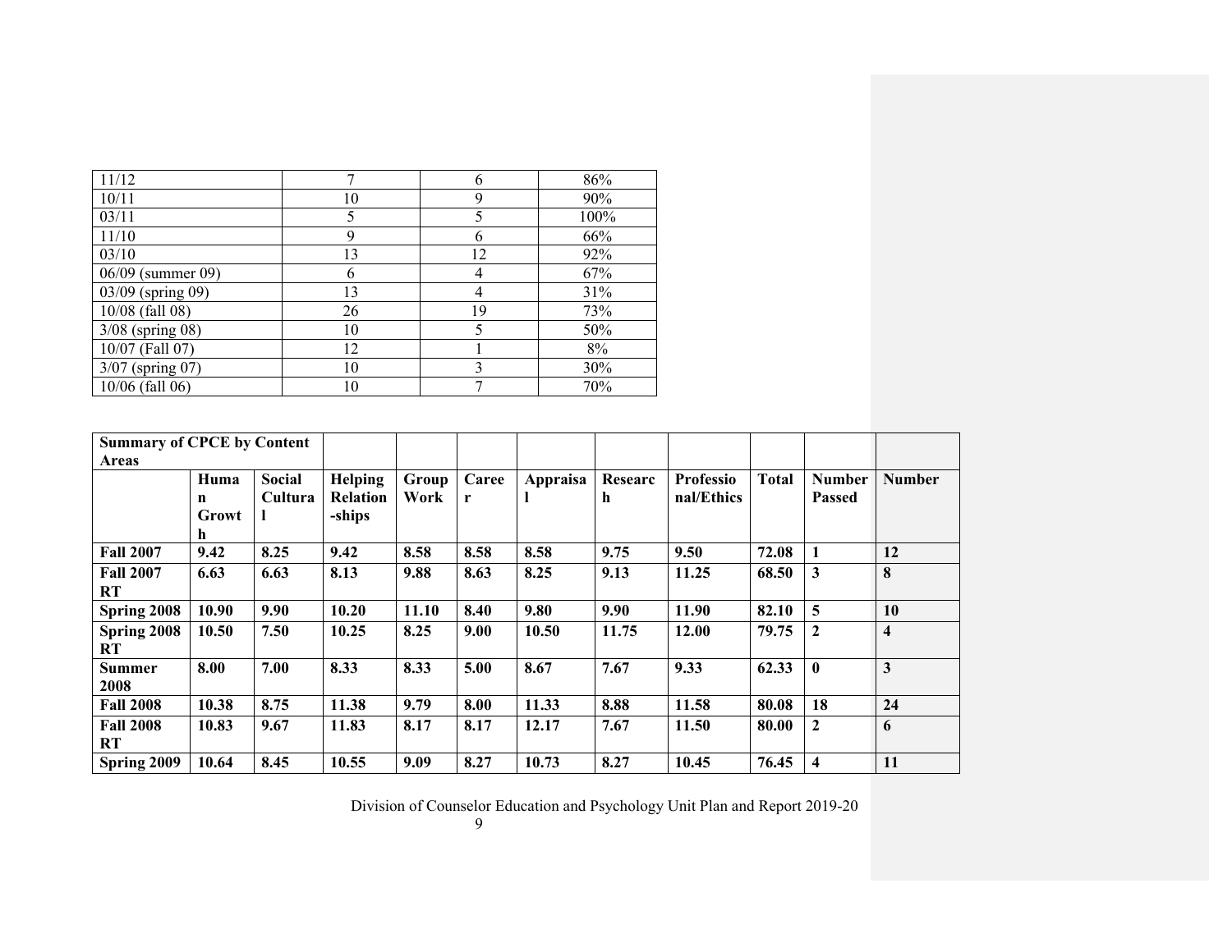| | | | |
|---|---|---|---|
| 11/12 | 7 | 6 | 86% |
| 10/11 | 10 | 9 | 90% |
| 03/11 | 5 | 5 | 100% |
| 11/10 | 9 | 6 | 66% |
| 03/10 | 13 | 12 | 92% |
| 06/09 (summer 09) | 6 | 4 | 67% |
| 03/09 (spring 09) | 13 | 4 | 31% |
| 10/08 (fall 08) | 26 | 19 | 73% |
| 3/08 (spring 08) | 10 | 5 | 50% |
| 10/07 (Fall 07) | 12 | 1 | 8% |
| 3/07 (spring 07) | 10 | 3 | 30% |
| 10/06 (fall 06) | 10 | 7 | 70% |

| **Summary of CPCE by Content Areas** | | | | | | | | | | | |
|---|---|---|---|---|---|---|---|---|---|---|---|
| | **Human Growth** | **Social Cultural** | **Helping Relation-ships** | **Group Work** | **Career** | **Appraisal** | **Research** | **Professional/Ethics** | **Total** | **Number Passed** | **Number** |
| **Fall 2007** | **9.42** | **8.25** | **9.42** | **8.58** | **8.58** | **8.58** | **9.75** | **9.50** | **72.08** | **1** | **12** |
| **Fall 2007 RT** | **6.63** | **6.63** | **8.13** | **9.88** | **8.63** | **8.25** | **9.13** | **11.25** | **68.50** | **3** | **8** |
| **Spring 2008** | **10.90** | **9.90** | **10.20** | **11.10** | **8.40** | **9.80** | **9.90** | **11.90** | **82.10** | **5** | **10** |
| **Spring 2008 RT** | **10.50** | **7.50** | **10.25** | **8.25** | **9.00** | **10.50** | **11.75** | **12.00** | **79.75** | **2** | **4** |
| **Summer 2008** | **8.00** | **7.00** | **8.33** | **8.33** | **5.00** | **8.67** | **7.67** | **9.33** | **62.33** | **0** | **3** |
| **Fall 2008** | **10.38** | **8.75** | **11.38** | **9.79** | **8.00** | **11.33** | **8.88** | **11.58** | **80.08** | **18** | **24** |
| **Fall 2008 RT** | **10.83** | **9.67** | **11.83** | **8.17** | **8.17** | **12.17** | **7.67** | **11.50** | **80.00** | **2** | **6** |
| **Spring 2009** | **10.64** | **8.45** | **10.55** | **9.09** | **8.27** | **10.73** | **8.27** | **10.45** | **76.45** | **4** | **11** |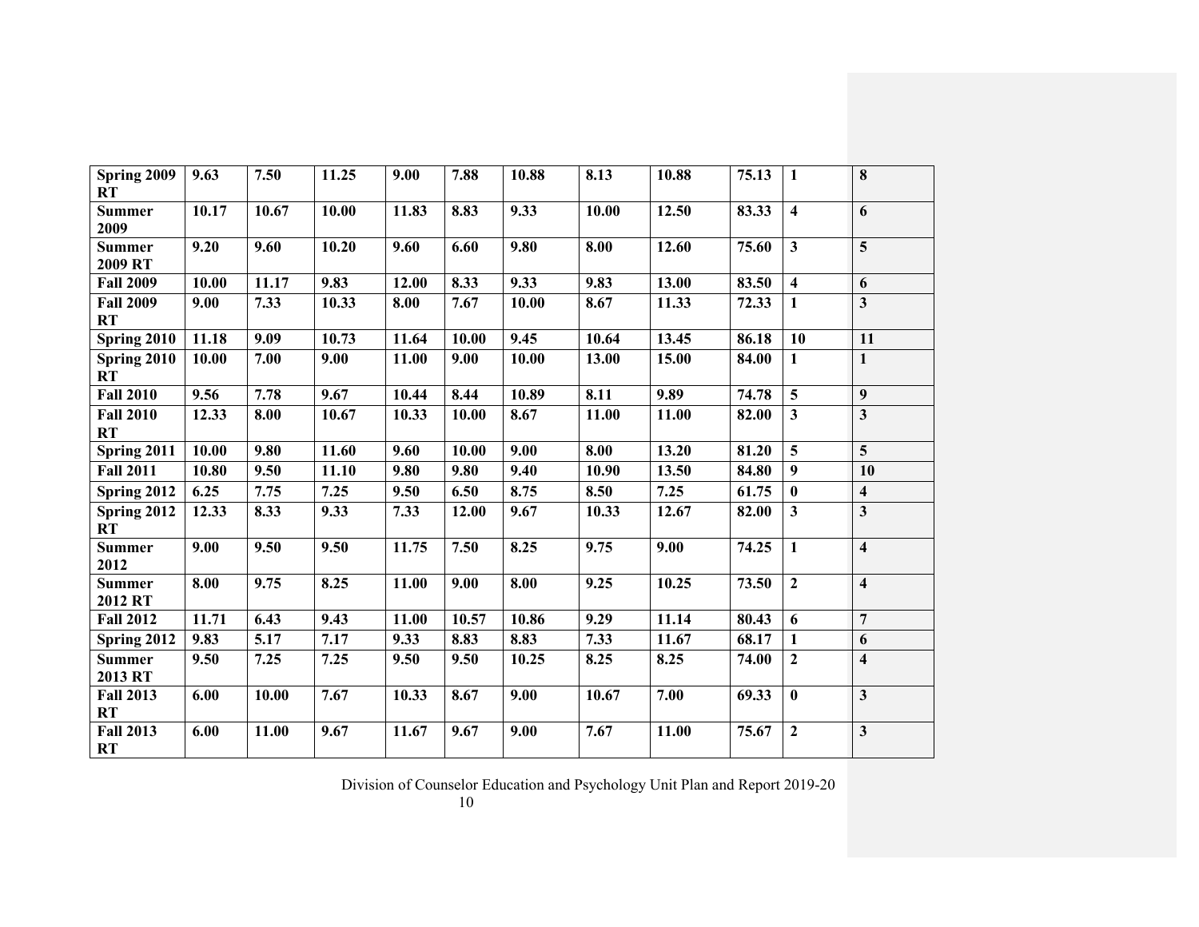| | | | | | | | | | | | |
|---|---|---|---|---|---|---|---|---|---|---|---|
| **Spring 2009 RT** | **9.63** | **7.50** | **11.25** | **9.00** | **7.88** | **10.88** | **8.13** | **10.88** | **75.13** | **1** | **8** |
| **Summer 2009** | **10.17** | **10.67** | **10.00** | **11.83** | **8.83** | **9.33** | **10.00** | **12.50** | **83.33** | **4** | **6** |
| **Summer 2009 RT** | **9.20** | **9.60** | **10.20** | **9.60** | **6.60** | **9.80** | **8.00** | **12.60** | **75.60** | **3** | **5** |
| **Fall 2009** | **10.00** | **11.17** | **9.83** | **12.00** | **8.33** | **9.33** | **9.83** | **13.00** | **83.50** | **4** | **6** |
| **Fall 2009 RT** | **9.00** | **7.33** | **10.33** | **8.00** | **7.67** | **10.00** | **8.67** | **11.33** | **72.33** | **1** | **3** |
| **Spring 2010** | **11.18** | **9.09** | **10.73** | **11.64** | **10.00** | **9.45** | **10.64** | **13.45** | **86.18** | **10** | **11** |
| **Spring 2010 RT** | **10.00** | **7.00** | **9.00** | **11.00** | **9.00** | **10.00** | **13.00** | **15.00** | **84.00** | **1** | **1** |
| **Fall 2010** | **9.56** | **7.78** | **9.67** | **10.44** | **8.44** | **10.89** | **8.11** | **9.89** | **74.78** | **5** | **9** |
| **Fall 2010 RT** | **12.33** | **8.00** | **10.67** | **10.33** | **10.00** | **8.67** | **11.00** | **11.00** | **82.00** | **3** | **3** |
| **Spring 2011** | **10.00** | **9.80** | **11.60** | **9.60** | **10.00** | **9.00** | **8.00** | **13.20** | **81.20** | **5** | **5** |
| **Fall 2011** | **10.80** | **9.50** | **11.10** | **9.80** | **9.80** | **9.40** | **10.90** | **13.50** | **84.80** | **9** | **10** |
| **Spring 2012** | **6.25** | **7.75** | **7.25** | **9.50** | **6.50** | **8.75** | **8.50** | **7.25** | **61.75** | **0** | **4** |
| **Spring 2012 RT** | **12.33** | **8.33** | **9.33** | **7.33** | **12.00** | **9.67** | **10.33** | **12.67** | **82.00** | **3** | **3** |
| **Summer 2012** | **9.00** | **9.50** | **9.50** | **11.75** | **7.50** | **8.25** | **9.75** | **9.00** | **74.25** | **1** | **4** |
| **Summer 2012 RT** | **8.00** | **9.75** | **8.25** | **11.00** | **9.00** | **8.00** | **9.25** | **10.25** | **73.50** | **2** | **4** |
| **Fall 2012** | **11.71** | **6.43** | **9.43** | **11.00** | **10.57** | **10.86** | **9.29** | **11.14** | **80.43** | **6** | **7** |
| **Spring 2012** | **9.83** | **5.17** | **7.17** | **9.33** | **8.83** | **8.83** | **7.33** | **11.67** | **68.17** | **1** | **6** |
| **Summer 2013 RT** | **9.50** | **7.25** | **7.25** | **9.50** | **9.50** | **10.25** | **8.25** | **8.25** | **74.00** | **2** | **4** |
| **Fall 2013 RT** | **6.00** | **10.00** | **7.67** | **10.33** | **8.67** | **9.00** | **10.67** | **7.00** | **69.33** | **0** | **3** |
| **Fall 2013 RT** | **6.00** | **11.00** | **9.67** | **11.67** | **9.67** | **9.00** | **7.67** | **11.00** | **75.67** | **2** | **3** |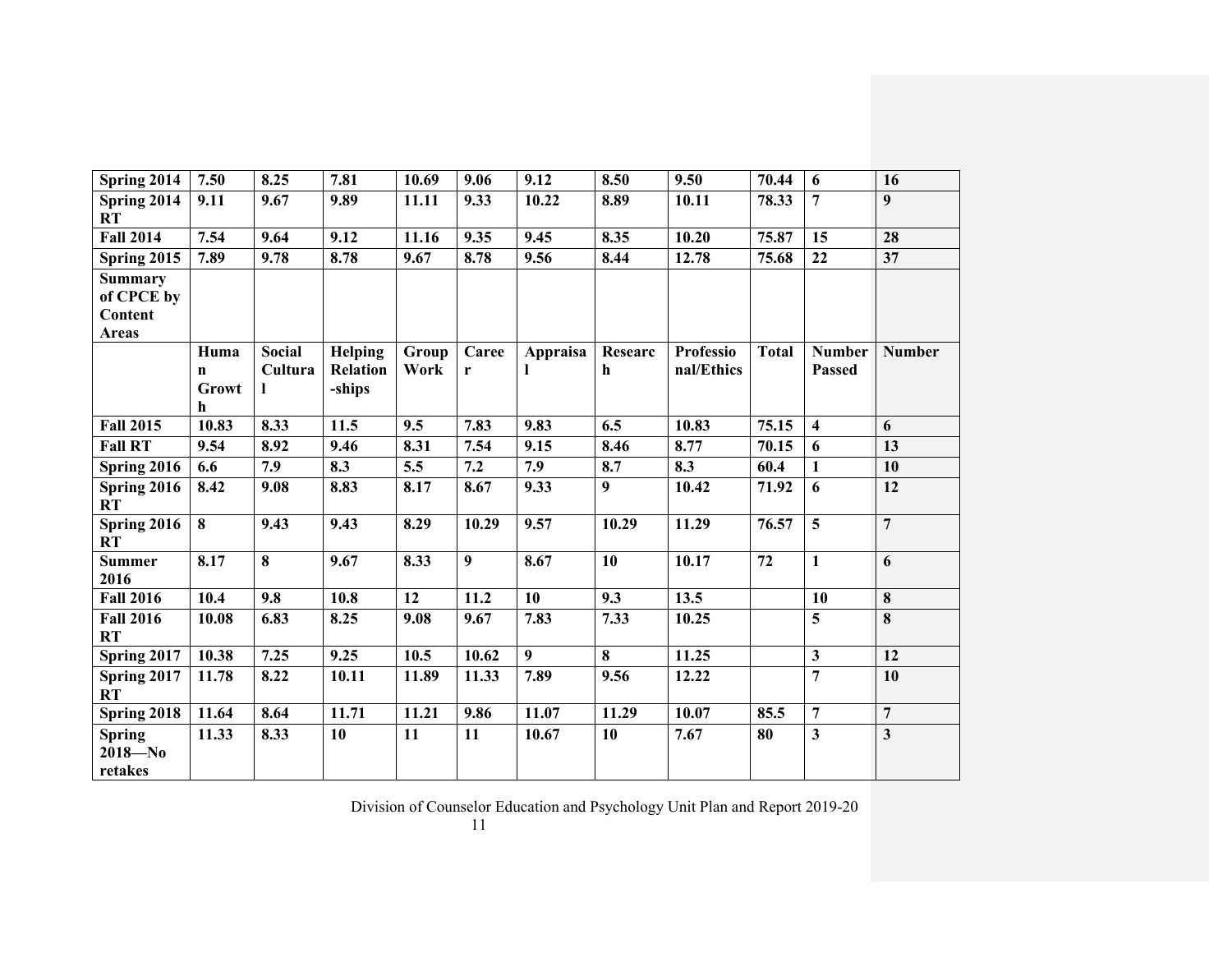| | | | | | | | | | | | |
|---|---|---|---|---|---|---|---|---|---|---|---|
| **Spring 2014** | **7.50** | **8.25** | **7.81** | **10.69** | **9.06** | **9.12** | **8.50** | **9.50** | **70.44** | **6** | **16** |
| **Spring 2014 RT** | **9.11** | **9.67** | **9.89** | **11.11** | **9.33** | **10.22** | **8.89** | **10.11** | **78.33** | **7** | **9** |
| **Fall 2014** | **7.54** | **9.64** | **9.12** | **11.16** | **9.35** | **9.45** | **8.35** | **10.20** | **75.87** | **15** | **28** |
| **Spring 2015** | **7.89** | **9.78** | **8.78** | **9.67** | **8.78** | **9.56** | **8.44** | **12.78** | **75.68** | **22** | **37** |
| **Summary of CPCE by Content Areas** | | | | | | | | | | | |
| | **Human Growth** | **Social Cultural** | **Helping Relation-ships** | **Group Work** | **Career** | **Appraisal** | **Research** | **Professional/Ethics** | **Total** | **Number Passed** | **Number** |
| **Fall 2015** | **10.83** | **8.33** | **11.5** | **9.5** | **7.83** | **9.83** | **6.5** | **10.83** | **75.15** | **4** | **6** |
| **Fall RT** | **9.54** | **8.92** | **9.46** | **8.31** | **7.54** | **9.15** | **8.46** | **8.77** | **70.15** | **6** | **13** |
| **Spring 2016** | **6.6** | **7.9** | **8.3** | **5.5** | **7.2** | **7.9** | **8.7** | **8.3** | **60.4** | **1** | **10** |
| **Spring 2016 RT** | **8.42** | **9.08** | **8.83** | **8.17** | **8.67** | **9.33** | **9** | **10.42** | **71.92** | **6** | **12** |
| **Spring 2016 RT** | **8** | **9.43** | **9.43** | **8.29** | **10.29** | **9.57** | **10.29** | **11.29** | **76.57** | **5** | **7** |
| **Summer 2016** | **8.17** | **8** | **9.67** | **8.33** | **9** | **8.67** | **10** | **10.17** | **72** | **1** | **6** |
| **Fall 2016** | **10.4** | **9.8** | **10.8** | **12** | **11.2** | **10** | **9.3** | **13.5** | | **10** | **8** |
| **Fall 2016 RT** | **10.08** | **6.83** | **8.25** | **9.08** | **9.67** | **7.83** | **7.33** | **10.25** | | **5** | **8** |
| **Spring 2017** | **10.38** | **7.25** | **9.25** | **10.5** | **10.62** | **9** | **8** | **11.25** | | **3** | **12** |
| **Spring 2017 RT** | **11.78** | **8.22** | **10.11** | **11.89** | **11.33** | **7.89** | **9.56** | **12.22** | | **7** | **10** |
| **Spring 2018** | **11.64** | **8.64** | **11.71** | **11.21** | **9.86** | **11.07** | **11.29** | **10.07** | **85.5** | **7** | **7** |
| **Spring 2018—No retakes** | **11.33** | **8.33** | **10** | **11** | **11** | **10.67** | **10** | **7.67** | **80** | **3** | **3** |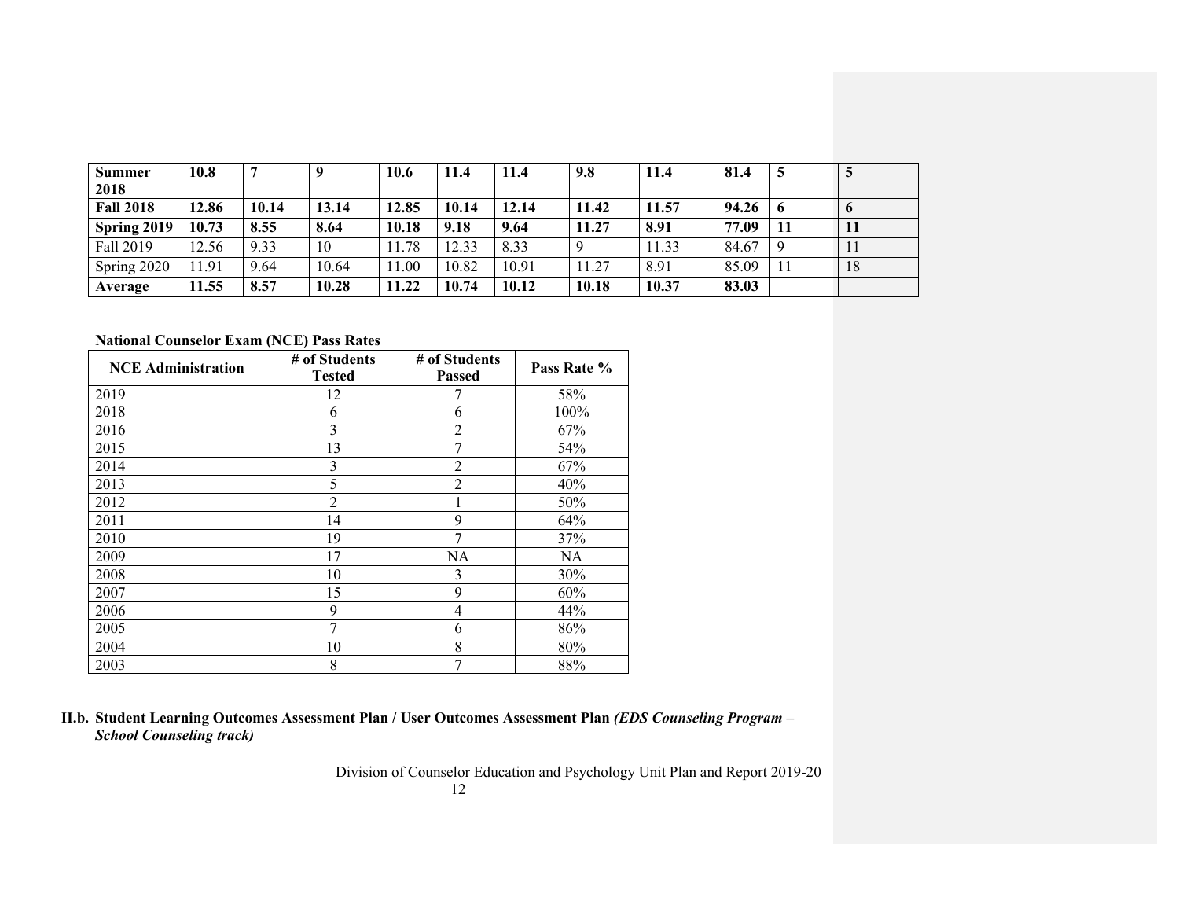| | | | | | | | | | | | |
|---|---|---|---|---|---|---|---|---|---|---|---|
| **Summer 2018** | **10.8** | **7** | **9** | **10.6** | **11.4** | **11.4** | **9.8** | **11.4** | **81.4** | **5** | **5** |
| **Fall 2018** | **12.86** | **10.14** | **13.14** | **12.85** | **10.14** | **12.14** | **11.42** | **11.57** | **94.26** | **6** | **6** |
| **Spring 2019** | **10.73** | **8.55** | **8.64** | **10.18** | **9.18** | **9.64** | **11.27** | **8.91** | **77.09** | **11** | **11** |
| Fall 2019 | 12.56 | 9.33 | 10 | 11.78 | 12.33 | 8.33 | 9 | 11.33 | 84.67 | 9 | 11 |
| Spring 2020 | 11.91 | 9.64 | 10.64 | 11.00 | 10.82 | 10.91 | 11.27 | 8.91 | 85.09 | 11 | 18 |
| **Average** | **11.55** | **8.57** | **10.28** | **11.22** | **10.74** | **10.12** | **10.18** | **10.37** | **83.03** | | |

**National Counselor Exam (NCE) Pass Rates**

| NCE Administration | # of Students Tested | # of Students Passed | Pass Rate % |
|---|---|---|---|
| 2019 | 12 | 7 | 58% |
| 2018 | 6 | 6 | 100% |
| 2016 | 3 | 2 | 67% |
| 2015 | 13 | 7 | 54% |
| 2014 | 3 | 2 | 67% |
| 2013 | 5 | 2 | 40% |
| 2012 | 2 | 1 | 50% |
| 2011 | 14 | 9 | 64% |
| 2010 | 19 | 7 | 37% |
| 2009 | 17 | NA | NA |
| 2008 | 10 | 3 | 30% |
| 2007 | 15 | 9 | 60% |
| 2006 | 9 | 4 | 44% |
| 2005 | 7 | 6 | 86% |
| 2004 | 10 | 8 | 80% |
| 2003 | 8 | 7 | 88% |

### II.b. Student Learning Outcomes Assessment Plan / User Outcomes Assessment Plan *(EDS Counseling Program – School Counseling track)*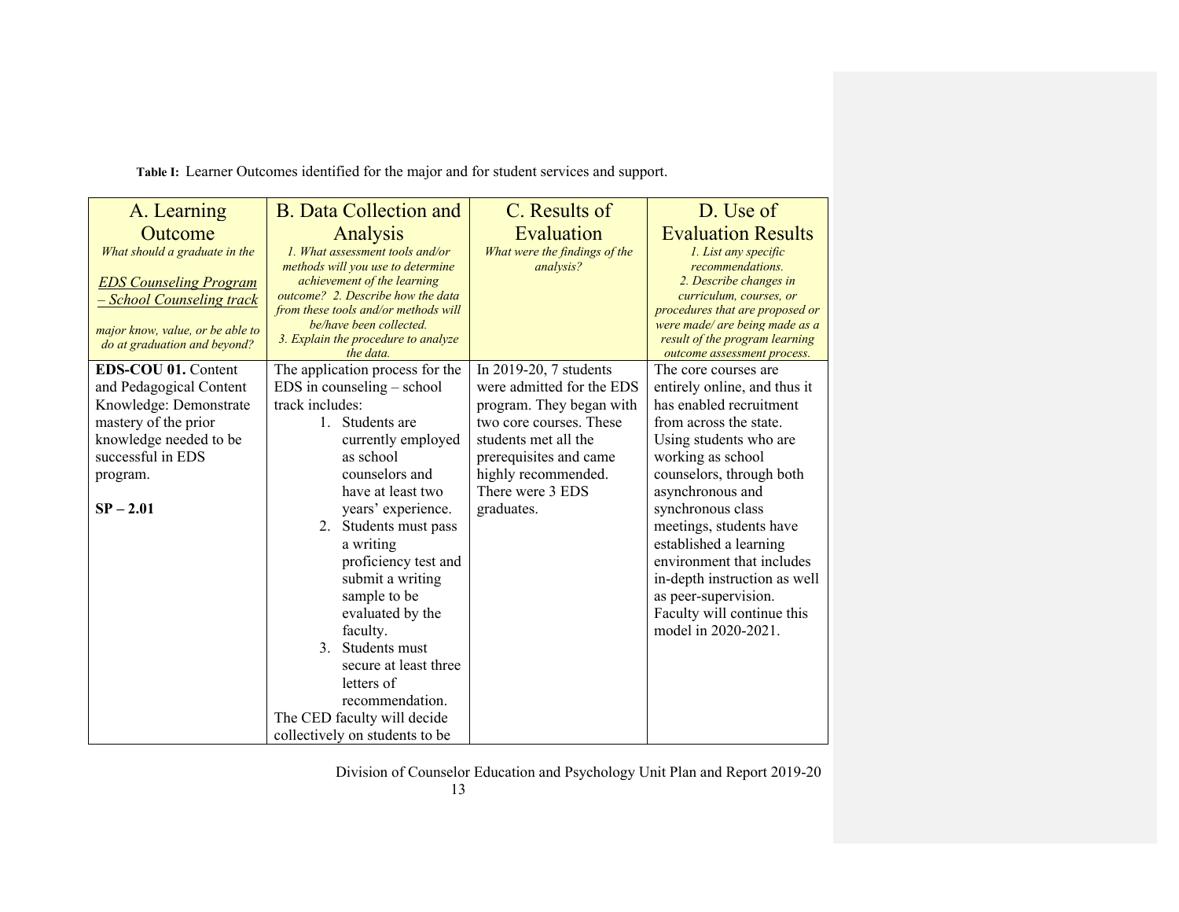**Table I:** Learner Outcomes identified for the major and for student services and support.

| A. Learning Outcome<br>*What should a graduate in the* <u>*EDS Counseling Program – School Counseling track*</u> *major know, value, or be able to do at graduation and beyond?* | B. Data Collection and Analysis<br>*1. What assessment tools and/or methods will you use to determine achievement of the learning outcome? 2. Describe how the data from these tools and/or methods will be/have been collected. 3. Explain the procedure to analyze the data.* | C. Results of Evaluation<br>*What were the findings of the analysis?* | D. Use of Evaluation Results<br>*1. List any specific recommendations. 2. Describe changes in curriculum, courses, or procedures that are proposed or were made/ are being made as a result of the program learning outcome assessment process.* |
|---|---|---|---|
| **EDS-COU 01.** Content and Pedagogical Content Knowledge: Demonstrate mastery of the prior knowledge needed to be successful in EDS program.<br><br>**SP – 2.01** | The application process for the EDS in counseling – school track includes:<br>1. Students are currently employed as school counselors and have at least two years' experience.<br>2. Students must pass a writing proficiency test and submit a writing sample to be evaluated by the faculty.<br>3. Students must secure at least three letters of recommendation.<br>The CED faculty will decide collectively on students to be | In 2019-20, 7 students were admitted for the EDS program. They began with two core courses. These students met all the prerequisites and came highly recommended. There were 3 EDS graduates. | The core courses are entirely online, and thus it has enabled recruitment from across the state. Using students who are working as school counselors, through both asynchronous and synchronous class meetings, students have established a learning environment that includes in-depth instruction as well as peer-supervision. Faculty will continue this model in 2020-2021. |

Division of Counselor Education and Psychology Unit Plan and Report 2019-20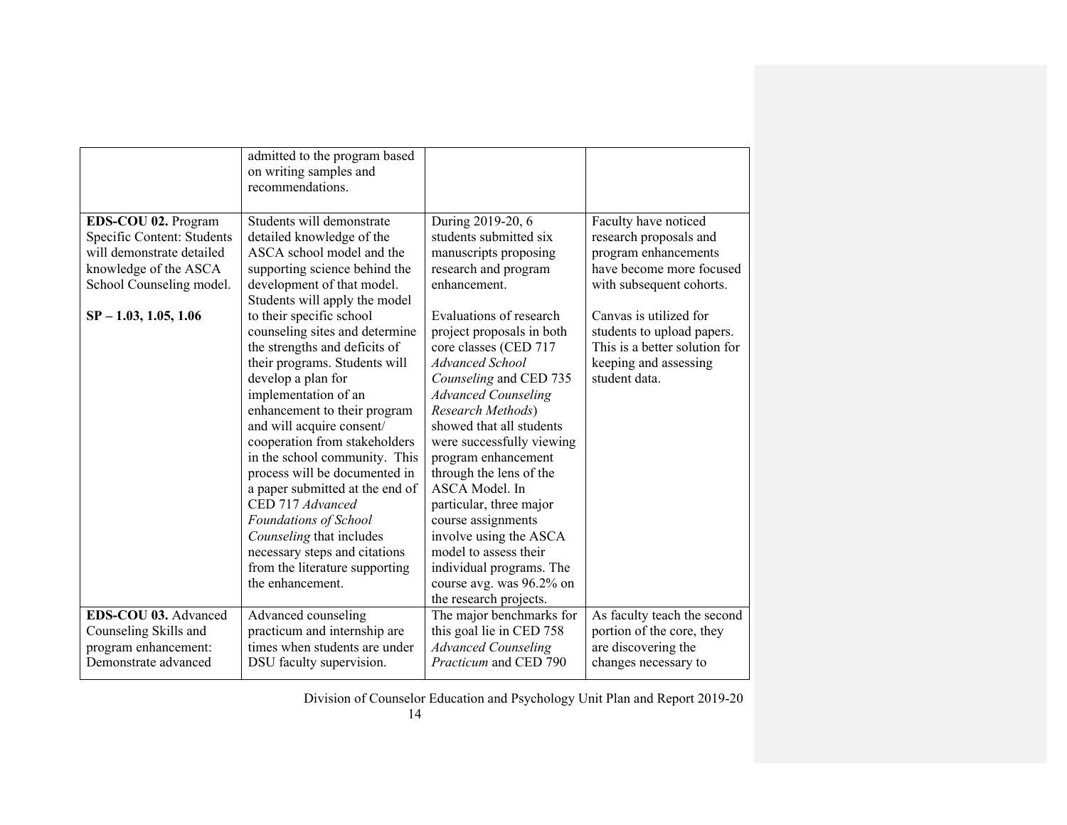| | | | |
|---|---|---|---|
| | admitted to the program based on writing samples and recommendations. | | |
| **EDS-COU 02.** Program Specific Content: Students will demonstrate detailed knowledge of the ASCA School Counseling model.<br><br>**SP – 1.03, 1.05, 1.06** | Students will demonstrate detailed knowledge of the ASCA school model and the supporting science behind the development of that model. Students will apply the model to their specific school counseling sites and determine the strengths and deficits of their programs. Students will develop a plan for implementation of an enhancement to their program and will acquire consent/ cooperation from stakeholders in the school community. This process will be documented in a paper submitted at the end of CED 717 *Advanced Foundations of School Counseling* that includes necessary steps and citations from the literature supporting the enhancement. | During 2019-20, 6 students submitted six manuscripts proposing research and program enhancement.<br><br>Evaluations of research project proposals in both core classes (CED 717 *Advanced School Counseling* and CED 735 *Advanced Counseling Research Methods*) showed that all students were successfully viewing program enhancement through the lens of the ASCA Model. In particular, three major course assignments involve using the ASCA model to assess their individual programs. The course avg. was 96.2% on the research projects. | Faculty have noticed research proposals and program enhancements have become more focused with subsequent cohorts.<br><br>Canvas is utilized for students to upload papers. This is a better solution for keeping and assessing student data. |
| **EDS-COU 03.** Advanced Counseling Skills and program enhancement: Demonstrate advanced | Advanced counseling practicum and internship are times when students are under DSU faculty supervision. | The major benchmarks for this goal lie in CED 758 *Advanced Counseling Practicum* and CED 790 | As faculty teach the second portion of the core, they are discovering the changes necessary to |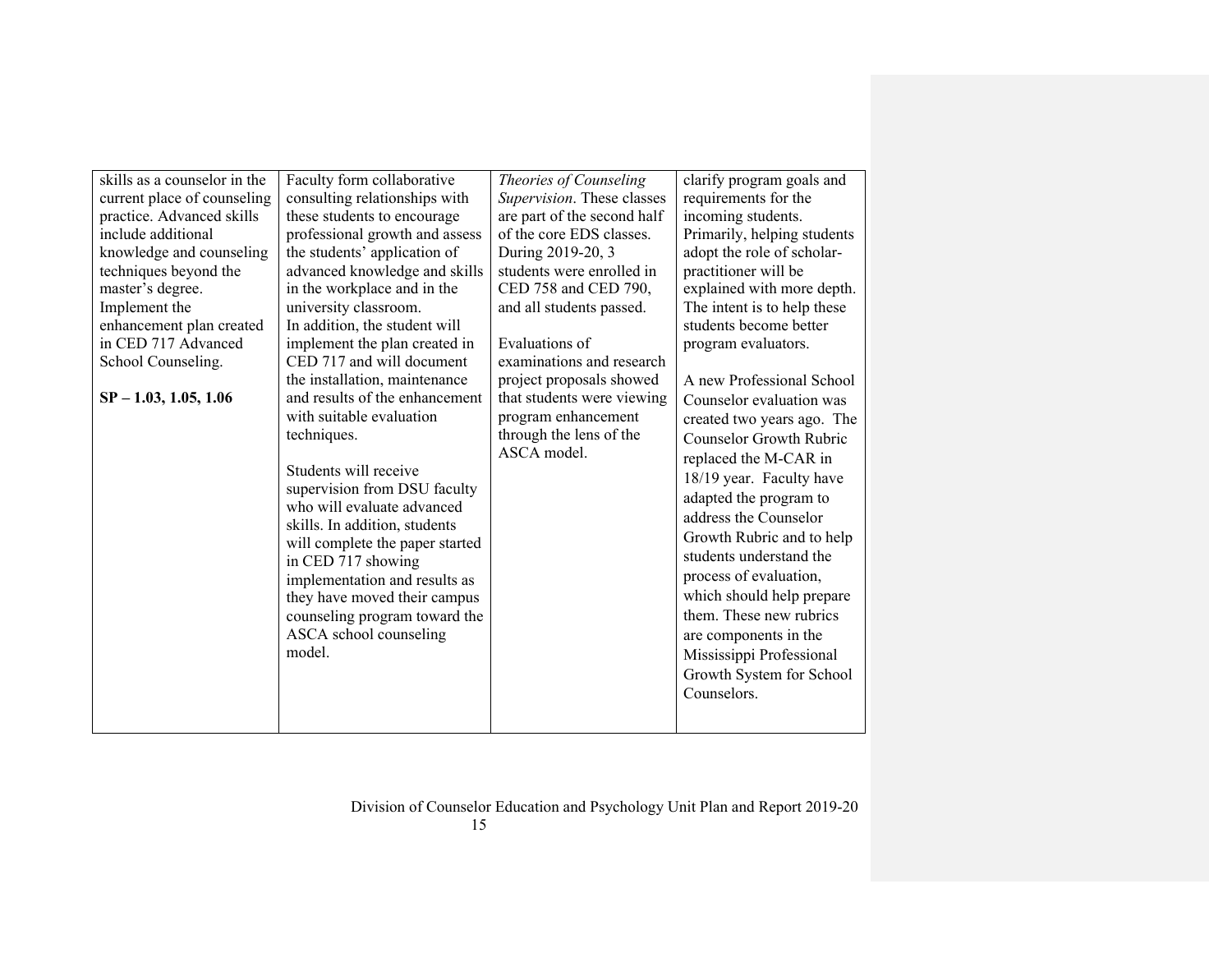| | | | |
|---|---|---|---|
| skills as a counselor in the current place of counseling practice. Advanced skills include additional knowledge and counseling techniques beyond the master's degree. Implement the enhancement plan created in CED 717 Advanced School Counseling.<br><br>**SP – 1.03, 1.05, 1.06** | Faculty form collaborative consulting relationships with these students to encourage professional growth and assess the students' application of advanced knowledge and skills in the workplace and in the university classroom. In addition, the student will implement the plan created in CED 717 and will document the installation, maintenance and results of the enhancement with suitable evaluation techniques.<br><br>Students will receive supervision from DSU faculty who will evaluate advanced skills. In addition, students will complete the paper started in CED 717 showing implementation and results as they have moved their campus counseling program toward the ASCA school counseling model. | *Theories of Counseling Supervision*. These classes are part of the second half of the core EDS classes. During 2019-20, 3 students were enrolled in CED 758 and CED 790, and all students passed.<br><br>Evaluations of examinations and research project proposals showed that students were viewing program enhancement through the lens of the ASCA model. | clarify program goals and requirements for the incoming students. Primarily, helping students adopt the role of scholar-practitioner will be explained with more depth. The intent is to help these students become better program evaluators.<br><br>A new Professional School Counselor evaluation was created two years ago. The Counselor Growth Rubric replaced the M-CAR in 18/19 year. Faculty have adapted the program to address the Counselor Growth Rubric and to help students understand the process of evaluation, which should help prepare them. These new rubrics are components in the Mississippi Professional Growth System for School Counselors. |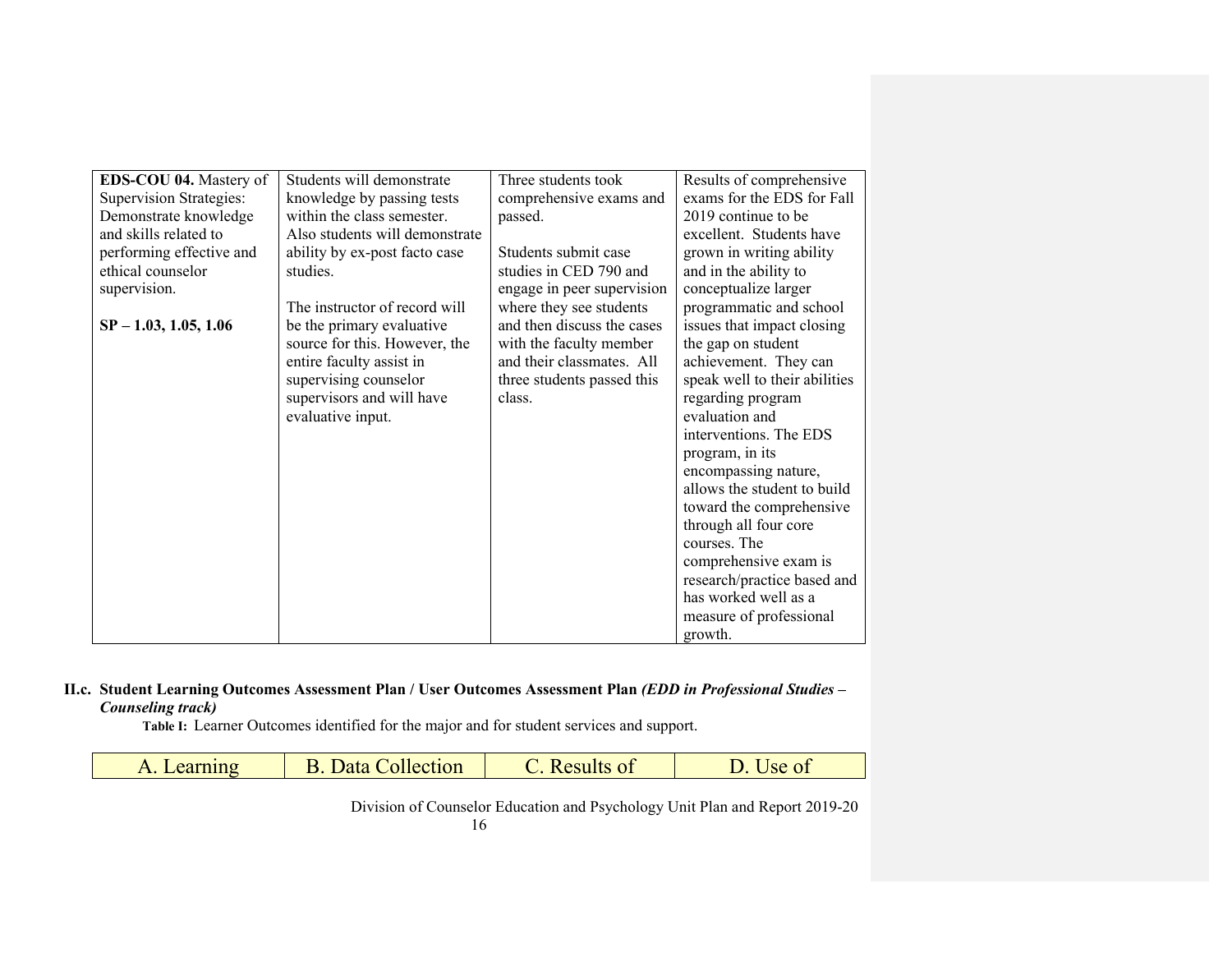| | | | |
|---|---|---|---|
| **EDS-COU 04.** Mastery of Supervision Strategies: Demonstrate knowledge and skills related to performing effective and ethical counselor supervision.<br><br>**SP – 1.03, 1.05, 1.06** | Students will demonstrate knowledge by passing tests within the class semester. Also students will demonstrate ability by ex-post facto case studies.<br><br>The instructor of record will be the primary evaluative source for this. However, the entire faculty assist in supervising counselor supervisors and will have evaluative input. | Three students took comprehensive exams and passed.<br><br>Students submit case studies in CED 790 and engage in peer supervision where they see students and then discuss the cases with the faculty member and their classmates. All three students passed this class. | Results of comprehensive exams for the EDS for Fall 2019 continue to be excellent. Students have grown in writing ability and in the ability to conceptualize larger programmatic and school issues that impact closing the gap on student achievement. They can speak well to their abilities regarding program evaluation and interventions. The EDS program, in its encompassing nature, allows the student to build toward the comprehensive through all four core courses. The comprehensive exam is research/practice based and has worked well as a measure of professional growth. |

**II.c. Student Learning Outcomes Assessment Plan / User Outcomes Assessment Plan *(EDD in Professional Studies – Counseling track)***

**Table I:** Learner Outcomes identified for the major and for student services and support.

| A. Learning | B. Data Collection | C. Results of | D. Use of |
|---|---|---|---|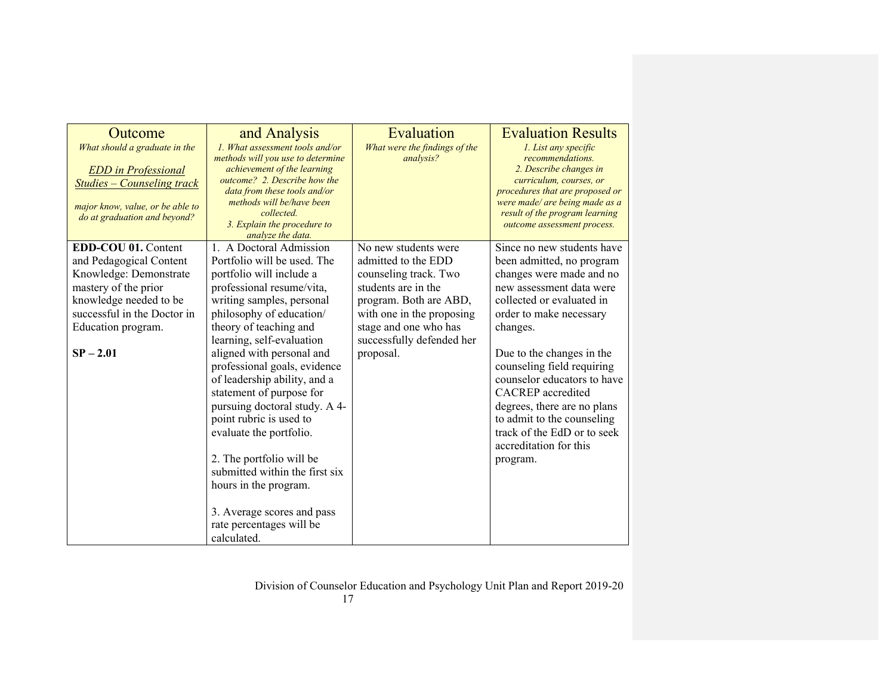| Outcome<br>*What should a graduate in the*<br><br>*EDD in Professional Studies – Counseling track*<br><br>*major know, value, or be able to do at graduation and beyond?* | and Analysis<br>*1. What assessment tools and/or methods will you use to determine achievement of the learning outcome? 2. Describe how the data from these tools and/or methods will be/have been collected.*<br>*3. Explain the procedure to analyze the data.* | Evaluation<br>*What were the findings of the analysis?* | Evaluation Results<br>*1. List any specific recommendations.*<br>*2. Describe changes in curriculum, courses, or procedures that are proposed or were made/ are being made as a result of the program learning outcome assessment process.* |
|---|---|---|---|
| **EDD-COU 01.** Content and Pedagogical Content Knowledge: Demonstrate mastery of the prior knowledge needed to be successful in the Doctor in Education program.<br><br>**SP – 2.01** | 1. A Doctoral Admission Portfolio will be used. The portfolio will include a professional resume/vita, writing samples, personal philosophy of education/ theory of teaching and learning, self-evaluation aligned with personal and professional goals, evidence of leadership ability, and a statement of purpose for pursuing doctoral study. A 4-point rubric is used to evaluate the portfolio.<br><br>2. The portfolio will be submitted within the first six hours in the program.<br><br>3. Average scores and pass rate percentages will be calculated. | No new students were admitted to the EDD counseling track. Two students are in the program. Both are ABD, with one in the proposing stage and one who has successfully defended her proposal. | Since no new students have been admitted, no program changes were made and no new assessment data were collected or evaluated in order to make necessary changes.<br><br>Due to the changes in the counseling field requiring counselor educators to have CACREP accredited degrees, there are no plans to admit to the counseling track of the EdD or to seek accreditation for this program. |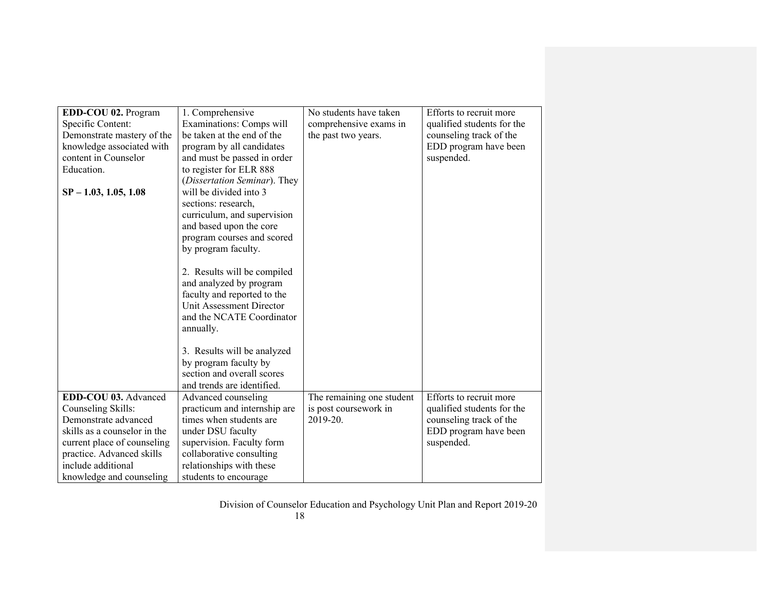| | | | |
|---|---|---|---|
| **EDD-COU 02.** Program Specific Content: Demonstrate mastery of the knowledge associated with content in Counselor Education.<br><br>**SP – 1.03, 1.05, 1.08** | 1. Comprehensive Examinations: Comps will be taken at the end of the program by all candidates and must be passed in order to register for ELR 888 (*Dissertation Seminar*). They will be divided into 3 sections: research, curriculum, and supervision and based upon the core program courses and scored by program faculty.<br><br>2. Results will be compiled and analyzed by program faculty and reported to the Unit Assessment Director and the NCATE Coordinator annually.<br><br>3. Results will be analyzed by program faculty by section and overall scores and trends are identified. | No students have taken comprehensive exams in the past two years. | Efforts to recruit more qualified students for the counseling track of the EDD program have been suspended. |
| **EDD-COU 03.** Advanced Counseling Skills: Demonstrate advanced skills as a counselor in the current place of counseling practice. Advanced skills include additional knowledge and counseling | Advanced counseling practicum and internship are times when students are under DSU faculty supervision. Faculty form collaborative consulting relationships with these students to encourage | The remaining one student is post coursework in 2019-20. | Efforts to recruit more qualified students for the counseling track of the EDD program have been suspended. |

Division of Counselor Education and Psychology Unit Plan and Report 2019-20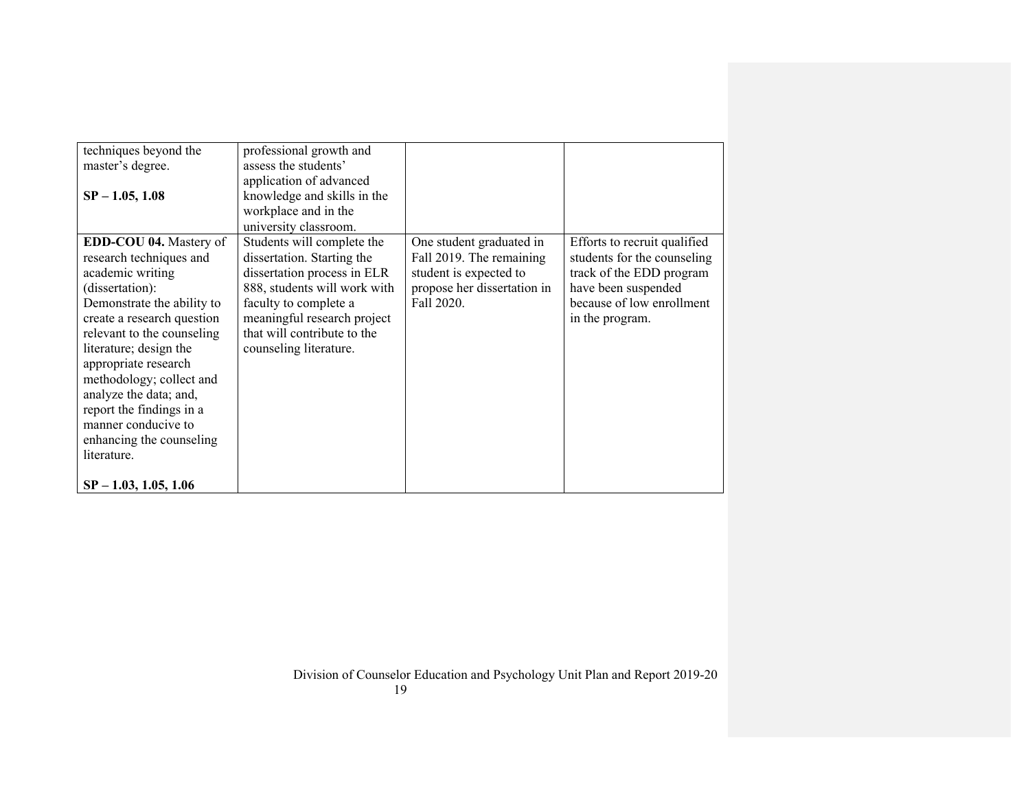| | | | |
|---|---|---|---|
| techniques beyond the master's degree.<br><br>**SP – 1.05, 1.08** | professional growth and assess the students' application of advanced knowledge and skills in the workplace and in the university classroom. | | |
| **EDD-COU 04.** Mastery of research techniques and academic writing (dissertation): Demonstrate the ability to create a research question relevant to the counseling literature; design the appropriate research methodology; collect and analyze the data; and, report the findings in a manner conducive to enhancing the counseling literature.<br><br>**SP – 1.03, 1.05, 1.06** | Students will complete the dissertation. Starting the dissertation process in ELR 888, students will work with faculty to complete a meaningful research project that will contribute to the counseling literature. | One student graduated in Fall 2019. The remaining student is expected to propose her dissertation in Fall 2020. | Efforts to recruit qualified students for the counseling track of the EDD program have been suspended because of low enrollment in the program. |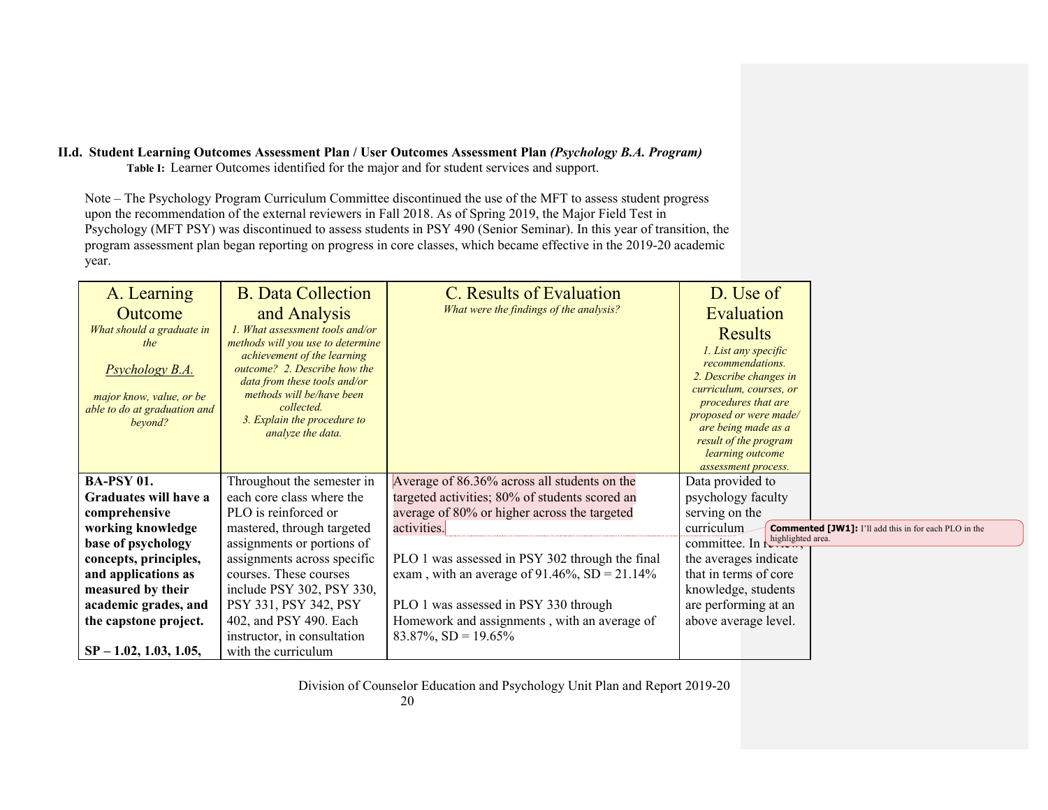**II.d. Student Learning Outcomes Assessment Plan / User Outcomes Assessment Plan *(Psychology B.A. Program)***

**Table I:** Learner Outcomes identified for the major and for student services and support.

Note – The Psychology Program Curriculum Committee discontinued the use of the MFT to assess student progress upon the recommendation of the external reviewers in Fall 2018. As of Spring 2019, the Major Field Test in Psychology (MFT PSY) was discontinued to assess students in PSY 490 (Senior Seminar). In this year of transition, the program assessment plan began reporting on progress in core classes, which became effective in the 2019-20 academic year.

| A. Learning Outcome *What should a graduate in the* <u>*Psychology B.A.*</u> *major know, value, or be able to do at graduation and beyond?* | B. Data Collection and Analysis *1. What assessment tools and/or methods will you use to determine achievement of the learning outcome? 2. Describe how the data from these tools and/or methods will be/have been collected. 3. Explain the procedure to analyze the data.* | C. Results of Evaluation *What were the findings of the analysis?* | D. Use of Evaluation Results *1. List any specific recommendations. 2. Describe changes in curriculum, courses, or procedures that are proposed or were made/ are being made as a result of the program learning outcome assessment process.* |
|---|---|---|---|
| **BA-PSY 01. Graduates will have a comprehensive working knowledge base of psychology concepts, principles, and applications as measured by their academic grades, and the capstone project.** <br><br> **SP – 1.02, 1.03, 1.05,** | Throughout the semester in each core class where the PLO is reinforced or mastered, through targeted assignments or portions of assignments across specific courses. These courses include PSY 302, PSY 330, PSY 331, PSY 342, PSY 402, and PSY 490. Each instructor, in consultation with the curriculum | Average of 86.36% across all students on the targeted activities; 80% of students scored an average of 80% or higher across the targeted activities. <br><br> PLO 1 was assessed in PSY 302 through the final exam , with an average of 91.46%, SD = 21.14% <br><br> PLO 1 was assessed in PSY 330 through Homework and assignments , with an average of 83.87%, SD = 19.65% | Data provided to psychology faculty serving on the curriculum committee. In review, the averages indicate that in terms of core knowledge, students are performing at an above average level. |

**Commented [JW1]:** I'll add this in for each PLO in the highlighted area.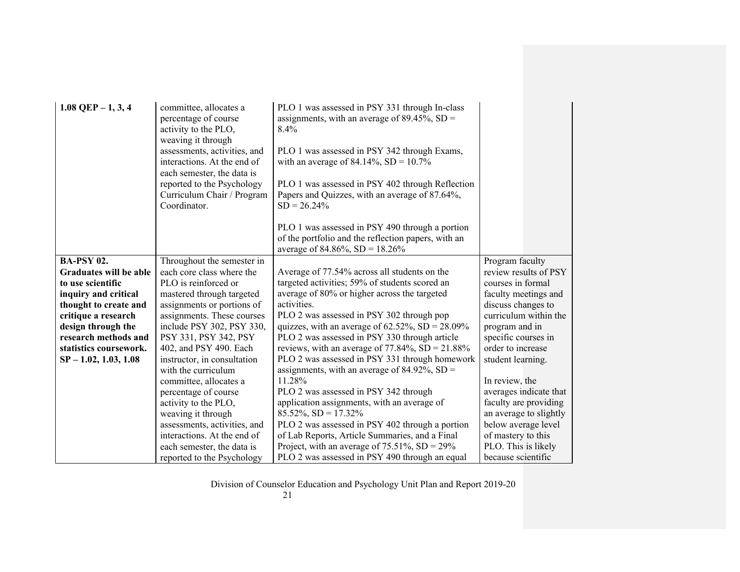| | | | |
|---|---|---|---|
| **1.08 QEP – 1, 3, 4** | committee, allocates a percentage of course activity to the PLO, weaving it through assessments, activities, and interactions. At the end of each semester, the data is reported to the Psychology Curriculum Chair / Program Coordinator. | PLO 1 was assessed in PSY 331 through In-class assignments, with an average of 89.45%, SD = 8.4%<br><br>PLO 1 was assessed in PSY 342 through Exams, with an average of 84.14%, SD = 10.7%<br><br>PLO 1 was assessed in PSY 402 through Reflection Papers and Quizzes, with an average of 87.64%, SD = 26.24%<br><br>PLO 1 was assessed in PSY 490 through a portion of the portfolio and the reflection papers, with an average of 84.86%, SD = 18.26% | |
| **BA-PSY 02. Graduates will be able to use scientific inquiry and critical thought to create and critique a research design through the research methods and statistics coursework. SP – 1.02, 1.03, 1.08** | Throughout the semester in each core class where the PLO is reinforced or mastered through targeted assignments or portions of assignments. These courses include PSY 302, PSY 330, PSY 331, PSY 342, PSY 402, and PSY 490. Each instructor, in consultation with the curriculum committee, allocates a percentage of course activity to the PLO, weaving it through assessments, activities, and interactions. At the end of each semester, the data is reported to the Psychology | Average of 77.54% across all students on the targeted activities; 59% of students scored an average of 80% or higher across the targeted activities.<br>PLO 2 was assessed in PSY 302 through pop quizzes, with an average of 62.52%, SD = 28.09%<br>PLO 2 was assessed in PSY 330 through article reviews, with an average of 77.84%, SD = 21.88%<br>PLO 2 was assessed in PSY 331 through homework assignments, with an average of 84.92%, SD = 11.28%<br>PLO 2 was assessed in PSY 342 through application assignments, with an average of 85.52%, SD = 17.32%<br>PLO 2 was assessed in PSY 402 through a portion of Lab Reports, Article Summaries, and a Final Project, with an average of 75.51%, SD = 29%<br>PLO 2 was assessed in PSY 490 through an equal | Program faculty review results of PSY courses in formal faculty meetings and discuss changes to curriculum within the program and in specific courses in order to increase student learning.<br><br>In review, the averages indicate that faculty are providing an average to slightly below average level of mastery to this PLO. This is likely because scientific |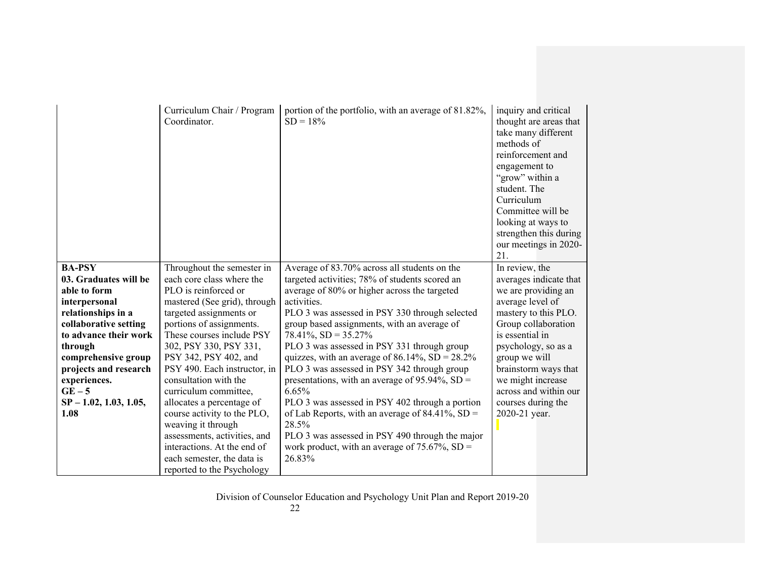| | | | |
|---|---|---|---|
| | Curriculum Chair / Program Coordinator. | portion of the portfolio, with an average of 81.82%, SD = 18% | inquiry and critical thought are areas that take many different methods of reinforcement and engagement to "grow" within a student. The Curriculum Committee will be looking at ways to strengthen this during our meetings in 2020-21. |
| **BA-PSY 03. Graduates will be able to form interpersonal relationships in a collaborative setting to advance their work through comprehensive group projects and research experiences. GE – 5 SP – 1.02, 1.03, 1.05, 1.08** | Throughout the semester in each core class where the PLO is reinforced or mastered (See grid), through targeted assignments or portions of assignments. These courses include PSY 302, PSY 330, PSY 331, PSY 342, PSY 402, and PSY 490. Each instructor, in consultation with the curriculum committee, allocates a percentage of course activity to the PLO, weaving it through assessments, activities, and interactions. At the end of each semester, the data is reported to the Psychology | Average of 83.70% across all students on the targeted activities; 78% of students scored an average of 80% or higher across the targeted activities.<br>PLO 3 was assessed in PSY 330 through selected group based assignments, with an average of 78.41%, SD = 35.27%<br>PLO 3 was assessed in PSY 331 through group quizzes, with an average of 86.14%, SD = 28.2%<br>PLO 3 was assessed in PSY 342 through group presentations, with an average of 95.94%, SD = 6.65%<br>PLO 3 was assessed in PSY 402 through a portion of Lab Reports, with an average of 84.41%, SD = 28.5%<br>PLO 3 was assessed in PSY 490 through the major work product, with an average of 75.67%, SD = 26.83% | In review, the averages indicate that we are providing an average level of mastery to this PLO. Group collaboration is essential in psychology, so as a group we will brainstorm ways that we might increase across and within our courses during the 2020-21 year. |

Division of Counselor Education and Psychology Unit Plan and Report 2019-20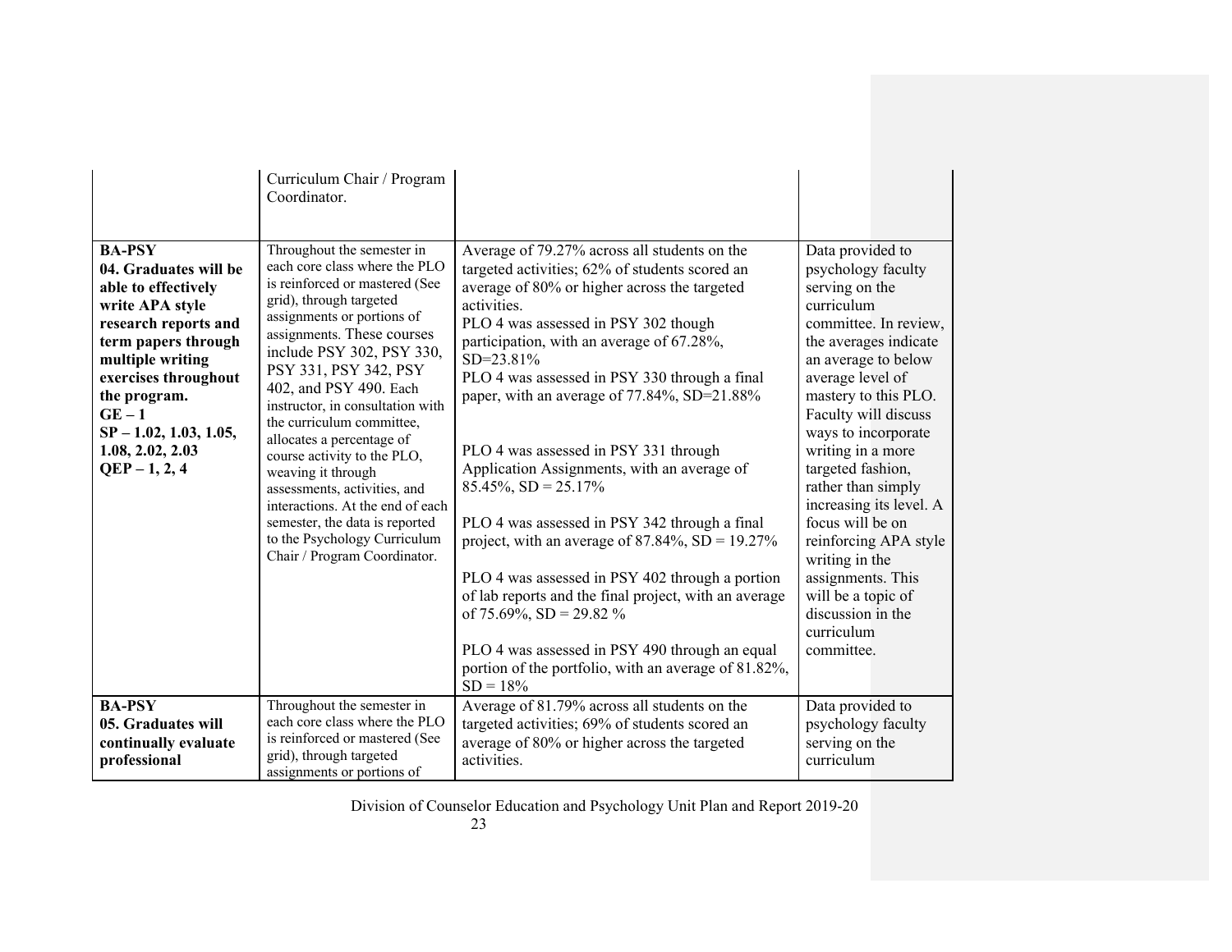| | | | |
|---|---|---|---|
| | Curriculum Chair / Program Coordinator. | | |
| **BA-PSY 04. Graduates will be able to effectively write APA style research reports and term papers through multiple writing exercises throughout the program. GE – 1 SP – 1.02, 1.03, 1.05, 1.08, 2.02, 2.03 QEP – 1, 2, 4** | Throughout the semester in each core class where the PLO is reinforced or mastered (See grid), through targeted assignments or portions of assignments. These courses include PSY 302, PSY 330, PSY 331, PSY 342, PSY 402, and PSY 490. Each instructor, in consultation with the curriculum committee, allocates a percentage of course activity to the PLO, weaving it through assessments, activities, and interactions. At the end of each semester, the data is reported to the Psychology Curriculum Chair / Program Coordinator. | Average of 79.27% across all students on the targeted activities; 62% of students scored an average of 80% or higher across the targeted activities.<br>PLO 4 was assessed in PSY 302 though participation, with an average of 67.28%, SD=23.81%<br>PLO 4 was assessed in PSY 330 through a final paper, with an average of 77.84%, SD=21.88%<br><br>PLO 4 was assessed in PSY 331 through Application Assignments, with an average of 85.45%, SD = 25.17%<br><br>PLO 4 was assessed in PSY 342 through a final project, with an average of 87.84%, SD = 19.27%<br><br>PLO 4 was assessed in PSY 402 through a portion of lab reports and the final project, with an average of 75.69%, SD = 29.82 %<br><br>PLO 4 was assessed in PSY 490 through an equal portion of the portfolio, with an average of 81.82%, SD = 18% | Data provided to psychology faculty serving on the curriculum committee. In review, the averages indicate an average to below average level of mastery to this PLO. Faculty will discuss ways to incorporate writing in a more targeted fashion, rather than simply increasing its level. A focus will be on reinforcing APA style writing in the assignments. This will be a topic of discussion in the curriculum committee. |
| **BA-PSY 05. Graduates will continually evaluate professional** | Throughout the semester in each core class where the PLO is reinforced or mastered (See grid), through targeted assignments or portions of | Average of 81.79% across all students on the targeted activities; 69% of students scored an average of 80% or higher across the targeted activities. | Data provided to psychology faculty serving on the curriculum |

Division of Counselor Education and Psychology Unit Plan and Report 2019-20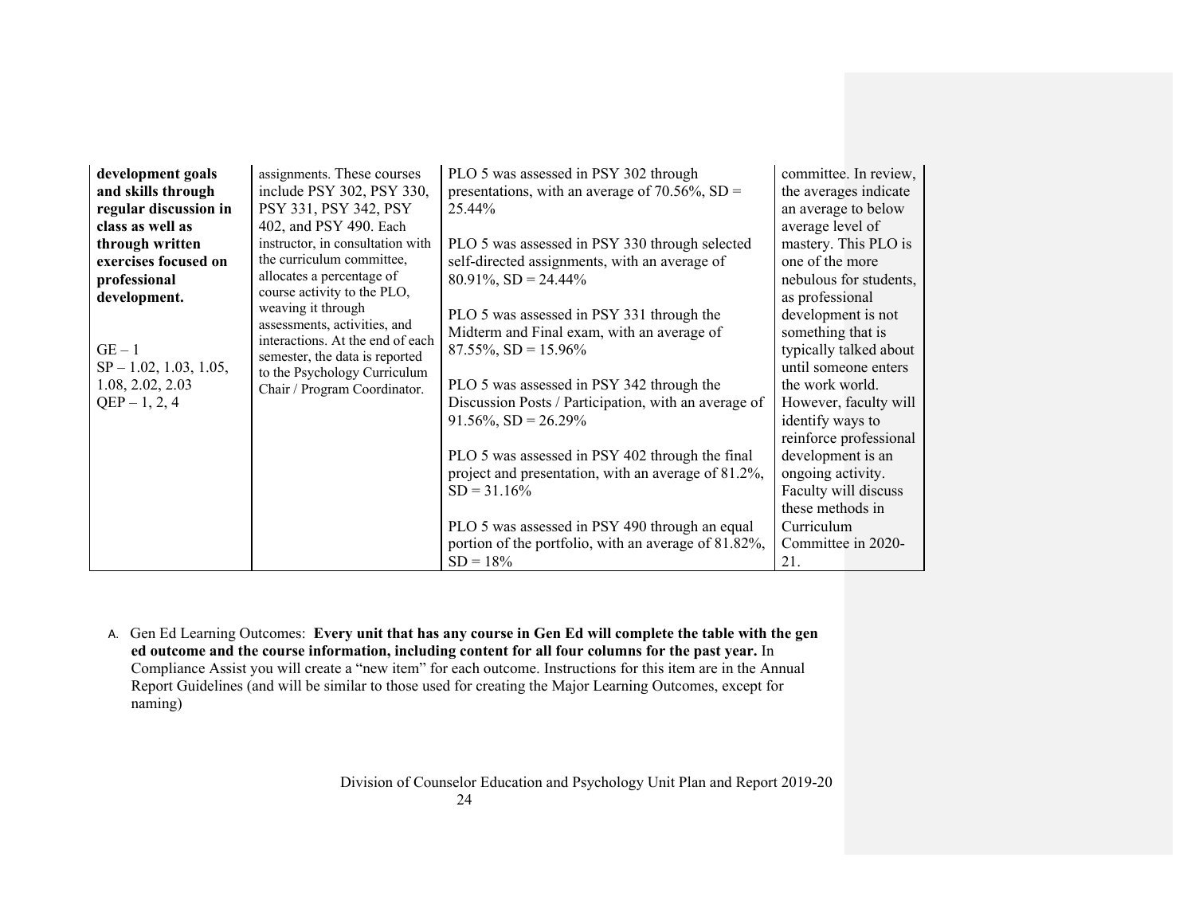| | | | |
|---|---|---|---|
| **development goals and skills through regular discussion in class as well as through written exercises focused on professional development.**<br><br>GE – 1<br>SP – 1.02, 1.03, 1.05, 1.08, 2.02, 2.03<br>QEP – 1, 2, 4 | assignments. These courses include PSY 302, PSY 330, PSY 331, PSY 342, PSY 402, and PSY 490. Each instructor, in consultation with the curriculum committee, allocates a percentage of course activity to the PLO, weaving it through assessments, activities, and interactions. At the end of each semester, the data is reported to the Psychology Curriculum Chair / Program Coordinator. | PLO 5 was assessed in PSY 302 through presentations, with an average of 70.56%, SD = 25.44%<br><br>PLO 5 was assessed in PSY 330 through selected self-directed assignments, with an average of 80.91%, SD = 24.44%<br><br>PLO 5 was assessed in PSY 331 through the Midterm and Final exam, with an average of 87.55%, SD = 15.96%<br><br>PLO 5 was assessed in PSY 342 through the Discussion Posts / Participation, with an average of 91.56%, SD = 26.29%<br><br>PLO 5 was assessed in PSY 402 through the final project and presentation, with an average of 81.2%, SD = 31.16%<br><br>PLO 5 was assessed in PSY 490 through an equal portion of the portfolio, with an average of 81.82%, SD = 18% | committee. In review, the averages indicate an average to below average level of mastery. This PLO is one of the more nebulous for students, as professional development is not something that is typically talked about until someone enters the work world. However, faculty will identify ways to reinforce professional development is an ongoing activity. Faculty will discuss these methods in Curriculum Committee in 2020-21. |

A. Gen Ed Learning Outcomes: **Every unit that has any course in Gen Ed will complete the table with the gen ed outcome and the course information, including content for all four columns for the past year.** In Compliance Assist you will create a "new item" for each outcome. Instructions for this item are in the Annual Report Guidelines (and will be similar to those used for creating the Major Learning Outcomes, except for naming)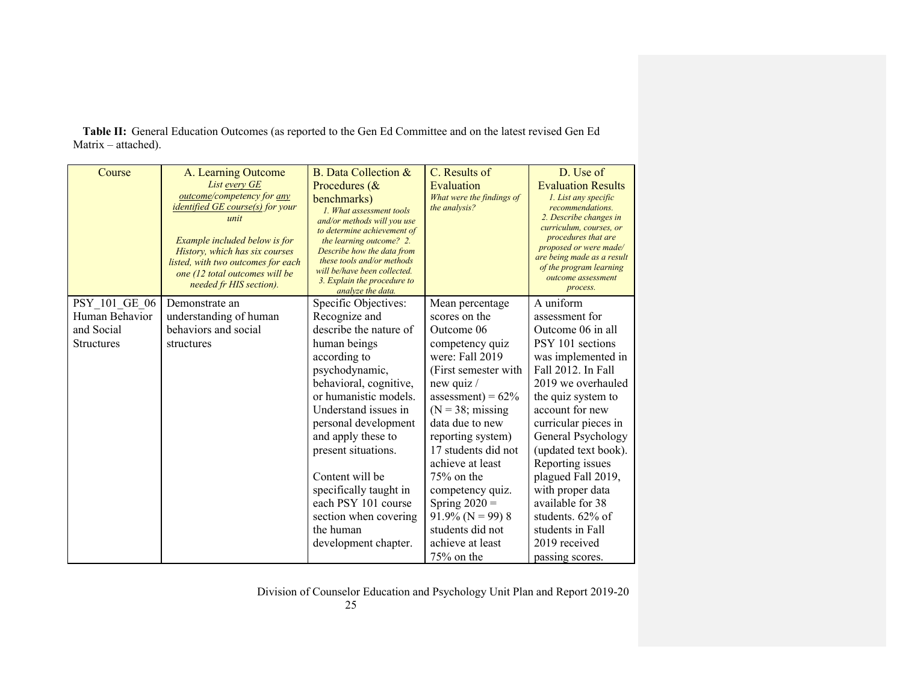**Table II:** General Education Outcomes (as reported to the Gen Ed Committee and on the latest revised Gen Ed Matrix – attached).

| Course | A. Learning Outcome<br>*List every GE outcome/competency for any identified GE course(s) for your unit*<br><br>*Example included below is for History, which has six courses listed, with two outcomes for each one (12 total outcomes will be needed fr HIS section).* | B. Data Collection & Procedures (& benchmarks)<br>*1. What assessment tools and/or methods will you use to determine achievement of the learning outcome? 2. Describe how the data from these tools and/or methods will be/have been collected. 3. Explain the procedure to analyze the data.* | C. Results of Evaluation<br>*What were the findings of the analysis?* | D. Use of Evaluation Results<br>*1. List any specific recommendations.*<br>*2. Describe changes in curriculum, courses, or procedures that are proposed or were made/ are being made as a result of the program learning outcome assessment process.* |
|---|---|---|---|---|
| PSY_101_GE_06 Human Behavior and Social Structures | Demonstrate an understanding of human behaviors and social structures | Specific Objectives: Recognize and describe the nature of human beings according to psychodynamic, behavioral, cognitive, or humanistic models. Understand issues in personal development and apply these to present situations.<br><br>Content will be specifically taught in each PSY 101 course section when covering the human development chapter. | Mean percentage scores on the Outcome 06 competency quiz were: Fall 2019 (First semester with new quiz / assessment) = 62% (N = 38; missing data due to new reporting system) 17 students did not achieve at least 75% on the competency quiz. Spring 2020 = 91.9% (N = 99) 8 students did not achieve at least 75% on the | A uniform assessment for Outcome 06 in all PSY 101 sections was implemented in Fall 2012. In Fall 2019 we overhauled the quiz system to account for new curricular pieces in General Psychology (updated text book). Reporting issues plagued Fall 2019, with proper data available for 38 students. 62% of students in Fall 2019 received passing scores. |

Division of Counselor Education and Psychology Unit Plan and Report 2019-20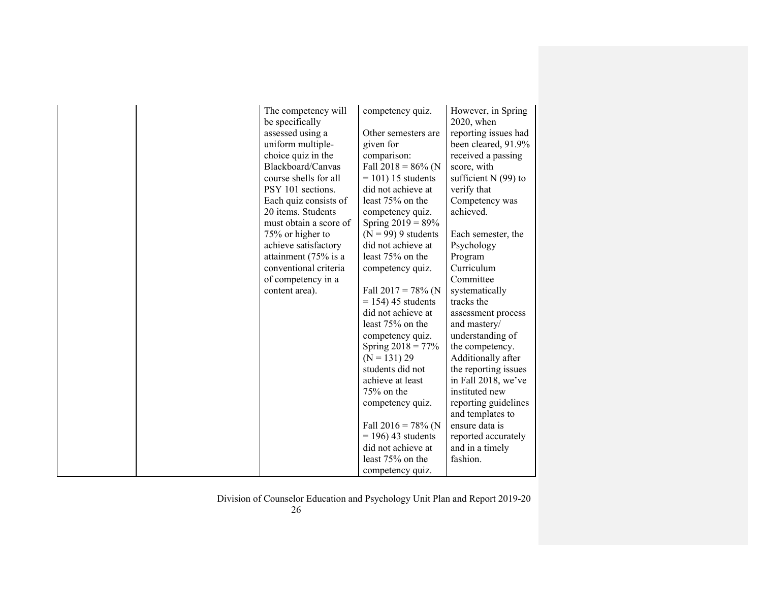| | | | | |
|---|---|---|---|---|
| | | The competency will be specifically assessed using a uniform multiple-choice quiz in the Blackboard/Canvas course shells for all PSY 101 sections. Each quiz consists of 20 items. Students must obtain a score of 75% or higher to achieve satisfactory attainment (75% is a conventional criteria of competency in a content area). | competency quiz.<br><br>Other semesters are given for comparison:<br>Fall 2018 = 86% (N = 101) 15 students did not achieve at least 75% on the competency quiz.<br>Spring 2019 = 89% (N = 99) 9 students did not achieve at least 75% on the competency quiz.<br><br>Fall 2017 = 78% (N = 154) 45 students did not achieve at least 75% on the competency quiz.<br>Spring 2018 = 77% (N = 131) 29 students did not achieve at least 75% on the competency quiz.<br><br>Fall 2016 = 78% (N = 196) 43 students did not achieve at least 75% on the competency quiz. | However, in Spring 2020, when reporting issues had been cleared, 91.9% received a passing score, with sufficient N (99) to verify that Competency was achieved.<br><br>Each semester, the Psychology Program Curriculum Committee systematically tracks the assessment process and mastery/ understanding of the competency. Additionally after the reporting issues in Fall 2018, we've instituted new reporting guidelines and templates to ensure data is reported accurately and in a timely fashion. |

Division of Counselor Education and Psychology Unit Plan and Report 2019-20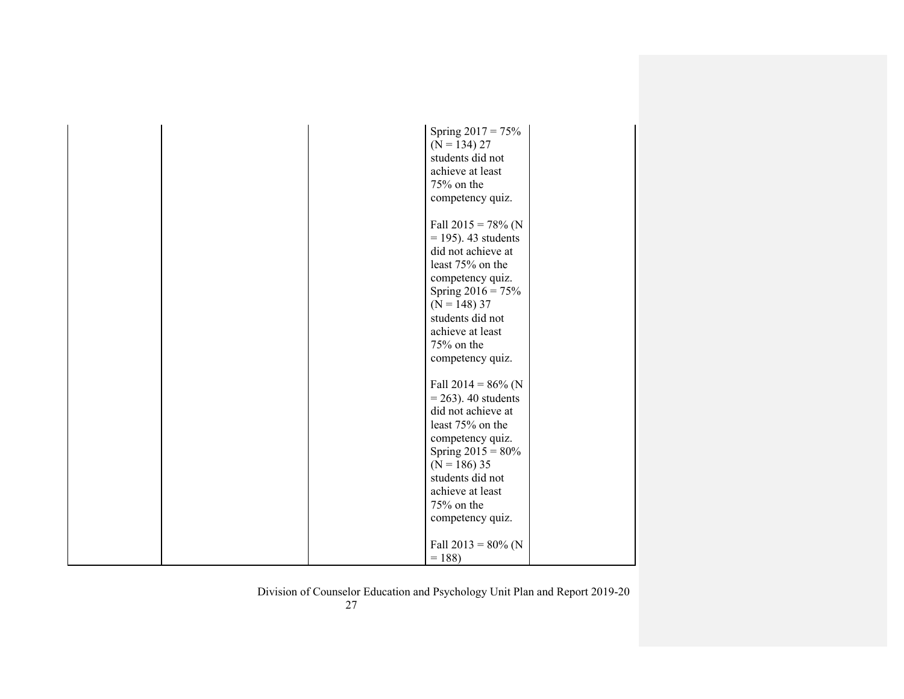| | | | | |
|---|---|---|---|---|
| | | | Spring 2017 = 75% (N = 134) 27 students did not achieve at least 75% on the competency quiz.<br><br>Fall 2015 = 78% (N = 195). 43 students did not achieve at least 75% on the competency quiz.<br>Spring 2016 = 75% (N = 148) 37 students did not achieve at least 75% on the competency quiz.<br><br>Fall 2014 = 86% (N = 263). 40 students did not achieve at least 75% on the competency quiz.<br>Spring 2015 = 80% (N = 186) 35 students did not achieve at least 75% on the competency quiz.<br><br>Fall 2013 = 80% (N = 188) | |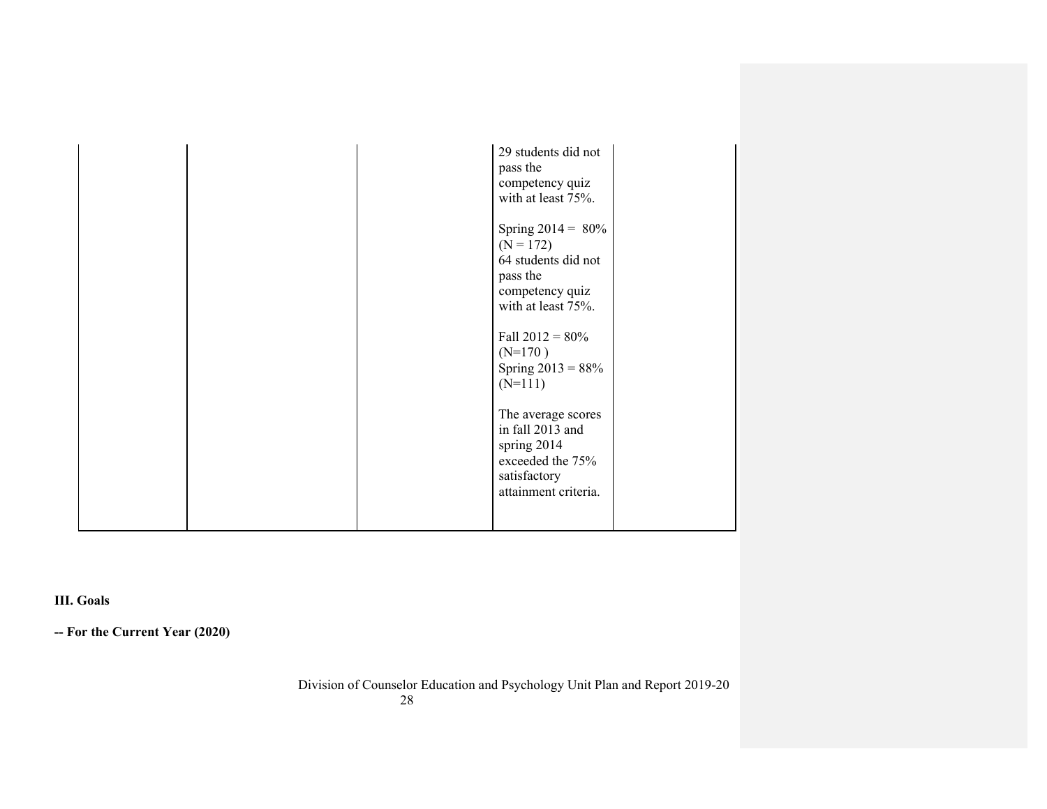| | | | | |
|---|---|---|---|---|
| | | | 29 students did not pass the competency quiz with at least 75%.<br><br>Spring 2014 = 80% (N = 172)<br>64 students did not pass the competency quiz with at least 75%.<br><br>Fall 2012 = 80% (N=170 )<br>Spring 2013 = 88% (N=111)<br><br>The average scores in fall 2013 and spring 2014 exceeded the 75% satisfactory attainment criteria. | |

**III. Goals**

**-- For the Current Year (2020)**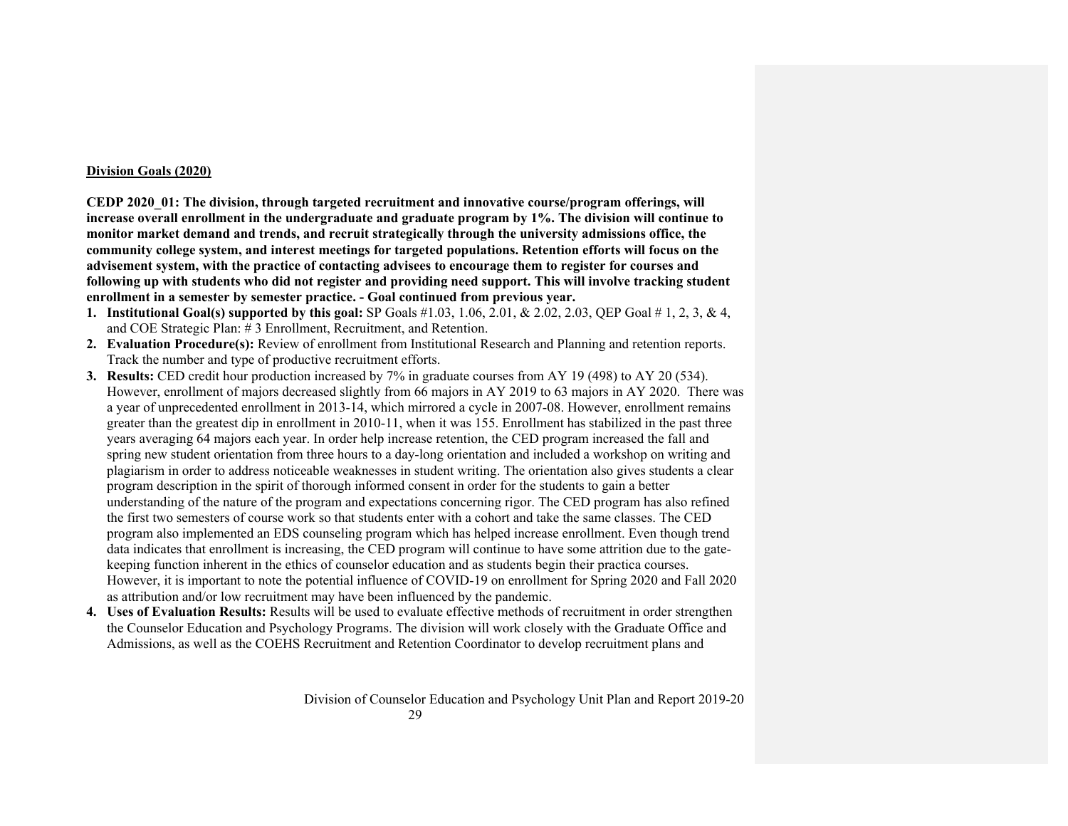**Division Goals (2020)**

**CEDP 2020_01: The division, through targeted recruitment and innovative course/program offerings, will increase overall enrollment in the undergraduate and graduate program by 1%. The division will continue to monitor market demand and trends, and recruit strategically through the university admissions office, the community college system, and interest meetings for targeted populations. Retention efforts will focus on the advisement system, with the practice of contacting advisees to encourage them to register for courses and following up with students who did not register and providing need support. This will involve tracking student enrollment in a semester by semester practice. - Goal continued from previous year.**

1. **Institutional Goal(s) supported by this goal:** SP Goals #1.03, 1.06, 2.01, & 2.02, 2.03, QEP Goal # 1, 2, 3, & 4, and COE Strategic Plan: # 3 Enrollment, Recruitment, and Retention.
2. **Evaluation Procedure(s):** Review of enrollment from Institutional Research and Planning and retention reports. Track the number and type of productive recruitment efforts.
3. **Results:** CED credit hour production increased by 7% in graduate courses from AY 19 (498) to AY 20 (534). However, enrollment of majors decreased slightly from 66 majors in AY 2019 to 63 majors in AY 2020. There was a year of unprecedented enrollment in 2013-14, which mirrored a cycle in 2007-08. However, enrollment remains greater than the greatest dip in enrollment in 2010-11, when it was 155. Enrollment has stabilized in the past three years averaging 64 majors each year. In order help increase retention, the CED program increased the fall and spring new student orientation from three hours to a day-long orientation and included a workshop on writing and plagiarism in order to address noticeable weaknesses in student writing. The orientation also gives students a clear program description in the spirit of thorough informed consent in order for the students to gain a better understanding of the nature of the program and expectations concerning rigor. The CED program has also refined the first two semesters of course work so that students enter with a cohort and take the same classes. The CED program also implemented an EDS counseling program which has helped increase enrollment. Even though trend data indicates that enrollment is increasing, the CED program will continue to have some attrition due to the gate-keeping function inherent in the ethics of counselor education and as students begin their practica courses. However, it is important to note the potential influence of COVID-19 on enrollment for Spring 2020 and Fall 2020 as attribution and/or low recruitment may have been influenced by the pandemic.
4. **Uses of Evaluation Results:** Results will be used to evaluate effective methods of recruitment in order strengthen the Counselor Education and Psychology Programs. The division will work closely with the Graduate Office and Admissions, as well as the COEHS Recruitment and Retention Coordinator to develop recruitment plans and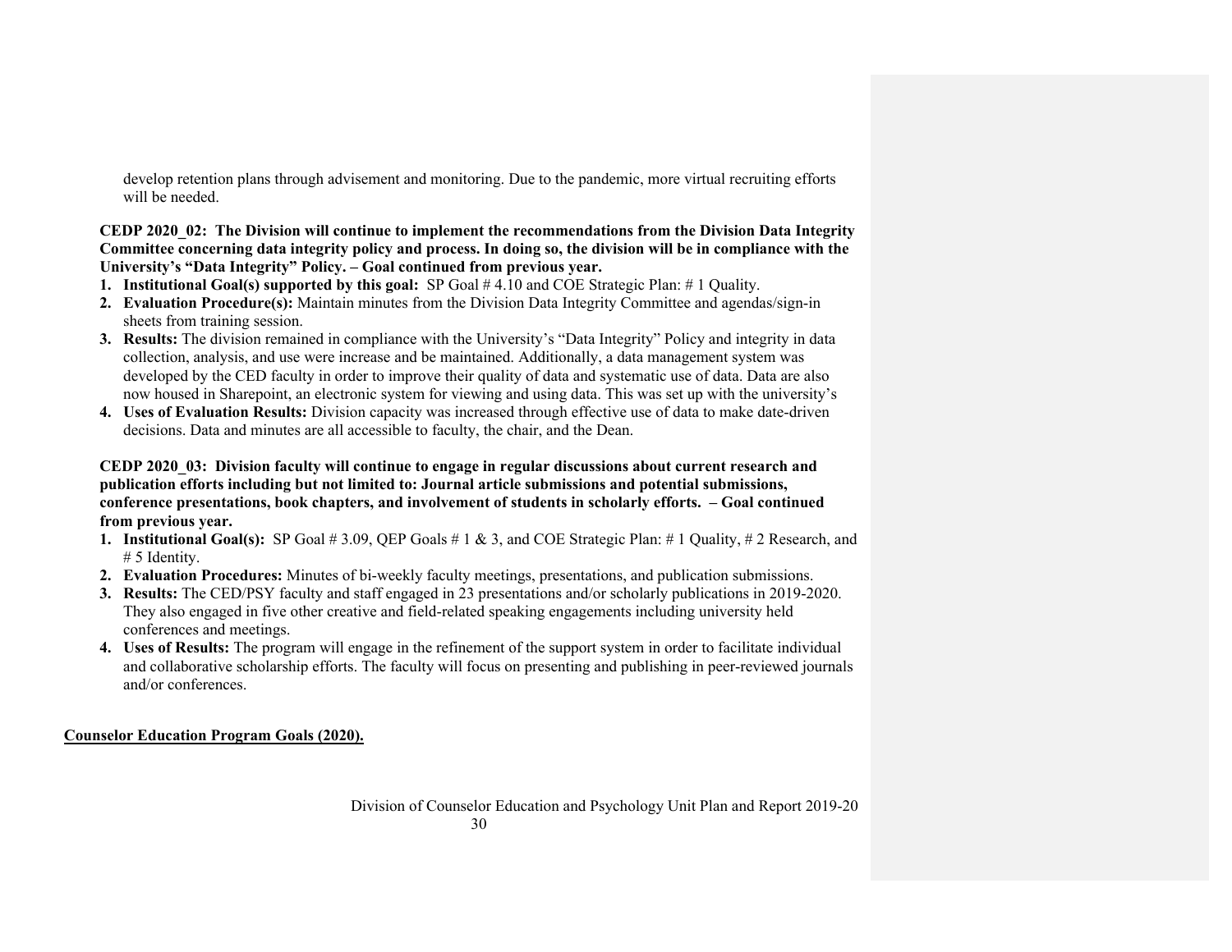develop retention plans through advisement and monitoring. Due to the pandemic, more virtual recruiting efforts will be needed.

**CEDP 2020_02: The Division will continue to implement the recommendations from the Division Data Integrity Committee concerning data integrity policy and process. In doing so, the division will be in compliance with the University's "Data Integrity" Policy. – Goal continued from previous year.**

1. **Institutional Goal(s) supported by this goal:** SP Goal # 4.10 and COE Strategic Plan: # 1 Quality.
2. **Evaluation Procedure(s):** Maintain minutes from the Division Data Integrity Committee and agendas/sign-in sheets from training session.
3. **Results:** The division remained in compliance with the University's "Data Integrity" Policy and integrity in data collection, analysis, and use were increase and be maintained. Additionally, a data management system was developed by the CED faculty in order to improve their quality of data and systematic use of data. Data are also now housed in Sharepoint, an electronic system for viewing and using data. This was set up with the university's
4. **Uses of Evaluation Results:** Division capacity was increased through effective use of data to make date-driven decisions. Data and minutes are all accessible to faculty, the chair, and the Dean.

**CEDP 2020_03: Division faculty will continue to engage in regular discussions about current research and publication efforts including but not limited to: Journal article submissions and potential submissions, conference presentations, book chapters, and involvement of students in scholarly efforts. – Goal continued from previous year.**

1. **Institutional Goal(s):** SP Goal # 3.09, QEP Goals # 1 & 3, and COE Strategic Plan: # 1 Quality, # 2 Research, and # 5 Identity.
2. **Evaluation Procedures:** Minutes of bi-weekly faculty meetings, presentations, and publication submissions.
3. **Results:** The CED/PSY faculty and staff engaged in 23 presentations and/or scholarly publications in 2019-2020. They also engaged in five other creative and field-related speaking engagements including university held conferences and meetings.
4. **Uses of Results:** The program will engage in the refinement of the support system in order to facilitate individual and collaborative scholarship efforts. The faculty will focus on presenting and publishing in peer-reviewed journals and/or conferences.

**Counselor Education Program Goals (2020).**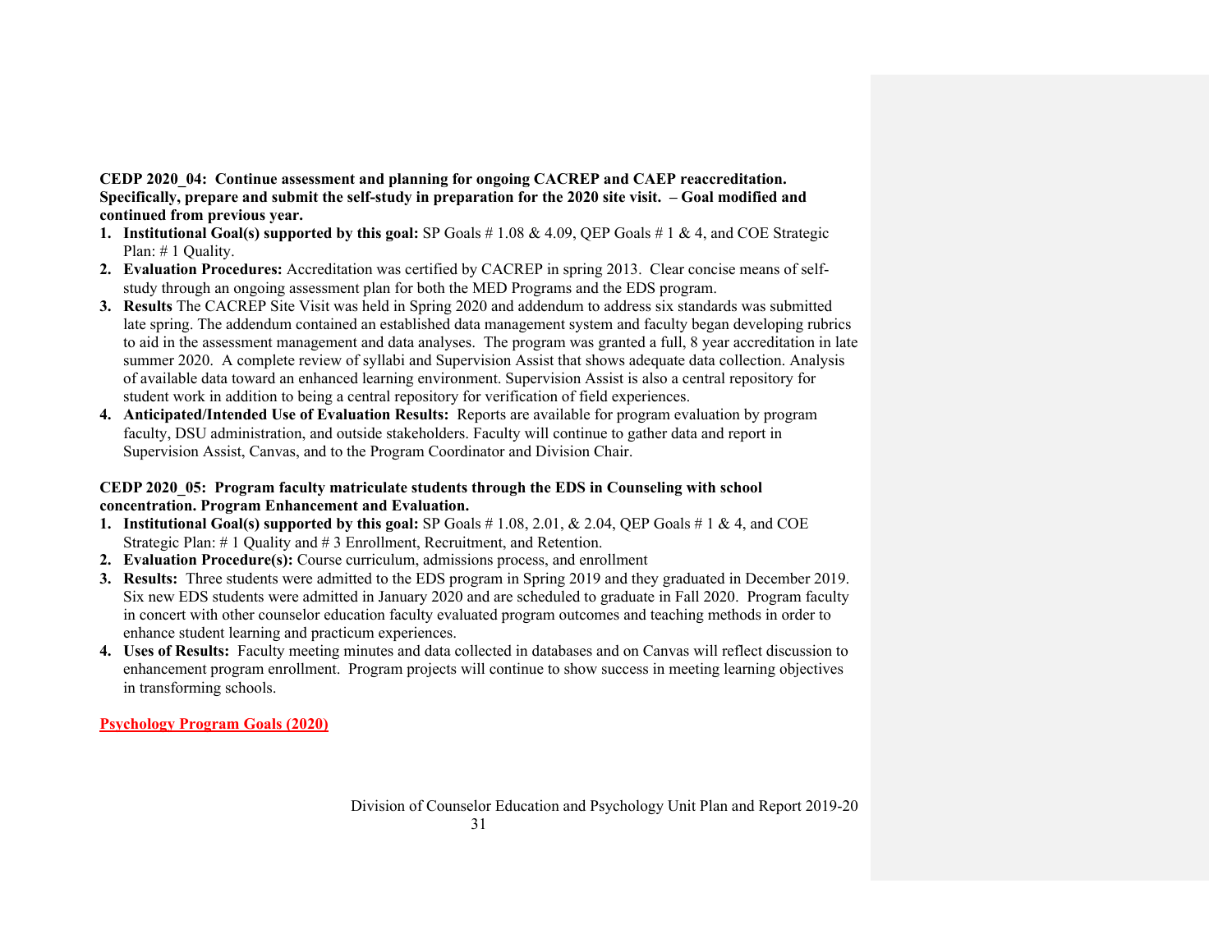**CEDP 2020_04: Continue assessment and planning for ongoing CACREP and CAEP reaccreditation. Specifically, prepare and submit the self-study in preparation for the 2020 site visit. – Goal modified and continued from previous year.**

1. **Institutional Goal(s) supported by this goal:** SP Goals # 1.08 & 4.09, QEP Goals # 1 & 4, and COE Strategic Plan: # 1 Quality.
2. **Evaluation Procedures:** Accreditation was certified by CACREP in spring 2013. Clear concise means of self-study through an ongoing assessment plan for both the MED Programs and the EDS program.
3. **Results** The CACREP Site Visit was held in Spring 2020 and addendum to address six standards was submitted late spring. The addendum contained an established data management system and faculty began developing rubrics to aid in the assessment management and data analyses. The program was granted a full, 8 year accreditation in late summer 2020. A complete review of syllabi and Supervision Assist that shows adequate data collection. Analysis of available data toward an enhanced learning environment. Supervision Assist is also a central repository for student work in addition to being a central repository for verification of field experiences.
4. **Anticipated/Intended Use of Evaluation Results:** Reports are available for program evaluation by program faculty, DSU administration, and outside stakeholders. Faculty will continue to gather data and report in Supervision Assist, Canvas, and to the Program Coordinator and Division Chair.

**CEDP 2020_05: Program faculty matriculate students through the EDS in Counseling with school concentration. Program Enhancement and Evaluation.**

1. **Institutional Goal(s) supported by this goal:** SP Goals # 1.08, 2.01, & 2.04, QEP Goals # 1 & 4, and COE Strategic Plan: # 1 Quality and # 3 Enrollment, Recruitment, and Retention.
2. **Evaluation Procedure(s):** Course curriculum, admissions process, and enrollment
3. **Results:** Three students were admitted to the EDS program in Spring 2019 and they graduated in December 2019. Six new EDS students were admitted in January 2020 and are scheduled to graduate in Fall 2020. Program faculty in concert with other counselor education faculty evaluated program outcomes and teaching methods in order to enhance student learning and practicum experiences.
4. **Uses of Results:** Faculty meeting minutes and data collected in databases and on Canvas will reflect discussion to enhancement program enrollment. Program projects will continue to show success in meeting learning objectives in transforming schools.

## Psychology Program Goals (2020)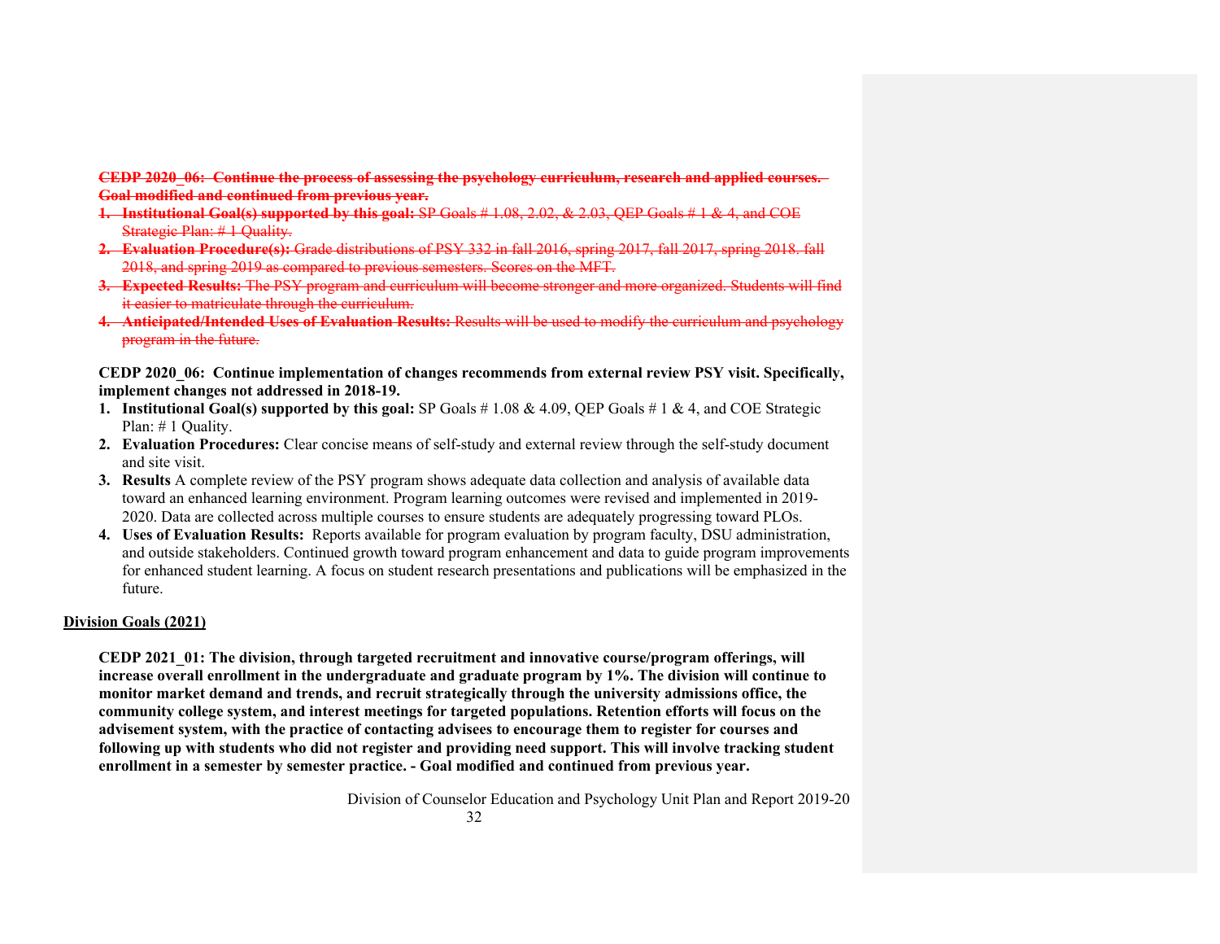~~**CEDP 2020_06: Continue the process of assessing the psychology curriculum, research and applied courses. - Goal modified and continued from previous year.**~~

1. ~~**Institutional Goal(s) supported by this goal:** SP Goals # 1.08, 2.02, & 2.03, QEP Goals # 1 & 4, and COE Strategic Plan: # 1 Quality.~~
2. ~~**Evaluation Procedure(s):** Grade distributions of PSY 332 in fall 2016, spring 2017, fall 2017, spring 2018. fall 2018, and spring 2019 as compared to previous semesters. Scores on the MFT.~~
3. ~~**Expected Results:** The PSY program and curriculum will become stronger and more organized. Students will find it easier to matriculate through the curriculum.~~
4. ~~**Anticipated/Intended Uses of Evaluation Results:** Results will be used to modify the curriculum and psychology program in the future.~~

**CEDP 2020_06: Continue implementation of changes recommends from external review PSY visit. Specifically, implement changes not addressed in 2018-19.**

1. **Institutional Goal(s) supported by this goal:** SP Goals # 1.08 & 4.09, QEP Goals # 1 & 4, and COE Strategic Plan: # 1 Quality.
2. **Evaluation Procedures:** Clear concise means of self-study and external review through the self-study document and site visit.
3. **Results** A complete review of the PSY program shows adequate data collection and analysis of available data toward an enhanced learning environment. Program learning outcomes were revised and implemented in 2019-2020. Data are collected across multiple courses to ensure students are adequately progressing toward PLOs.
4. **Uses of Evaluation Results:** Reports available for program evaluation by program faculty, DSU administration, and outside stakeholders. Continued growth toward program enhancement and data to guide program improvements for enhanced student learning. A focus on student research presentations and publications will be emphasized in the future.

<u>**Division Goals (2021)**</u>

**CEDP 2021_01: The division, through targeted recruitment and innovative course/program offerings, will increase overall enrollment in the undergraduate and graduate program by 1%. The division will continue to monitor market demand and trends, and recruit strategically through the university admissions office, the community college system, and interest meetings for targeted populations. Retention efforts will focus on the advisement system, with the practice of contacting advisees to encourage them to register for courses and following up with students who did not register and providing need support. This will involve tracking student enrollment in a semester by semester practice. - Goal modified and continued from previous year.**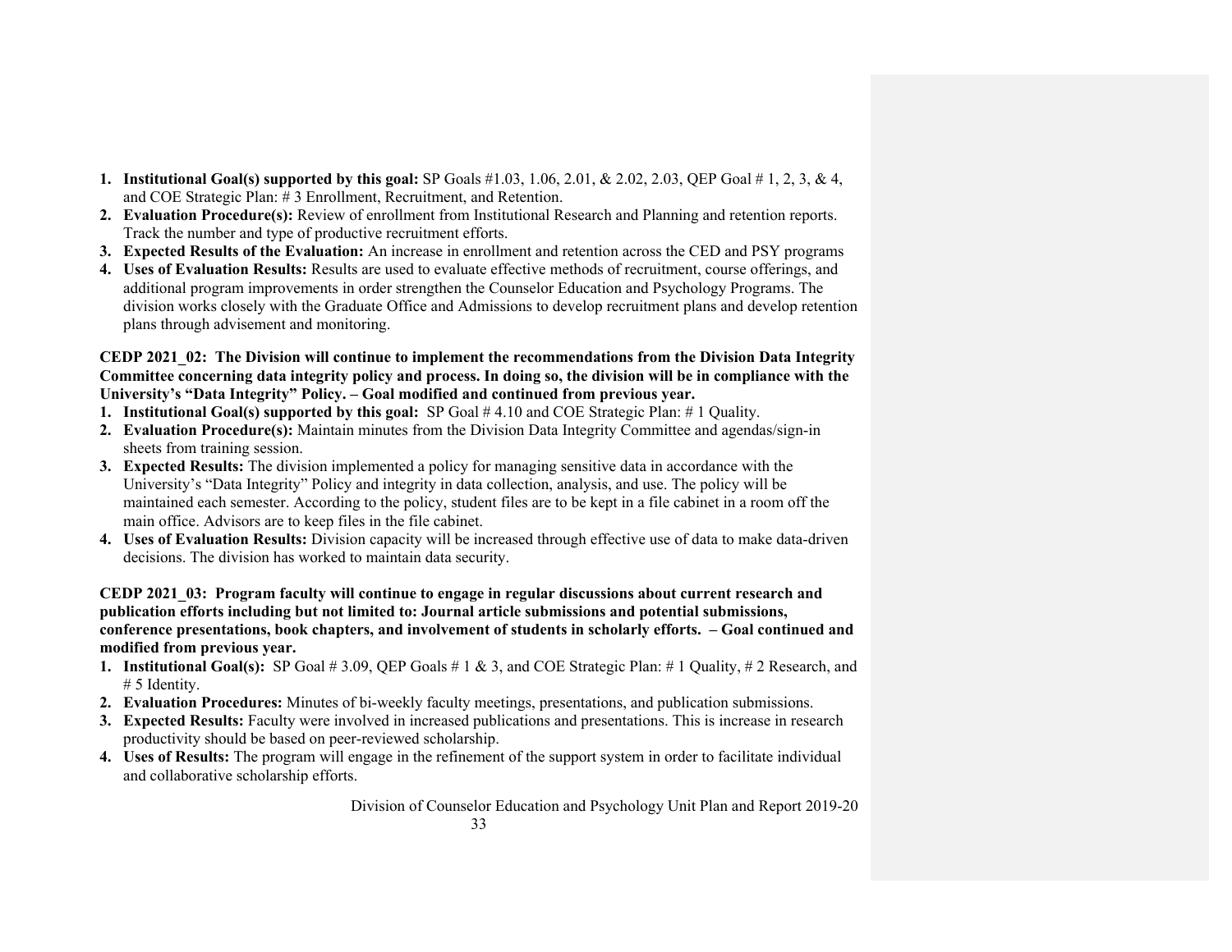1. **Institutional Goal(s) supported by this goal:** SP Goals #1.03, 1.06, 2.01, & 2.02, 2.03, QEP Goal # 1, 2, 3, & 4, and COE Strategic Plan: # 3 Enrollment, Recruitment, and Retention.
2. **Evaluation Procedure(s):** Review of enrollment from Institutional Research and Planning and retention reports. Track the number and type of productive recruitment efforts.
3. **Expected Results of the Evaluation:** An increase in enrollment and retention across the CED and PSY programs
4. **Uses of Evaluation Results:** Results are used to evaluate effective methods of recruitment, course offerings, and additional program improvements in order strengthen the Counselor Education and Psychology Programs. The division works closely with the Graduate Office and Admissions to develop recruitment plans and develop retention plans through advisement and monitoring.

**CEDP 2021_02: The Division will continue to implement the recommendations from the Division Data Integrity Committee concerning data integrity policy and process. In doing so, the division will be in compliance with the University's "Data Integrity" Policy. – Goal modified and continued from previous year.**

1. **Institutional Goal(s) supported by this goal:** SP Goal # 4.10 and COE Strategic Plan: # 1 Quality.
2. **Evaluation Procedure(s):** Maintain minutes from the Division Data Integrity Committee and agendas/sign-in sheets from training session.
3. **Expected Results:** The division implemented a policy for managing sensitive data in accordance with the University's "Data Integrity" Policy and integrity in data collection, analysis, and use. The policy will be maintained each semester. According to the policy, student files are to be kept in a file cabinet in a room off the main office. Advisors are to keep files in the file cabinet.
4. **Uses of Evaluation Results:** Division capacity will be increased through effective use of data to make data-driven decisions. The division has worked to maintain data security.

**CEDP 2021_03: Program faculty will continue to engage in regular discussions about current research and publication efforts including but not limited to: Journal article submissions and potential submissions, conference presentations, book chapters, and involvement of students in scholarly efforts. – Goal continued and modified from previous year.**

1. **Institutional Goal(s):** SP Goal # 3.09, QEP Goals # 1 & 3, and COE Strategic Plan: # 1 Quality, # 2 Research, and # 5 Identity.
2. **Evaluation Procedures:** Minutes of bi-weekly faculty meetings, presentations, and publication submissions.
3. **Expected Results:** Faculty were involved in increased publications and presentations. This is increase in research productivity should be based on peer-reviewed scholarship.
4. **Uses of Results:** The program will engage in the refinement of the support system in order to facilitate individual and collaborative scholarship efforts.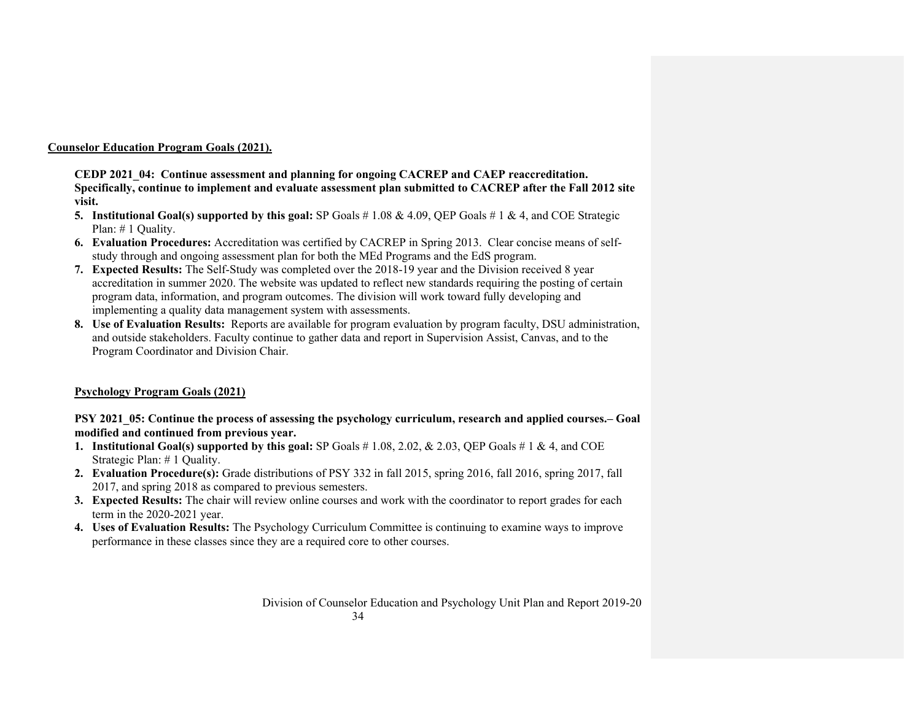**Counselor Education Program Goals (2021).**

**CEDP 2021_04: Continue assessment and planning for ongoing CACREP and CAEP reaccreditation. Specifically, continue to implement and evaluate assessment plan submitted to CACREP after the Fall 2012 site visit.**

5. **Institutional Goal(s) supported by this goal:** SP Goals # 1.08 & 4.09, QEP Goals # 1 & 4, and COE Strategic Plan: # 1 Quality.
6. **Evaluation Procedures:** Accreditation was certified by CACREP in Spring 2013. Clear concise means of self-study through and ongoing assessment plan for both the MEd Programs and the EdS program.
7. **Expected Results:** The Self-Study was completed over the 2018-19 year and the Division received 8 year accreditation in summer 2020. The website was updated to reflect new standards requiring the posting of certain program data, information, and program outcomes. The division will work toward fully developing and implementing a quality data management system with assessments.
8. **Use of Evaluation Results:** Reports are available for program evaluation by program faculty, DSU administration, and outside stakeholders. Faculty continue to gather data and report in Supervision Assist, Canvas, and to the Program Coordinator and Division Chair.

**Psychology Program Goals (2021)**

**PSY 2021_05: Continue the process of assessing the psychology curriculum, research and applied courses.– Goal modified and continued from previous year.**

1. **Institutional Goal(s) supported by this goal:** SP Goals # 1.08, 2.02, & 2.03, QEP Goals # 1 & 4, and COE Strategic Plan: # 1 Quality.
2. **Evaluation Procedure(s):** Grade distributions of PSY 332 in fall 2015, spring 2016, fall 2016, spring 2017, fall 2017, and spring 2018 as compared to previous semesters.
3. **Expected Results:** The chair will review online courses and work with the coordinator to report grades for each term in the 2020-2021 year.
4. **Uses of Evaluation Results:** The Psychology Curriculum Committee is continuing to examine ways to improve performance in these classes since they are a required core to other courses.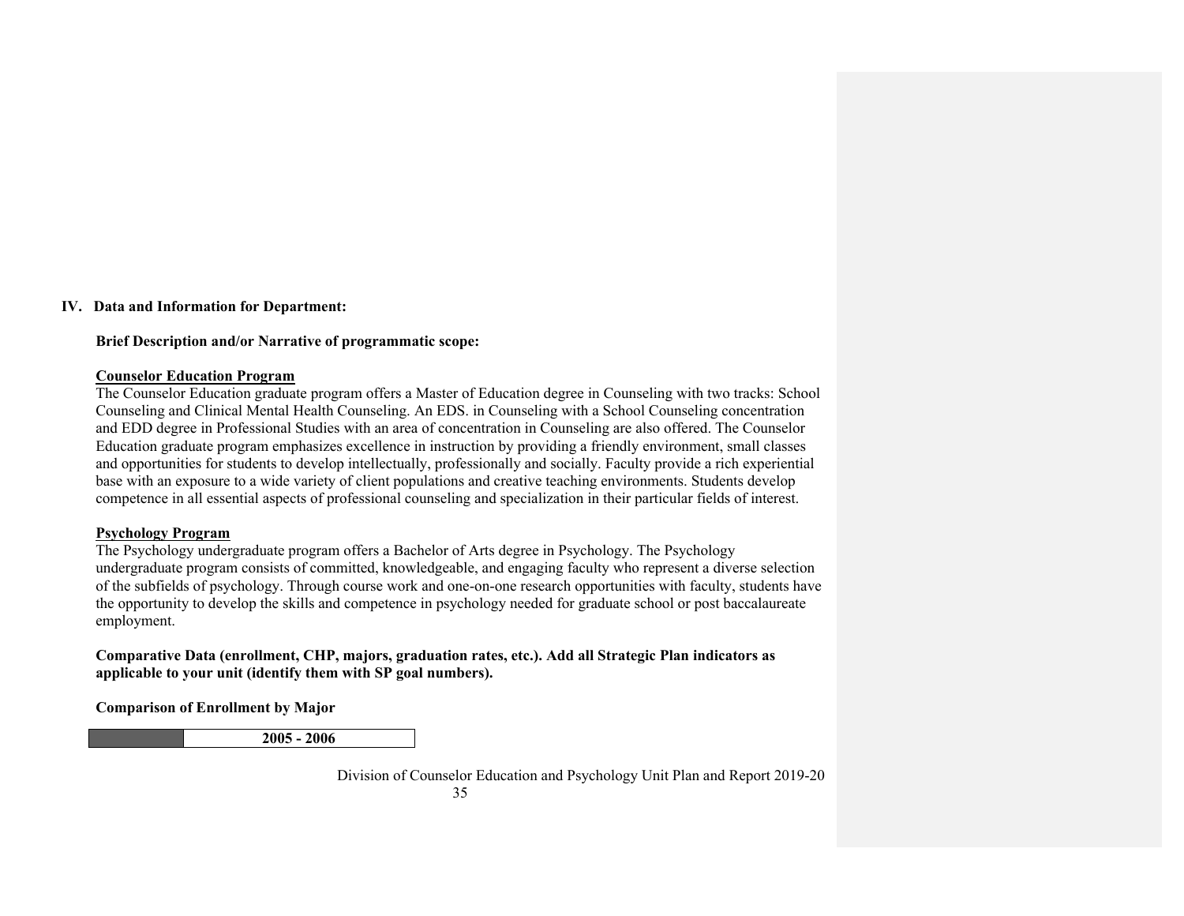## IV. Data and Information for Department:

**Brief Description and/or Narrative of programmatic scope:**

**Counselor Education Program**

The Counselor Education graduate program offers a Master of Education degree in Counseling with two tracks: School Counseling and Clinical Mental Health Counseling. An EDS. in Counseling with a School Counseling concentration and EDD degree in Professional Studies with an area of concentration in Counseling are also offered. The Counselor Education graduate program emphasizes excellence in instruction by providing a friendly environment, small classes and opportunities for students to develop intellectually, professionally and socially. Faculty provide a rich experiential base with an exposure to a wide variety of client populations and creative teaching environments. Students develop competence in all essential aspects of professional counseling and specialization in their particular fields of interest.

**Psychology Program**

The Psychology undergraduate program offers a Bachelor of Arts degree in Psychology. The Psychology undergraduate program consists of committed, knowledgeable, and engaging faculty who represent a diverse selection of the subfields of psychology. Through course work and one-on-one research opportunities with faculty, students have the opportunity to develop the skills and competence in psychology needed for graduate school or post baccalaureate employment.

**Comparative Data (enrollment, CHP, majors, graduation rates, etc.). Add all Strategic Plan indicators as applicable to your unit (identify them with SP goal numbers).**

**Comparison of Enrollment by Major**

| | 2005 - 2006 |
|---|---|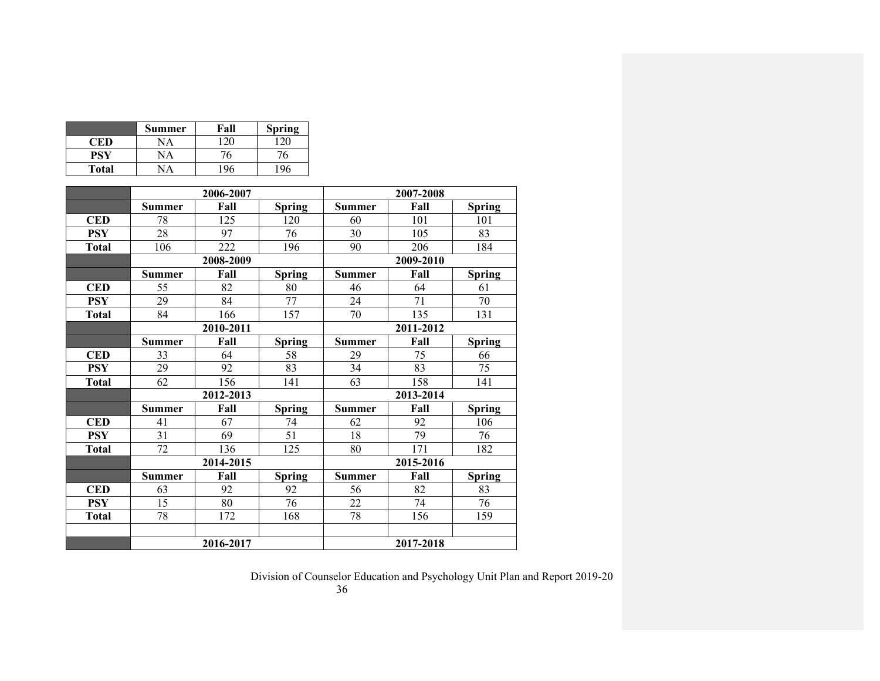| | Summer | Fall | Spring |
|---|---|---|---|
| **CED** | NA | 120 | 120 |
| **PSY** | NA | 76 | 76 |
| **Total** | NA | 196 | 196 |

| | 2006-2007 | | | 2007-2008 | | |
|---|---|---|---|---|---|---|
| | **Summer** | **Fall** | **Spring** | **Summer** | **Fall** | **Spring** |
| **CED** | 78 | 125 | 120 | 60 | 101 | 101 |
| **PSY** | 28 | 97 | 76 | 30 | 105 | 83 |
| **Total** | 106 | 222 | 196 | 90 | 206 | 184 |
| | **2008-2009** | | | **2009-2010** | | |
| | **Summer** | **Fall** | **Spring** | **Summer** | **Fall** | **Spring** |
| **CED** | 55 | 82 | 80 | 46 | 64 | 61 |
| **PSY** | 29 | 84 | 77 | 24 | 71 | 70 |
| **Total** | 84 | 166 | 157 | 70 | 135 | 131 |
| | **2010-2011** | | | **2011-2012** | | |
| | **Summer** | **Fall** | **Spring** | **Summer** | **Fall** | **Spring** |
| **CED** | 33 | 64 | 58 | 29 | 75 | 66 |
| **PSY** | 29 | 92 | 83 | 34 | 83 | 75 |
| **Total** | 62 | 156 | 141 | 63 | 158 | 141 |
| | **2012-2013** | | | **2013-2014** | | |
| | **Summer** | **Fall** | **Spring** | **Summer** | **Fall** | **Spring** |
| **CED** | 41 | 67 | 74 | 62 | 92 | 106 |
| **PSY** | 31 | 69 | 51 | 18 | 79 | 76 |
| **Total** | 72 | 136 | 125 | 80 | 171 | 182 |
| | **2014-2015** | | | **2015-2016** | | |
| | **Summer** | **Fall** | **Spring** | **Summer** | **Fall** | **Spring** |
| **CED** | 63 | 92 | 92 | 56 | 82 | 83 |
| **PSY** | 15 | 80 | 76 | 22 | 74 | 76 |
| **Total** | 78 | 172 | 168 | 78 | 156 | 159 |
| | | | | | | |
| | **2016-2017** | | | **2017-2018** | | |

Division of Counselor Education and Psychology Unit Plan and Report 2019-20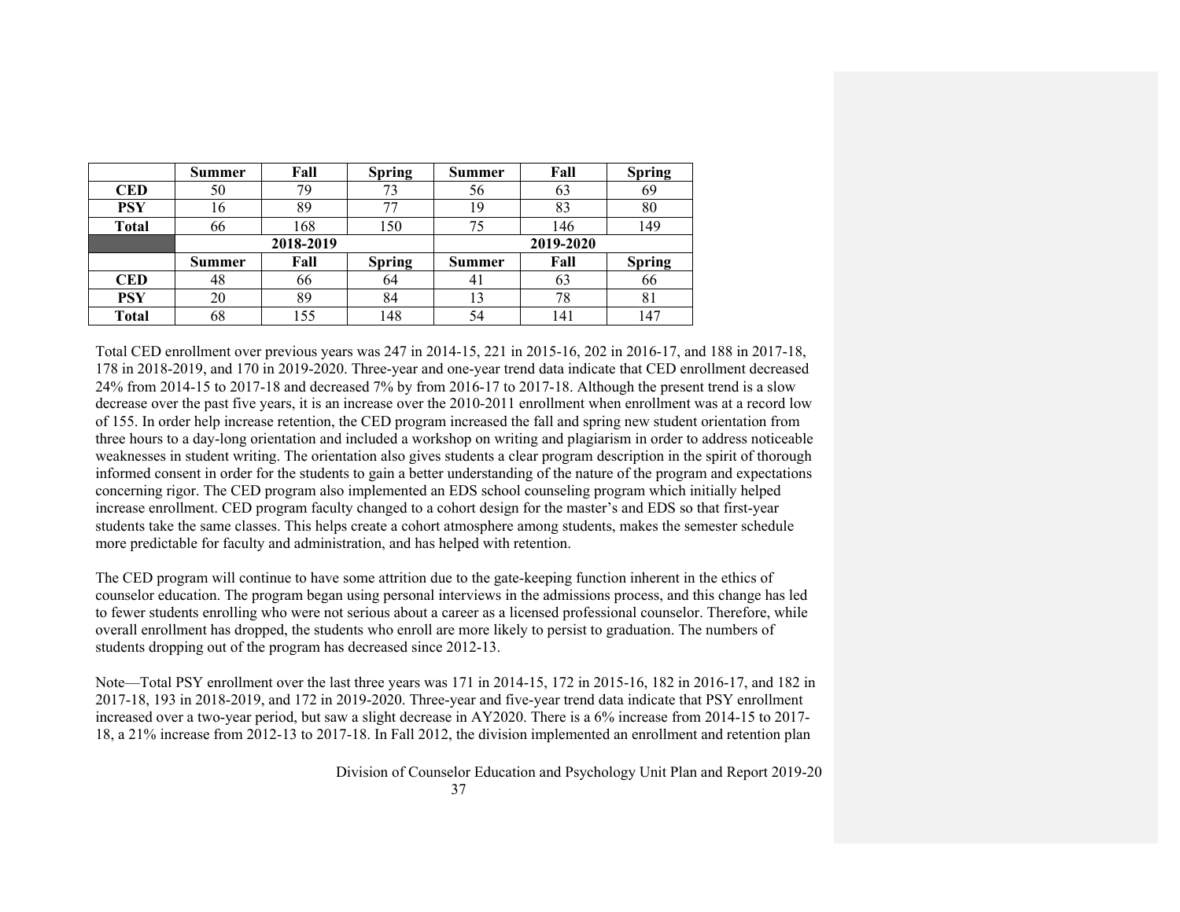| | Summer | Fall | Spring | Summer | Fall | Spring |
|---|---|---|---|---|---|---|
| **CED** | 50 | 79 | 73 | 56 | 63 | 69 |
| **PSY** | 16 | 89 | 77 | 19 | 83 | 80 |
| **Total** | 66 | 168 | 150 | 75 | 146 | 149 |
| | **2018-2019** | | | **2019-2020** | | |
| | **Summer** | **Fall** | **Spring** | **Summer** | **Fall** | **Spring** |
| **CED** | 48 | 66 | 64 | 41 | 63 | 66 |
| **PSY** | 20 | 89 | 84 | 13 | 78 | 81 |
| **Total** | 68 | 155 | 148 | 54 | 141 | 147 |

Total CED enrollment over previous years was 247 in 2014-15, 221 in 2015-16, 202 in 2016-17, and 188 in 2017-18, 178 in 2018-2019, and 170 in 2019-2020. Three-year and one-year trend data indicate that CED enrollment decreased 24% from 2014-15 to 2017-18 and decreased 7% by from 2016-17 to 2017-18. Although the present trend is a slow decrease over the past five years, it is an increase over the 2010-2011 enrollment when enrollment was at a record low of 155. In order help increase retention, the CED program increased the fall and spring new student orientation from three hours to a day-long orientation and included a workshop on writing and plagiarism in order to address noticeable weaknesses in student writing. The orientation also gives students a clear program description in the spirit of thorough informed consent in order for the students to gain a better understanding of the nature of the program and expectations concerning rigor. The CED program also implemented an EDS school counseling program which initially helped increase enrollment. CED program faculty changed to a cohort design for the master's and EDS so that first-year students take the same classes. This helps create a cohort atmosphere among students, makes the semester schedule more predictable for faculty and administration, and has helped with retention.

The CED program will continue to have some attrition due to the gate-keeping function inherent in the ethics of counselor education. The program began using personal interviews in the admissions process, and this change has led to fewer students enrolling who were not serious about a career as a licensed professional counselor. Therefore, while overall enrollment has dropped, the students who enroll are more likely to persist to graduation. The numbers of students dropping out of the program has decreased since 2012-13.

Note—Total PSY enrollment over the last three years was 171 in 2014-15, 172 in 2015-16, 182 in 2016-17, and 182 in 2017-18, 193 in 2018-2019, and 172 in 2019-2020. Three-year and five-year trend data indicate that PSY enrollment increased over a two-year period, but saw a slight decrease in AY2020. There is a 6% increase from 2014-15 to 2017-18, a 21% increase from 2012-13 to 2017-18. In Fall 2012, the division implemented an enrollment and retention plan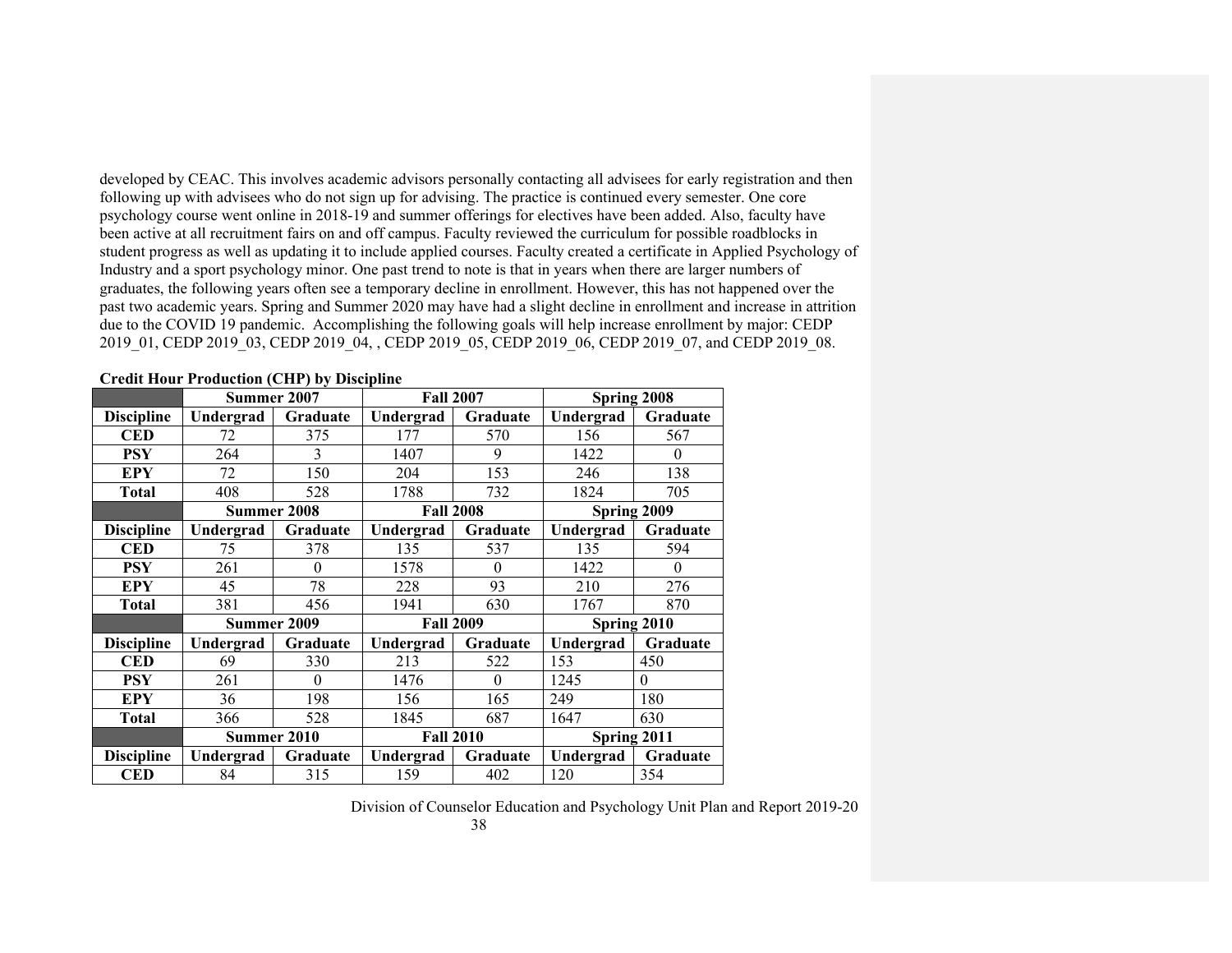developed by CEAC. This involves academic advisors personally contacting all advisees for early registration and then following up with advisees who do not sign up for advising. The practice is continued every semester. One core psychology course went online in 2018-19 and summer offerings for electives have been added. Also, faculty have been active at all recruitment fairs on and off campus. Faculty reviewed the curriculum for possible roadblocks in student progress as well as updating it to include applied courses. Faculty created a certificate in Applied Psychology of Industry and a sport psychology minor. One past trend to note is that in years when there are larger numbers of graduates, the following years often see a temporary decline in enrollment. However, this has not happened over the past two academic years. Spring and Summer 2020 may have had a slight decline in enrollment and increase in attrition due to the COVID 19 pandemic. Accomplishing the following goals will help increase enrollment by major: CEDP 2019_01, CEDP 2019_03, CEDP 2019_04, , CEDP 2019_05, CEDP 2019_06, CEDP 2019_07, and CEDP 2019_08.

**Credit Hour Production (CHP) by Discipline**

| | Summer 2007 | | Fall 2007 | | Spring 2008 | |
|---|---|---|---|---|---|---|
| **Discipline** | **Undergrad** | **Graduate** | **Undergrad** | **Graduate** | **Undergrad** | **Graduate** |
| **CED** | 72 | 375 | 177 | 570 | 156 | 567 |
| **PSY** | 264 | 3 | 1407 | 9 | 1422 | 0 |
| **EPY** | 72 | 150 | 204 | 153 | 246 | 138 |
| **Total** | 408 | 528 | 1788 | 732 | 1824 | 705 |
| | **Summer 2008** | | **Fall 2008** | | **Spring 2009** | |
| **Discipline** | **Undergrad** | **Graduate** | **Undergrad** | **Graduate** | **Undergrad** | **Graduate** |
| **CED** | 75 | 378 | 135 | 537 | 135 | 594 |
| **PSY** | 261 | 0 | 1578 | 0 | 1422 | 0 |
| **EPY** | 45 | 78 | 228 | 93 | 210 | 276 |
| **Total** | 381 | 456 | 1941 | 630 | 1767 | 870 |
| | **Summer 2009** | | **Fall 2009** | | **Spring 2010** | |
| **Discipline** | **Undergrad** | **Graduate** | **Undergrad** | **Graduate** | **Undergrad** | **Graduate** |
| **CED** | 69 | 330 | 213 | 522 | 153 | 450 |
| **PSY** | 261 | 0 | 1476 | 0 | 1245 | 0 |
| **EPY** | 36 | 198 | 156 | 165 | 249 | 180 |
| **Total** | 366 | 528 | 1845 | 687 | 1647 | 630 |
| | **Summer 2010** | | **Fall 2010** | | **Spring 2011** | |
| **Discipline** | **Undergrad** | **Graduate** | **Undergrad** | **Graduate** | **Undergrad** | **Graduate** |
| **CED** | 84 | 315 | 159 | 402 | 120 | 354 |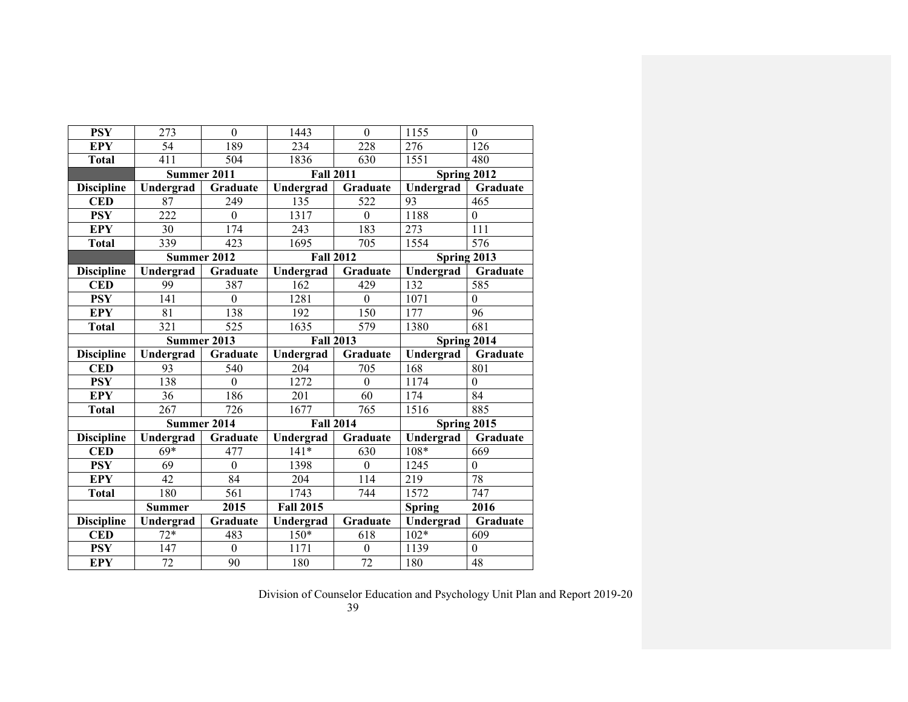| PSY | 273 | 0 | 1443 | 0 | 1155 | 0 |
|---|---|---|---|---|---|---|
| **EPY** | 54 | 189 | 234 | 228 | 276 | 126 |
| **Total** | 411 | 504 | 1836 | 630 | 1551 | 480 |
| | **Summer 2011** | | **Fall 2011** | | **Spring 2012** | |
| **Discipline** | **Undergrad** | **Graduate** | **Undergrad** | **Graduate** | **Undergrad** | **Graduate** |
| **CED** | 87 | 249 | 135 | 522 | 93 | 465 |
| **PSY** | 222 | 0 | 1317 | 0 | 1188 | 0 |
| **EPY** | 30 | 174 | 243 | 183 | 273 | 111 |
| **Total** | 339 | 423 | 1695 | 705 | 1554 | 576 |
| | **Summer 2012** | | **Fall 2012** | | **Spring 2013** | |
| **Discipline** | **Undergrad** | **Graduate** | **Undergrad** | **Graduate** | **Undergrad** | **Graduate** |
| **CED** | 99 | 387 | 162 | 429 | 132 | 585 |
| **PSY** | 141 | 0 | 1281 | 0 | 1071 | 0 |
| **EPY** | 81 | 138 | 192 | 150 | 177 | 96 |
| **Total** | 321 | 525 | 1635 | 579 | 1380 | 681 |
| | **Summer 2013** | | **Fall 2013** | | **Spring 2014** | |
| **Discipline** | **Undergrad** | **Graduate** | **Undergrad** | **Graduate** | **Undergrad** | **Graduate** |
| **CED** | 93 | 540 | 204 | 705 | 168 | 801 |
| **PSY** | 138 | 0 | 1272 | 0 | 1174 | 0 |
| **EPY** | 36 | 186 | 201 | 60 | 174 | 84 |
| **Total** | 267 | 726 | 1677 | 765 | 1516 | 885 |
| | **Summer 2014** | | **Fall 2014** | | **Spring 2015** | |
| **Discipline** | **Undergrad** | **Graduate** | **Undergrad** | **Graduate** | **Undergrad** | **Graduate** |
| **CED** | 69* | 477 | 141* | 630 | 108* | 669 |
| **PSY** | 69 | 0 | 1398 | 0 | 1245 | 0 |
| **EPY** | 42 | 84 | 204 | 114 | 219 | 78 |
| **Total** | 180 | 561 | 1743 | 744 | 1572 | 747 |
| | **Summer** | **2015** | **Fall 2015** | | **Spring** | **2016** |
| **Discipline** | **Undergrad** | **Graduate** | **Undergrad** | **Graduate** | **Undergrad** | **Graduate** |
| **CED** | 72* | 483 | 150* | 618 | 102* | 609 |
| **PSY** | 147 | 0 | 1171 | 0 | 1139 | 0 |
| **EPY** | 72 | 90 | 180 | 72 | 180 | 48 |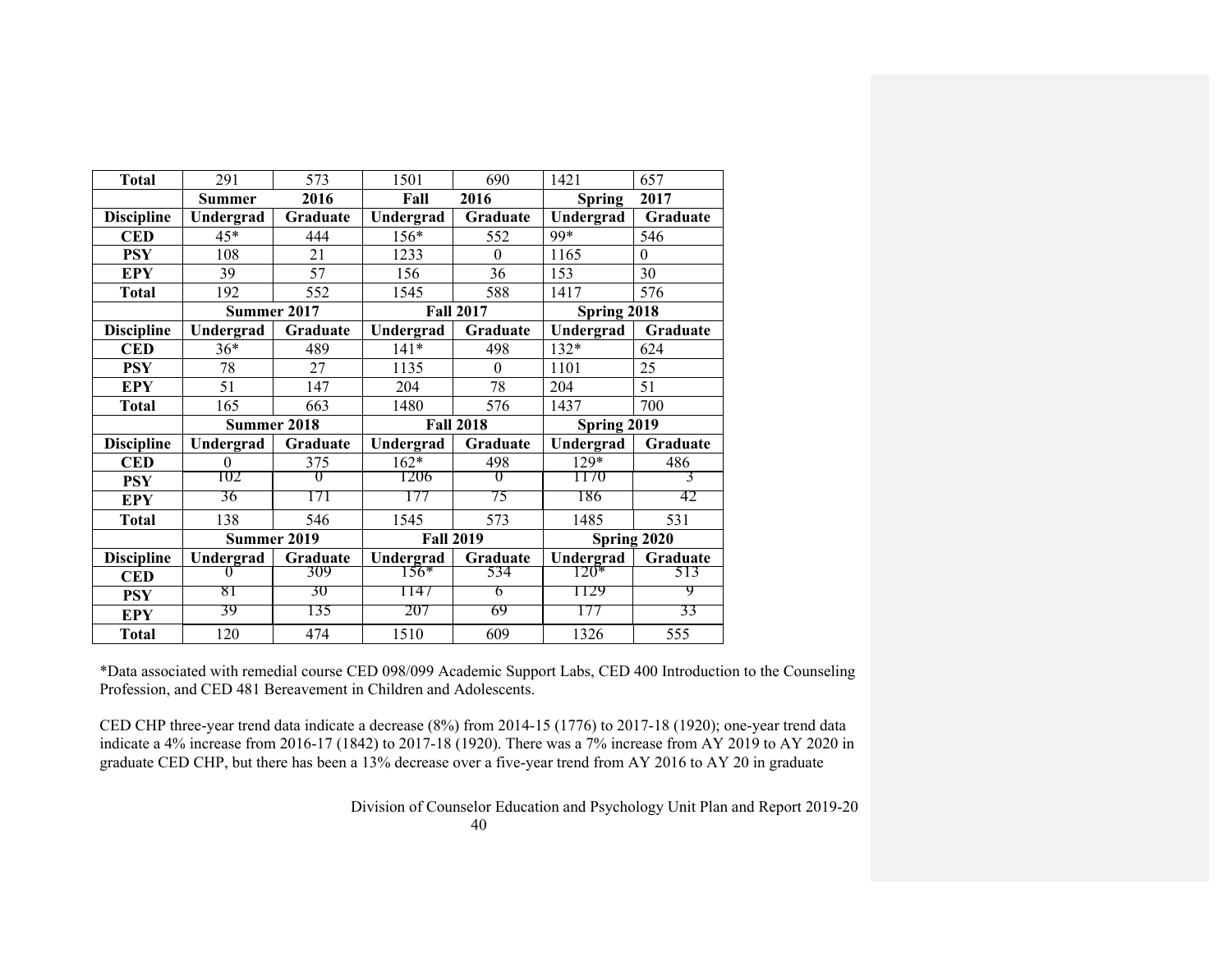| | | | | | | |
|---|---|---|---|---|---|---|
| **Total** | 291 | 573 | 1501 | 690 | 1421 | 657 |
| | **Summer** | **2016** | **Fall 2016** | | **Spring 2017** | |
| **Discipline** | **Undergrad** | **Graduate** | **Undergrad** | **Graduate** | **Undergrad** | **Graduate** |
| **CED** | 45* | 444 | 156* | 552 | 99* | 546 |
| **PSY** | 108 | 21 | 1233 | 0 | 1165 | 0 |
| **EPY** | 39 | 57 | 156 | 36 | 153 | 30 |
| **Total** | 192 | 552 | 1545 | 588 | 1417 | 576 |
| | **Summer 2017** | | **Fall 2017** | | **Spring 2018** | |
| **Discipline** | **Undergrad** | **Graduate** | **Undergrad** | **Graduate** | **Undergrad** | **Graduate** |
| **CED** | 36* | 489 | 141* | 498 | 132* | 624 |
| **PSY** | 78 | 27 | 1135 | 0 | 1101 | 25 |
| **EPY** | 51 | 147 | 204 | 78 | 204 | 51 |
| **Total** | 165 | 663 | 1480 | 576 | 1437 | 700 |
| | **Summer 2018** | | **Fall 2018** | | **Spring 2019** | |
| **Discipline** | **Undergrad** | **Graduate** | **Undergrad** | **Graduate** | **Undergrad** | **Graduate** |
| **CED** | 0 | 375 | 162* | 498 | 129* | 486 |
| **PSY** | 102 | 0 | 1206 | 0 | 1170 | 3 |
| **EPY** | 36 | 171 | 177 | 75 | 186 | 42 |
| **Total** | 138 | 546 | 1545 | 573 | 1485 | 531 |
| | **Summer 2019** | | **Fall 2019** | | **Spring 2020** | |
| **Discipline** | **Undergrad** | **Graduate** | **Undergrad** | **Graduate** | **Undergrad** | **Graduate** |
| **CED** | 0 | 309 | 156* | 534 | 120* | 513 |
| **PSY** | 81 | 30 | 1147 | 6 | 1129 | 9 |
| **EPY** | 39 | 135 | 207 | 69 | 177 | 33 |
| **Total** | 120 | 474 | 1510 | 609 | 1326 | 555 |

*Data associated with remedial course CED 098/099 Academic Support Labs, CED 400 Introduction to the Counseling Profession, and CED 481 Bereavement in Children and Adolescents.

CED CHP three-year trend data indicate a decrease (8%) from 2014-15 (1776) to 2017-18 (1920); one-year trend data indicate a 4% increase from 2016-17 (1842) to 2017-18 (1920). There was a 7% increase from AY 2019 to AY 2020 in graduate CED CHP, but there has been a 13% decrease over a five-year trend from AY 2016 to AY 20 in graduate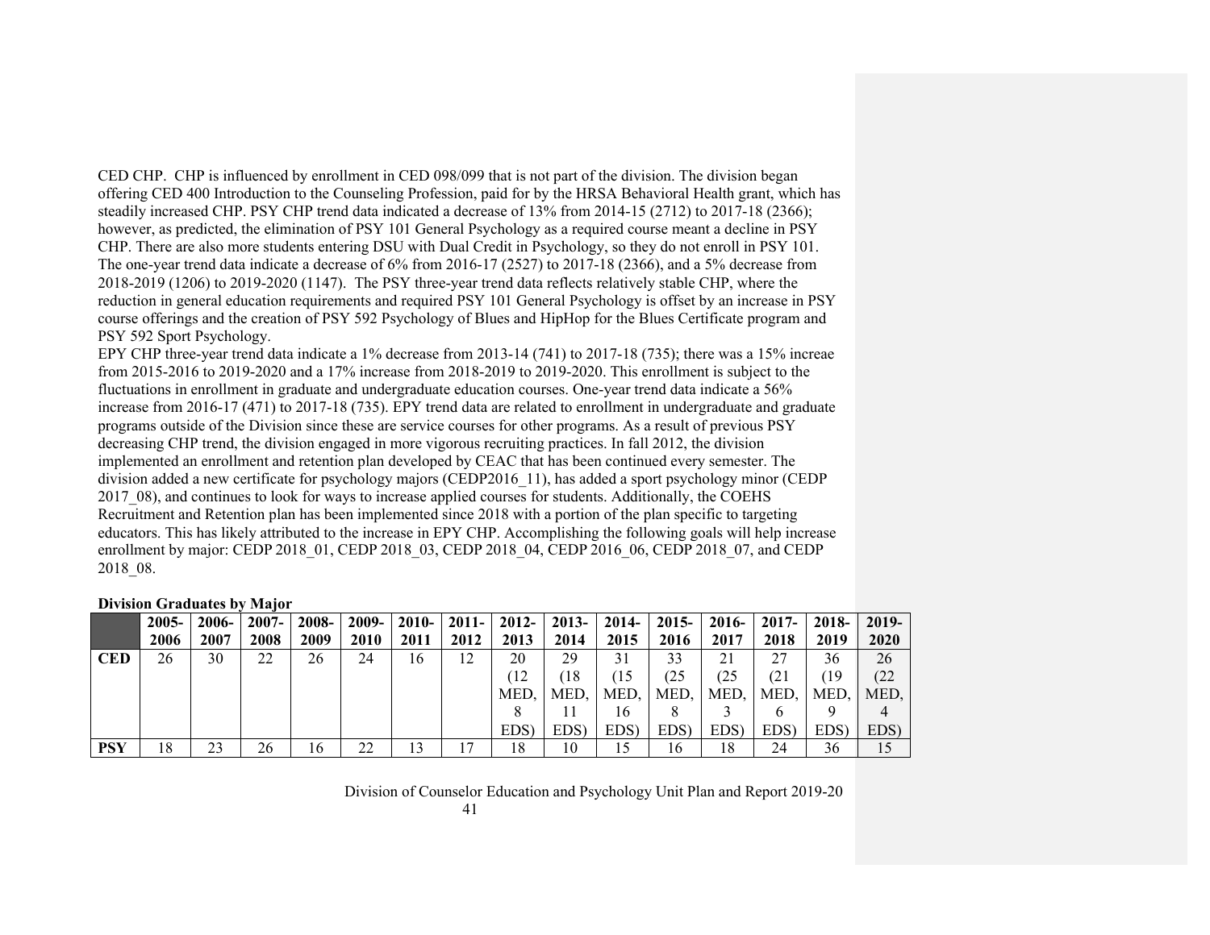CED CHP. CHP is influenced by enrollment in CED 098/099 that is not part of the division. The division began offering CED 400 Introduction to the Counseling Profession, paid for by the HRSA Behavioral Health grant, which has steadily increased CHP. PSY CHP trend data indicated a decrease of 13% from 2014-15 (2712) to 2017-18 (2366); however, as predicted, the elimination of PSY 101 General Psychology as a required course meant a decline in PSY CHP. There are also more students entering DSU with Dual Credit in Psychology, so they do not enroll in PSY 101. The one-year trend data indicate a decrease of 6% from 2016-17 (2527) to 2017-18 (2366), and a 5% decrease from 2018-2019 (1206) to 2019-2020 (1147). The PSY three-year trend data reflects relatively stable CHP, where the reduction in general education requirements and required PSY 101 General Psychology is offset by an increase in PSY course offerings and the creation of PSY 592 Psychology of Blues and HipHop for the Blues Certificate program and PSY 592 Sport Psychology.

EPY CHP three-year trend data indicate a 1% decrease from 2013-14 (741) to 2017-18 (735); there was a 15% increae from 2015-2016 to 2019-2020 and a 17% increase from 2018-2019 to 2019-2020. This enrollment is subject to the fluctuations in enrollment in graduate and undergraduate education courses. One-year trend data indicate a 56% increase from 2016-17 (471) to 2017-18 (735). EPY trend data are related to enrollment in undergraduate and graduate programs outside of the Division since these are service courses for other programs. As a result of previous PSY decreasing CHP trend, the division engaged in more vigorous recruiting practices. In fall 2012, the division implemented an enrollment and retention plan developed by CEAC that has been continued every semester. The division added a new certificate for psychology majors (CEDP2016_11), has added a sport psychology minor (CEDP 2017_08), and continues to look for ways to increase applied courses for students. Additionally, the COEHS Recruitment and Retention plan has been implemented since 2018 with a portion of the plan specific to targeting educators. This has likely attributed to the increase in EPY CHP. Accomplishing the following goals will help increase enrollment by major: CEDP 2018_01, CEDP 2018_03, CEDP 2018_04, CEDP 2016_06, CEDP 2018_07, and CEDP 2018_08.

**Division Graduates by Major**

| | 2005-2006 | 2006-2007 | 2007-2008 | 2008-2009 | 2009-2010 | 2010-2011 | 2011-2012 | 2012-2013 | 2013-2014 | 2014-2015 | 2015-2016 | 2016-2017 | 2017-2018 | 2018-2019 | 2019-2020 |
|---|---|---|---|---|---|---|---|---|---|---|---|---|---|---|---|
| **CED** | 26 | 30 | 22 | 26 | 24 | 16 | 12 | 20 (12 MED, 8 EDS) | 29 (18 MED, 11 EDS) | 31 (15 MED, 16 EDS) | 33 (25 MED, 8 EDS) | 21 (25 MED, 3 EDS) | 27 (21 MED, 6 EDS) | 36 (19 MED, 9 EDS) | 26 (22 MED, 4 EDS) |
| **PSY** | 18 | 23 | 26 | 16 | 22 | 13 | 17 | 18 | 10 | 15 | 16 | 18 | 24 | 36 | 15 |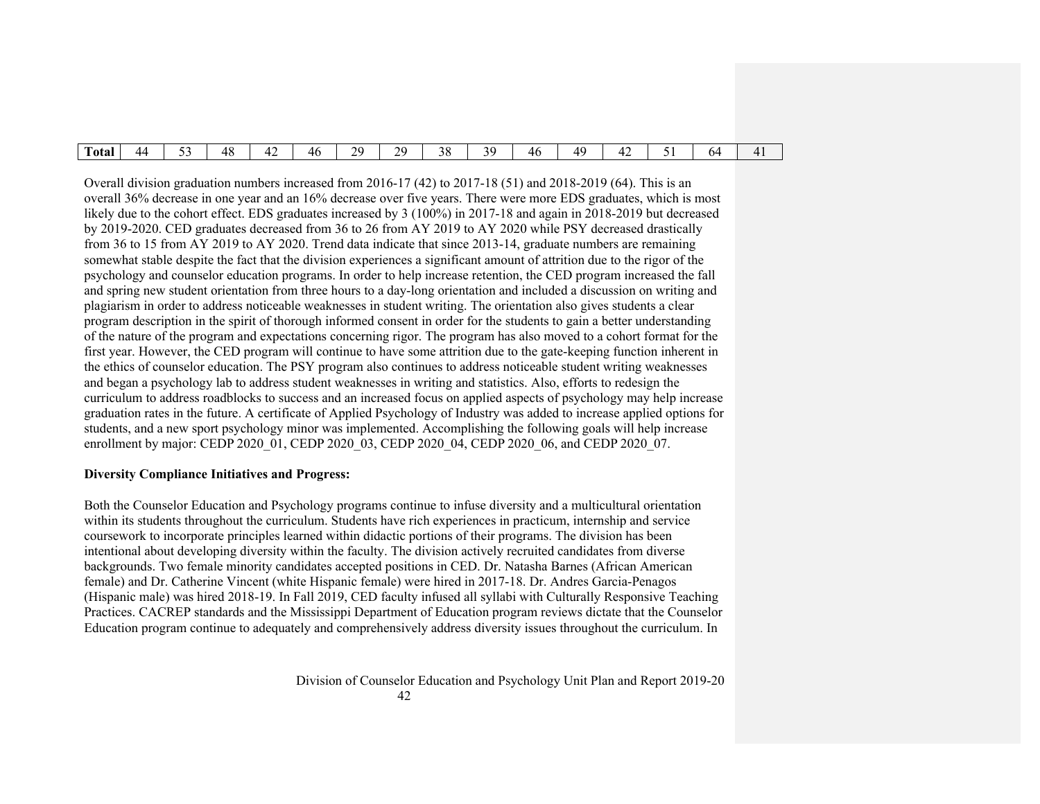| | | | | | | | | | | | | | | |
|---|---|---|---|---|---|---|---|---|---|---|---|---|---|---|
| **Total** | 44 | 53 | 48 | 42 | 46 | 29 | 29 | 38 | 39 | 46 | 49 | 42 | 51 | 64 | 41 |

Overall division graduation numbers increased from 2016-17 (42) to 2017-18 (51) and 2018-2019 (64). This is an overall 36% decrease in one year and an 16% decrease over five years. There were more EDS graduates, which is most likely due to the cohort effect. EDS graduates increased by 3 (100%) in 2017-18 and again in 2018-2019 but decreased by 2019-2020. CED graduates decreased from 36 to 26 from AY 2019 to AY 2020 while PSY decreased drastically from 36 to 15 from AY 2019 to AY 2020. Trend data indicate that since 2013-14, graduate numbers are remaining somewhat stable despite the fact that the division experiences a significant amount of attrition due to the rigor of the psychology and counselor education programs. In order to help increase retention, the CED program increased the fall and spring new student orientation from three hours to a day-long orientation and included a discussion on writing and plagiarism in order to address noticeable weaknesses in student writing. The orientation also gives students a clear program description in the spirit of thorough informed consent in order for the students to gain a better understanding of the nature of the program and expectations concerning rigor. The program has also moved to a cohort format for the first year. However, the CED program will continue to have some attrition due to the gate-keeping function inherent in the ethics of counselor education. The PSY program also continues to address noticeable student writing weaknesses and began a psychology lab to address student weaknesses in writing and statistics. Also, efforts to redesign the curriculum to address roadblocks to success and an increased focus on applied aspects of psychology may help increase graduation rates in the future. A certificate of Applied Psychology of Industry was added to increase applied options for students, and a new sport psychology minor was implemented. Accomplishing the following goals will help increase enrollment by major: CEDP 2020_01, CEDP 2020_03, CEDP 2020_04, CEDP 2020_06, and CEDP 2020_07.

**Diversity Compliance Initiatives and Progress:**

Both the Counselor Education and Psychology programs continue to infuse diversity and a multicultural orientation within its students throughout the curriculum. Students have rich experiences in practicum, internship and service coursework to incorporate principles learned within didactic portions of their programs. The division has been intentional about developing diversity within the faculty. The division actively recruited candidates from diverse backgrounds. Two female minority candidates accepted positions in CED. Dr. Natasha Barnes (African American female) and Dr. Catherine Vincent (white Hispanic female) were hired in 2017-18. Dr. Andres Garcia-Penagos (Hispanic male) was hired 2018-19. In Fall 2019, CED faculty infused all syllabi with Culturally Responsive Teaching Practices. CACREP standards and the Mississippi Department of Education program reviews dictate that the Counselor Education program continue to adequately and comprehensively address diversity issues throughout the curriculum. In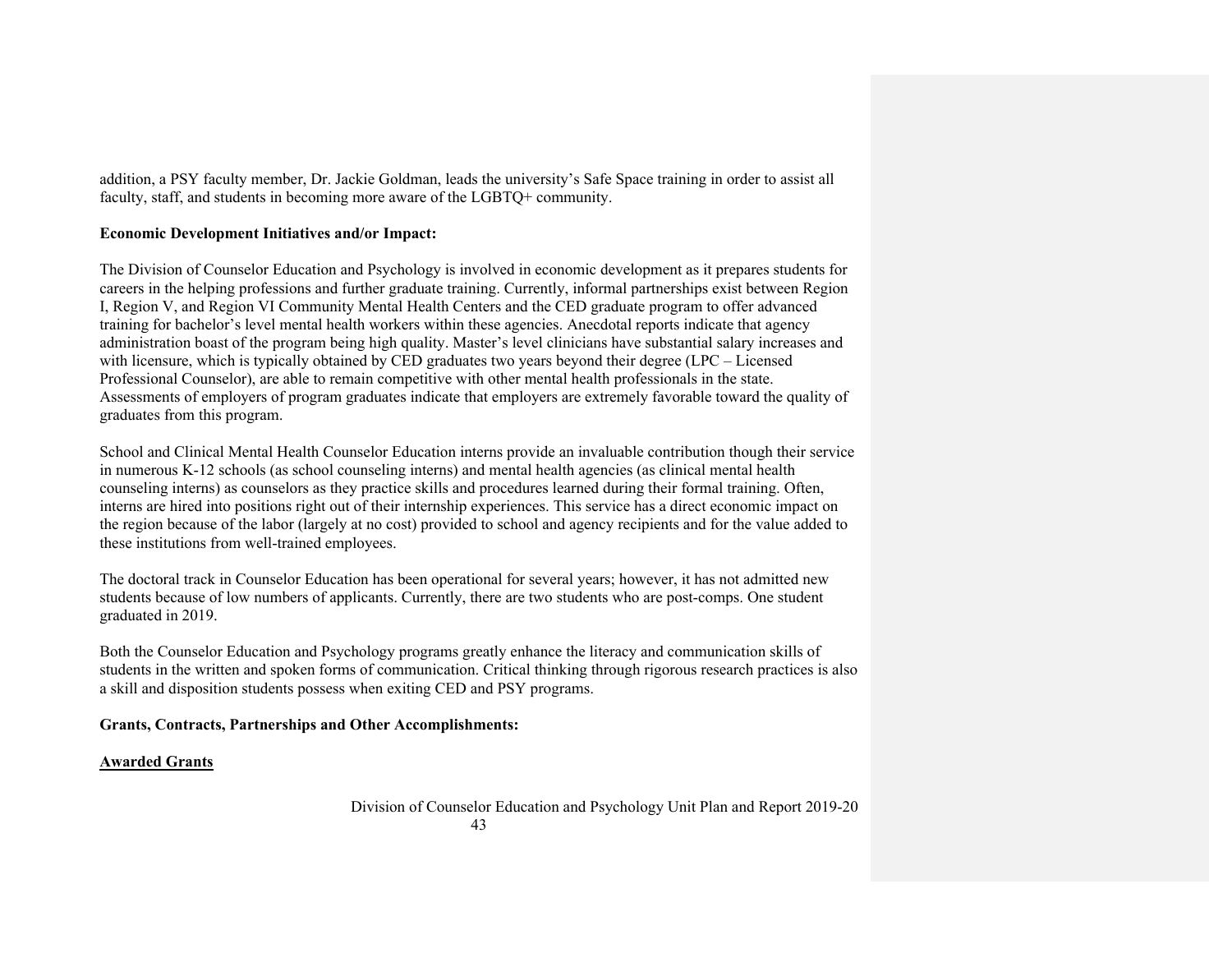addition, a PSY faculty member, Dr. Jackie Goldman, leads the university's Safe Space training in order to assist all faculty, staff, and students in becoming more aware of the LGBTQ+ community.

**Economic Development Initiatives and/or Impact:**

The Division of Counselor Education and Psychology is involved in economic development as it prepares students for careers in the helping professions and further graduate training. Currently, informal partnerships exist between Region I, Region V, and Region VI Community Mental Health Centers and the CED graduate program to offer advanced training for bachelor's level mental health workers within these agencies. Anecdotal reports indicate that agency administration boast of the program being high quality. Master's level clinicians have substantial salary increases and with licensure, which is typically obtained by CED graduates two years beyond their degree (LPC – Licensed Professional Counselor), are able to remain competitive with other mental health professionals in the state. Assessments of employers of program graduates indicate that employers are extremely favorable toward the quality of graduates from this program.

School and Clinical Mental Health Counselor Education interns provide an invaluable contribution though their service in numerous K-12 schools (as school counseling interns) and mental health agencies (as clinical mental health counseling interns) as counselors as they practice skills and procedures learned during their formal training. Often, interns are hired into positions right out of their internship experiences. This service has a direct economic impact on the region because of the labor (largely at no cost) provided to school and agency recipients and for the value added to these institutions from well-trained employees.

The doctoral track in Counselor Education has been operational for several years; however, it has not admitted new students because of low numbers of applicants. Currently, there are two students who are post-comps. One student graduated in 2019.

Both the Counselor Education and Psychology programs greatly enhance the literacy and communication skills of students in the written and spoken forms of communication. Critical thinking through rigorous research practices is also a skill and disposition students possess when exiting CED and PSY programs.

**Grants, Contracts, Partnerships and Other Accomplishments:**

**<u>Awarded Grants</u>**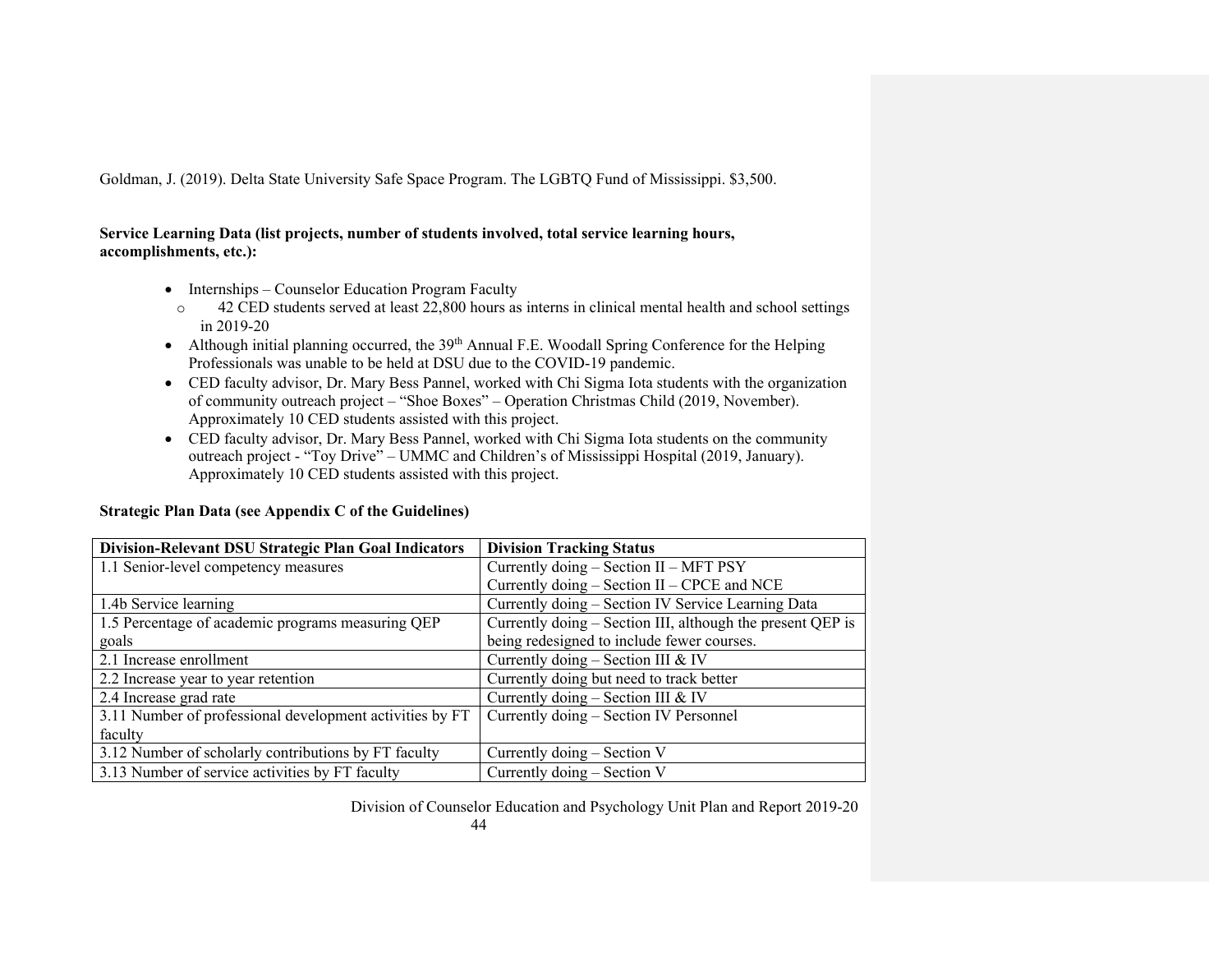Goldman, J. (2019). Delta State University Safe Space Program. The LGBTQ Fund of Mississippi. $3,500.

**Service Learning Data (list projects, number of students involved, total service learning hours, accomplishments, etc.):**

- Internships – Counselor Education Program Faculty
  - 42 CED students served at least 22,800 hours as interns in clinical mental health and school settings in 2019-20
- Although initial planning occurred, the 39th Annual F.E. Woodall Spring Conference for the Helping Professionals was unable to be held at DSU due to the COVID-19 pandemic.
- CED faculty advisor, Dr. Mary Bess Pannel, worked with Chi Sigma Iota students with the organization of community outreach project – "Shoe Boxes" – Operation Christmas Child (2019, November). Approximately 10 CED students assisted with this project.
- CED faculty advisor, Dr. Mary Bess Pannel, worked with Chi Sigma Iota students on the community outreach project - "Toy Drive" – UMMC and Children's of Mississippi Hospital (2019, January). Approximately 10 CED students assisted with this project.

**Strategic Plan Data (see Appendix C of the Guidelines)**

| Division-Relevant DSU Strategic Plan Goal Indicators | Division Tracking Status |
|---|---|
| 1.1 Senior-level competency measures | Currently doing – Section II – MFT PSY<br>Currently doing – Section II – CPCE and NCE |
| 1.4b Service learning | Currently doing – Section IV Service Learning Data |
| 1.5 Percentage of academic programs measuring QEP goals | Currently doing – Section III, although the present QEP is being redesigned to include fewer courses. |
| 2.1 Increase enrollment | Currently doing – Section III & IV |
| 2.2 Increase year to year retention | Currently doing but need to track better |
| 2.4 Increase grad rate | Currently doing – Section III & IV |
| 3.11 Number of professional development activities by FT faculty | Currently doing – Section IV Personnel |
| 3.12 Number of scholarly contributions by FT faculty | Currently doing – Section V |
| 3.13 Number of service activities by FT faculty | Currently doing – Section V |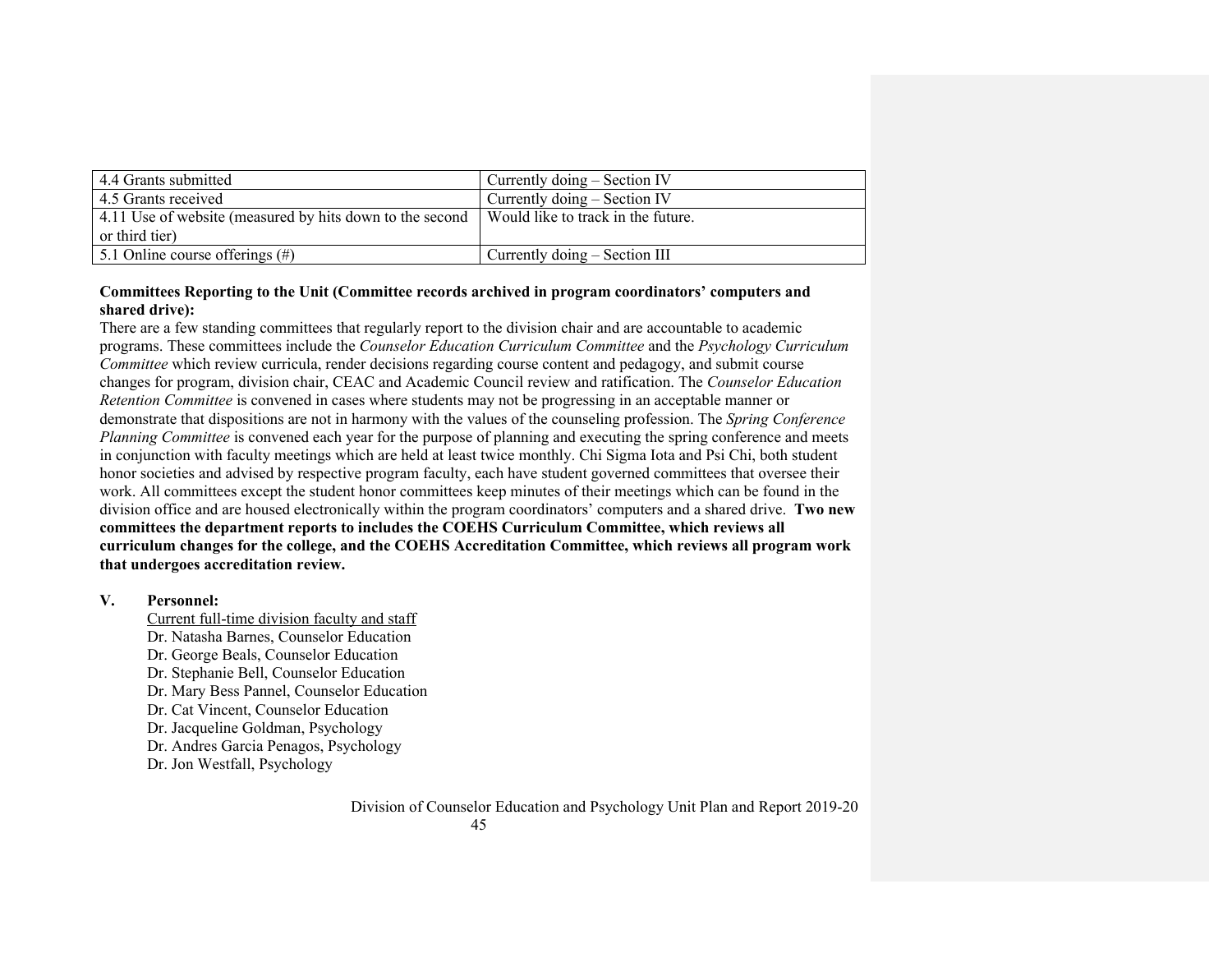| | |
|---|---|
| 4.4 Grants submitted | Currently doing – Section IV |
| 4.5 Grants received | Currently doing – Section IV |
| 4.11 Use of website (measured by hits down to the second or third tier) | Would like to track in the future. |
| 5.1 Online course offerings (#) | Currently doing – Section III |

**Committees Reporting to the Unit (Committee records archived in program coordinators' computers and shared drive):**

There are a few standing committees that regularly report to the division chair and are accountable to academic programs. These committees include the *Counselor Education Curriculum Committee* and the *Psychology Curriculum Committee* which review curricula, render decisions regarding course content and pedagogy, and submit course changes for program, division chair, CEAC and Academic Council review and ratification. The *Counselor Education Retention Committee* is convened in cases where students may not be progressing in an acceptable manner or demonstrate that dispositions are not in harmony with the values of the counseling profession. The *Spring Conference Planning Committee* is convened each year for the purpose of planning and executing the spring conference and meets in conjunction with faculty meetings which are held at least twice monthly. Chi Sigma Iota and Psi Chi, both student honor societies and advised by respective program faculty, each have student governed committees that oversee their work. All committees except the student honor committees keep minutes of their meetings which can be found in the division office and are housed electronically within the program coordinators' computers and a shared drive. **Two new committees the department reports to includes the COEHS Curriculum Committee, which reviews all curriculum changes for the college, and the COEHS Accreditation Committee, which reviews all program work that undergoes accreditation review.**

## V. Personnel:

Current full-time division faculty and staff

Dr. Natasha Barnes, Counselor Education
Dr. George Beals, Counselor Education
Dr. Stephanie Bell, Counselor Education
Dr. Mary Bess Pannel, Counselor Education
Dr. Cat Vincent, Counselor Education
Dr. Jacqueline Goldman, Psychology
Dr. Andres Garcia Penagos, Psychology
Dr. Jon Westfall, Psychology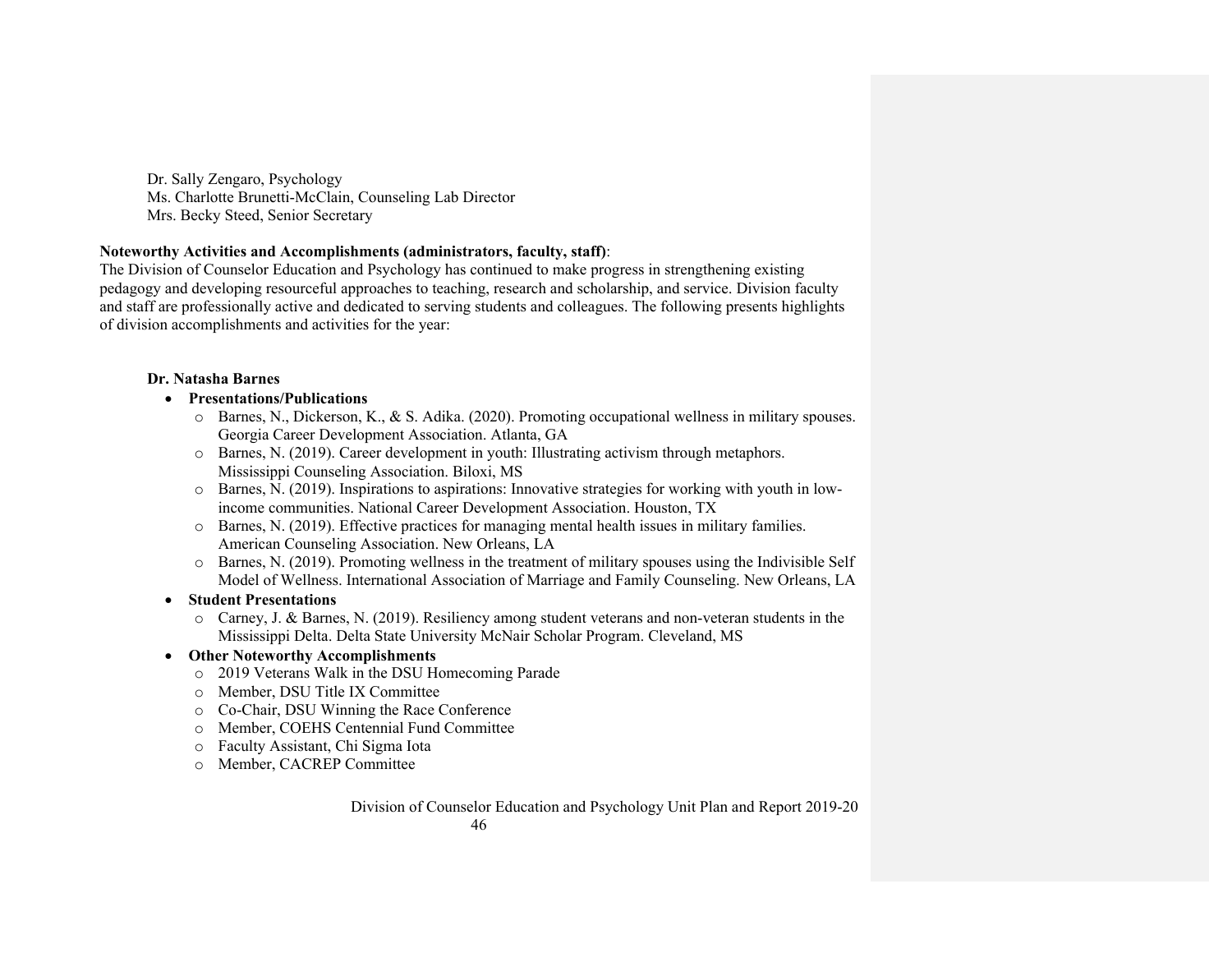Dr. Sally Zengaro, Psychology
Ms. Charlotte Brunetti-McClain, Counseling Lab Director
Mrs. Becky Steed, Senior Secretary

**Noteworthy Activities and Accomplishments (administrators, faculty, staff)**:
The Division of Counselor Education and Psychology has continued to make progress in strengthening existing pedagogy and developing resourceful approaches to teaching, research and scholarship, and service. Division faculty and staff are professionally active and dedicated to serving students and colleagues. The following presents highlights of division accomplishments and activities for the year:

**Dr. Natasha Barnes**

- **Presentations/Publications**
  - Barnes, N., Dickerson, K., & S. Adika. (2020). Promoting occupational wellness in military spouses. Georgia Career Development Association. Atlanta, GA
  - Barnes, N. (2019). Career development in youth: Illustrating activism through metaphors. Mississippi Counseling Association. Biloxi, MS
  - Barnes, N. (2019). Inspirations to aspirations: Innovative strategies for working with youth in low-income communities. National Career Development Association. Houston, TX
  - Barnes, N. (2019). Effective practices for managing mental health issues in military families. American Counseling Association. New Orleans, LA
  - Barnes, N. (2019). Promoting wellness in the treatment of military spouses using the Indivisible Self Model of Wellness. International Association of Marriage and Family Counseling. New Orleans, LA
- **Student Presentations**
  - Carney, J. & Barnes, N. (2019). Resiliency among student veterans and non-veteran students in the Mississippi Delta. Delta State University McNair Scholar Program. Cleveland, MS
- **Other Noteworthy Accomplishments**
  - 2019 Veterans Walk in the DSU Homecoming Parade
  - Member, DSU Title IX Committee
  - Co-Chair, DSU Winning the Race Conference
  - Member, COEHS Centennial Fund Committee
  - Faculty Assistant, Chi Sigma Iota
  - Member, CACREP Committee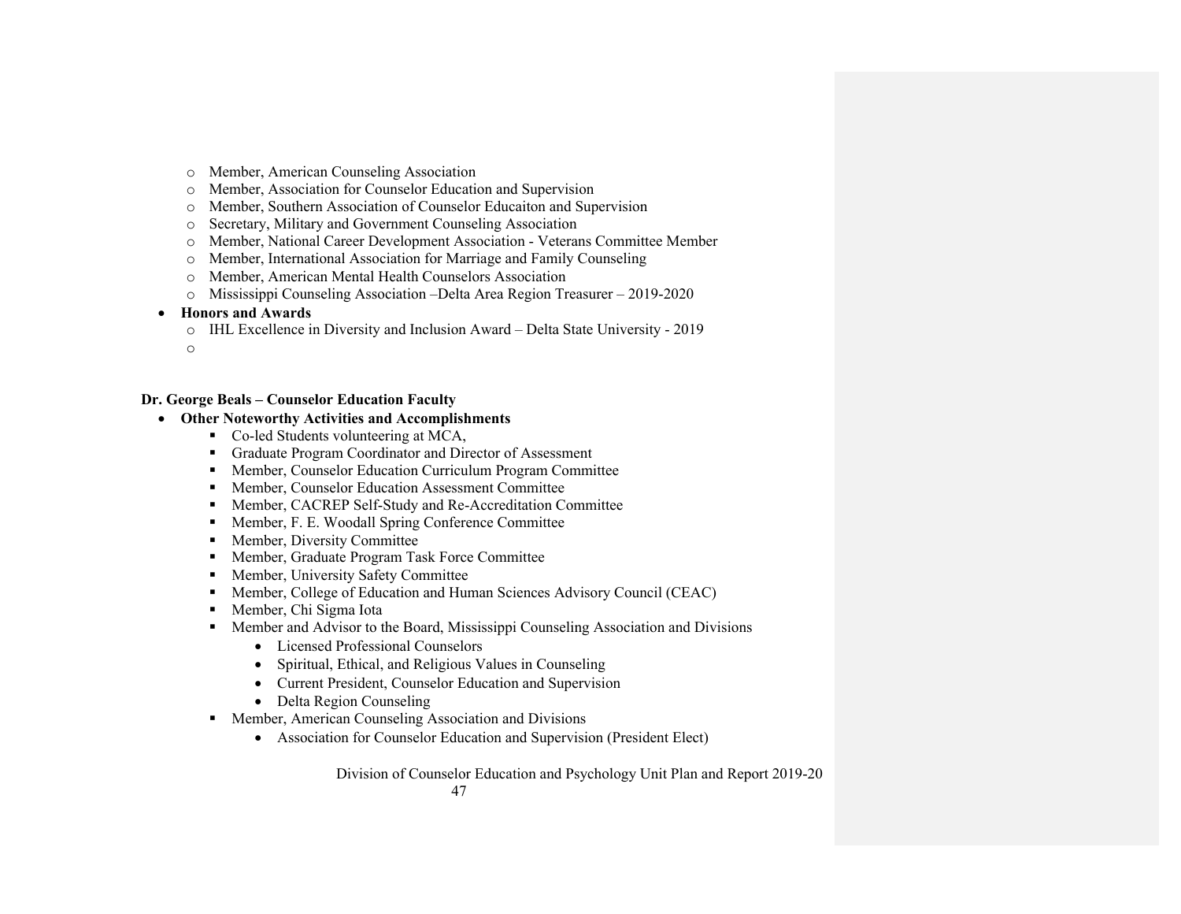- Member, American Counseling Association
- Member, Association for Counselor Education and Supervision
- Member, Southern Association of Counselor Educaiton and Supervision
- Secretary, Military and Government Counseling Association
- Member, National Career Development Association - Veterans Committee Member
- Member, International Association for Marriage and Family Counseling
- Member, American Mental Health Counselors Association
- Mississippi Counseling Association –Delta Area Region Treasurer – 2019-2020

- **Honors and Awards**
  - IHL Excellence in Diversity and Inclusion Award – Delta State University - 2019
  - 

**Dr. George Beals – Counselor Education Faculty**

- **Other Noteworthy Activities and Accomplishments**
  - Co-led Students volunteering at MCA,
  - Graduate Program Coordinator and Director of Assessment
  - Member, Counselor Education Curriculum Program Committee
  - Member, Counselor Education Assessment Committee
  - Member, CACREP Self-Study and Re-Accreditation Committee
  - Member, F. E. Woodall Spring Conference Committee
  - Member, Diversity Committee
  - Member, Graduate Program Task Force Committee
  - Member, University Safety Committee
  - Member, College of Education and Human Sciences Advisory Council (CEAC)
  - Member, Chi Sigma Iota
  - Member and Advisor to the Board, Mississippi Counseling Association and Divisions
    - Licensed Professional Counselors
    - Spiritual, Ethical, and Religious Values in Counseling
    - Current President, Counselor Education and Supervision
    - Delta Region Counseling
  - Member, American Counseling Association and Divisions
    - Association for Counselor Education and Supervision (President Elect)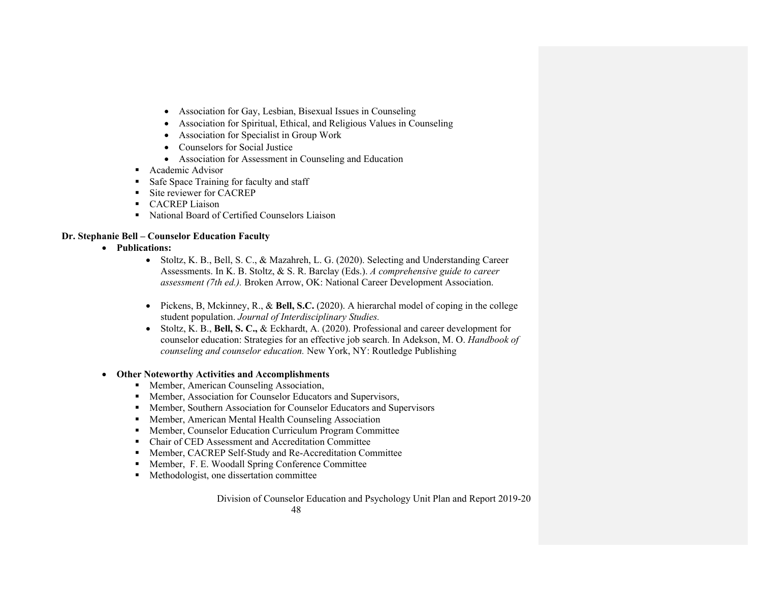- Association for Gay, Lesbian, Bisexual Issues in Counseling
- Association for Spiritual, Ethical, and Religious Values in Counseling
- Association for Specialist in Group Work
- Counselors for Social Justice
- Association for Assessment in Counseling and Education

- Academic Advisor
- Safe Space Training for faculty and staff
- Site reviewer for CACREP
- CACREP Liaison
- National Board of Certified Counselors Liaison

**Dr. Stephanie Bell – Counselor Education Faculty**

- **Publications:**
  - Stoltz, K. B., Bell, S. C., & Mazahreh, L. G. (2020). Selecting and Understanding Career Assessments. In K. B. Stoltz, & S. R. Barclay (Eds.). *A comprehensive guide to career assessment (7th ed.).* Broken Arrow, OK: National Career Development Association.
  - Pickens, B, Mckinney, R., & **Bell, S.C.** (2020). A hierarchal model of coping in the college student population. *Journal of Interdisciplinary Studies.*
  - Stoltz, K. B., **Bell, S. C.,** & Eckhardt, A. (2020). Professional and career development for counselor education: Strategies for an effective job search. In Adekson, M. O. *Handbook of counseling and counselor education.* New York, NY: Routledge Publishing

- **Other Noteworthy Activities and Accomplishments**
  - Member, American Counseling Association,
  - Member, Association for Counselor Educators and Supervisors,
  - Member, Southern Association for Counselor Educators and Supervisors
  - Member, American Mental Health Counseling Association
  - Member, Counselor Education Curriculum Program Committee
  - Chair of CED Assessment and Accreditation Committee
  - Member, CACREP Self-Study and Re-Accreditation Committee
  - Member, F. E. Woodall Spring Conference Committee
  - Methodologist, one dissertation committee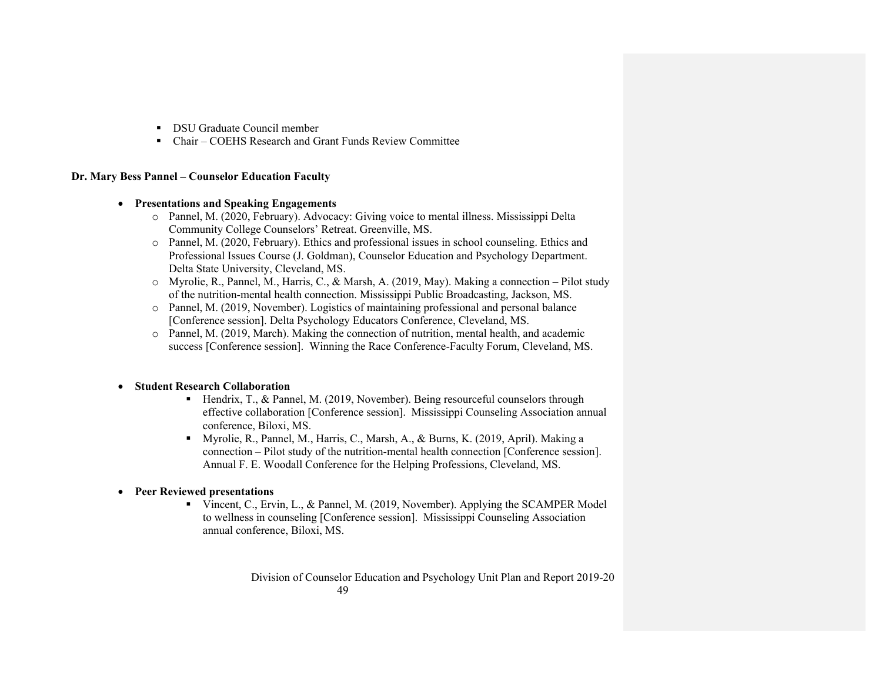- DSU Graduate Council member
- Chair – COEHS Research and Grant Funds Review Committee

**Dr. Mary Bess Pannel – Counselor Education Faculty**

- **Presentations and Speaking Engagements**
    - Pannel, M. (2020, February). Advocacy: Giving voice to mental illness. Mississippi Delta Community College Counselors' Retreat. Greenville, MS.
    - Pannel, M. (2020, February). Ethics and professional issues in school counseling. Ethics and Professional Issues Course (J. Goldman), Counselor Education and Psychology Department. Delta State University, Cleveland, MS.
    - Myrolie, R., Pannel, M., Harris, C., & Marsh, A. (2019, May). Making a connection – Pilot study of the nutrition-mental health connection. Mississippi Public Broadcasting, Jackson, MS.
    - Pannel, M. (2019, November). Logistics of maintaining professional and personal balance [Conference session]. Delta Psychology Educators Conference, Cleveland, MS.
    - Pannel, M. (2019, March). Making the connection of nutrition, mental health, and academic success [Conference session]. Winning the Race Conference-Faculty Forum, Cleveland, MS.

- **Student Research Collaboration**
    - Hendrix, T., & Pannel, M. (2019, November). Being resourceful counselors through effective collaboration [Conference session]. Mississippi Counseling Association annual conference, Biloxi, MS.
    - Myrolie, R., Pannel, M., Harris, C., Marsh, A., & Burns, K. (2019, April). Making a connection – Pilot study of the nutrition-mental health connection [Conference session]. Annual F. E. Woodall Conference for the Helping Professions, Cleveland, MS.

- **Peer Reviewed presentations**
    - Vincent, C., Ervin, L., & Pannel, M. (2019, November). Applying the SCAMPER Model to wellness in counseling [Conference session]. Mississippi Counseling Association annual conference, Biloxi, MS.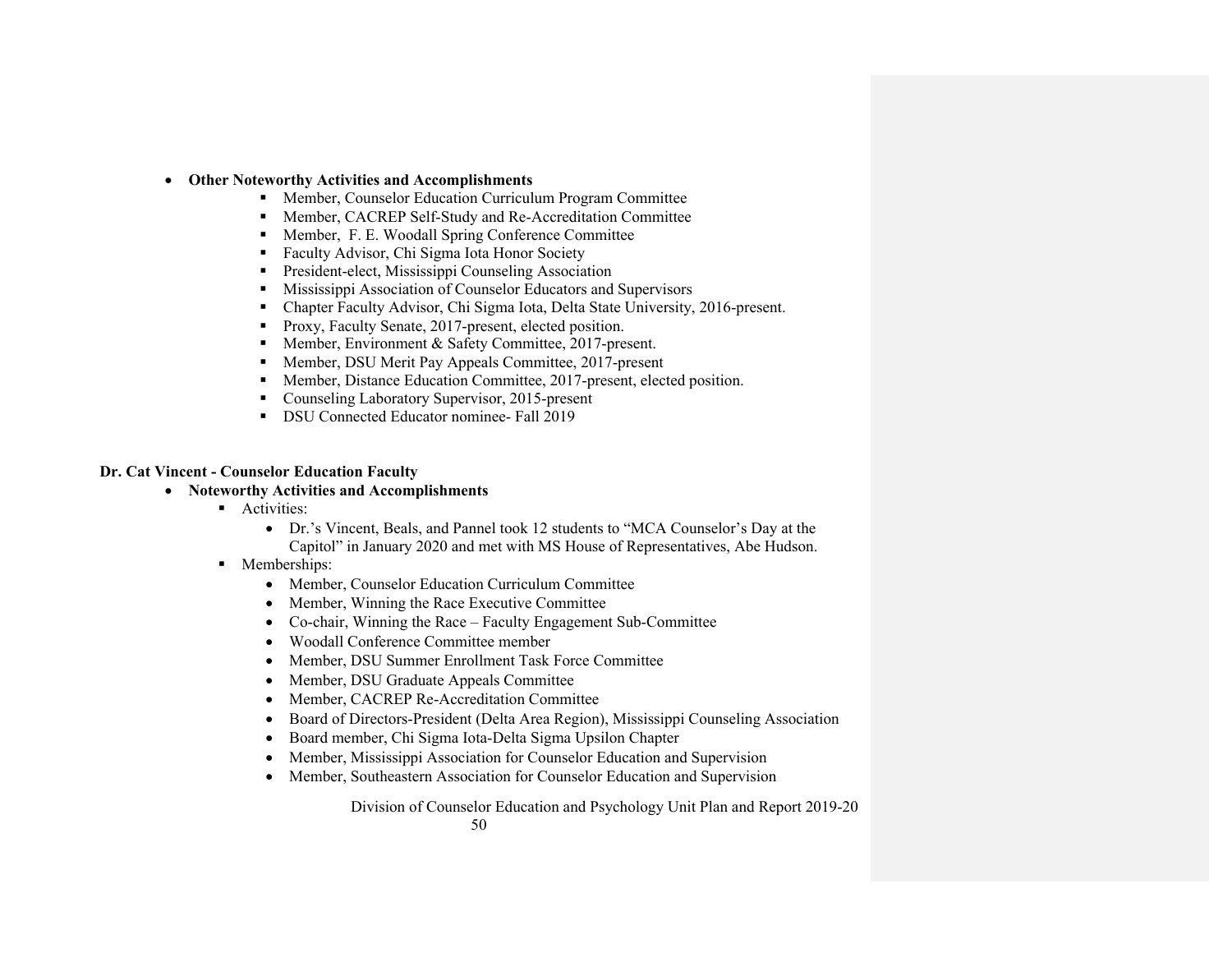- **Other Noteworthy Activities and Accomplishments**
    - Member, Counselor Education Curriculum Program Committee
    - Member, CACREP Self-Study and Re-Accreditation Committee
    - Member, F. E. Woodall Spring Conference Committee
    - Faculty Advisor, Chi Sigma Iota Honor Society
    - President-elect, Mississippi Counseling Association
    - Mississippi Association of Counselor Educators and Supervisors
    - Chapter Faculty Advisor, Chi Sigma Iota, Delta State University, 2016-present.
    - Proxy, Faculty Senate, 2017-present, elected position.
    - Member, Environment & Safety Committee, 2017-present.
    - Member, DSU Merit Pay Appeals Committee, 2017-present
    - Member, Distance Education Committee, 2017-present, elected position.
    - Counseling Laboratory Supervisor, 2015-present
    - DSU Connected Educator nominee- Fall 2019

**Dr. Cat Vincent - Counselor Education Faculty**

- **Noteworthy Activities and Accomplishments**
    - Activities:
        - Dr.'s Vincent, Beals, and Pannel took 12 students to "MCA Counselor's Day at the Capitol" in January 2020 and met with MS House of Representatives, Abe Hudson.
    - Memberships:
        - Member, Counselor Education Curriculum Committee
        - Member, Winning the Race Executive Committee
        - Co-chair, Winning the Race – Faculty Engagement Sub-Committee
        - Woodall Conference Committee member
        - Member, DSU Summer Enrollment Task Force Committee
        - Member, DSU Graduate Appeals Committee
        - Member, CACREP Re-Accreditation Committee
        - Board of Directors-President (Delta Area Region), Mississippi Counseling Association
        - Board member, Chi Sigma Iota-Delta Sigma Upsilon Chapter
        - Member, Mississippi Association for Counselor Education and Supervision
        - Member, Southeastern Association for Counselor Education and Supervision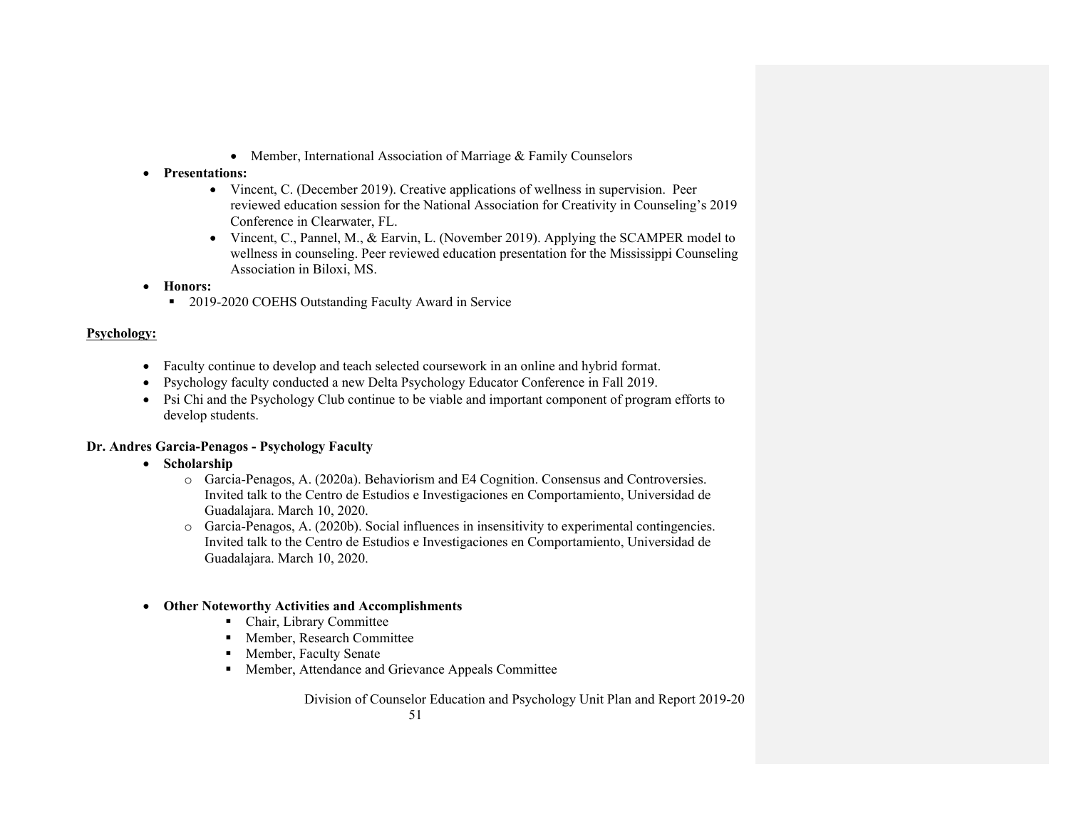- Member, International Association of Marriage & Family Counselors

- **Presentations:**
  - Vincent, C. (December 2019). Creative applications of wellness in supervision. Peer reviewed education session for the National Association for Creativity in Counseling's 2019 Conference in Clearwater, FL.
  - Vincent, C., Pannel, M., & Earvin, L. (November 2019). Applying the SCAMPER model to wellness in counseling. Peer reviewed education presentation for the Mississippi Counseling Association in Biloxi, MS.
- **Honors:**
  - 2019-2020 COEHS Outstanding Faculty Award in Service

**Psychology:**

- Faculty continue to develop and teach selected coursework in an online and hybrid format.
- Psychology faculty conducted a new Delta Psychology Educator Conference in Fall 2019.
- Psi Chi and the Psychology Club continue to be viable and important component of program efforts to develop students.

**Dr. Andres Garcia-Penagos - Psychology Faculty**

- **Scholarship**
  - Garcia-Penagos, A. (2020a). Behaviorism and E4 Cognition. Consensus and Controversies. Invited talk to the Centro de Estudios e Investigaciones en Comportamiento, Universidad de Guadalajara. March 10, 2020.
  - Garcia-Penagos, A. (2020b). Social influences in insensitivity to experimental contingencies. Invited talk to the Centro de Estudios e Investigaciones en Comportamiento, Universidad de Guadalajara. March 10, 2020.

- **Other Noteworthy Activities and Accomplishments**
  - Chair, Library Committee
  - Member, Research Committee
  - Member, Faculty Senate
  - Member, Attendance and Grievance Appeals Committee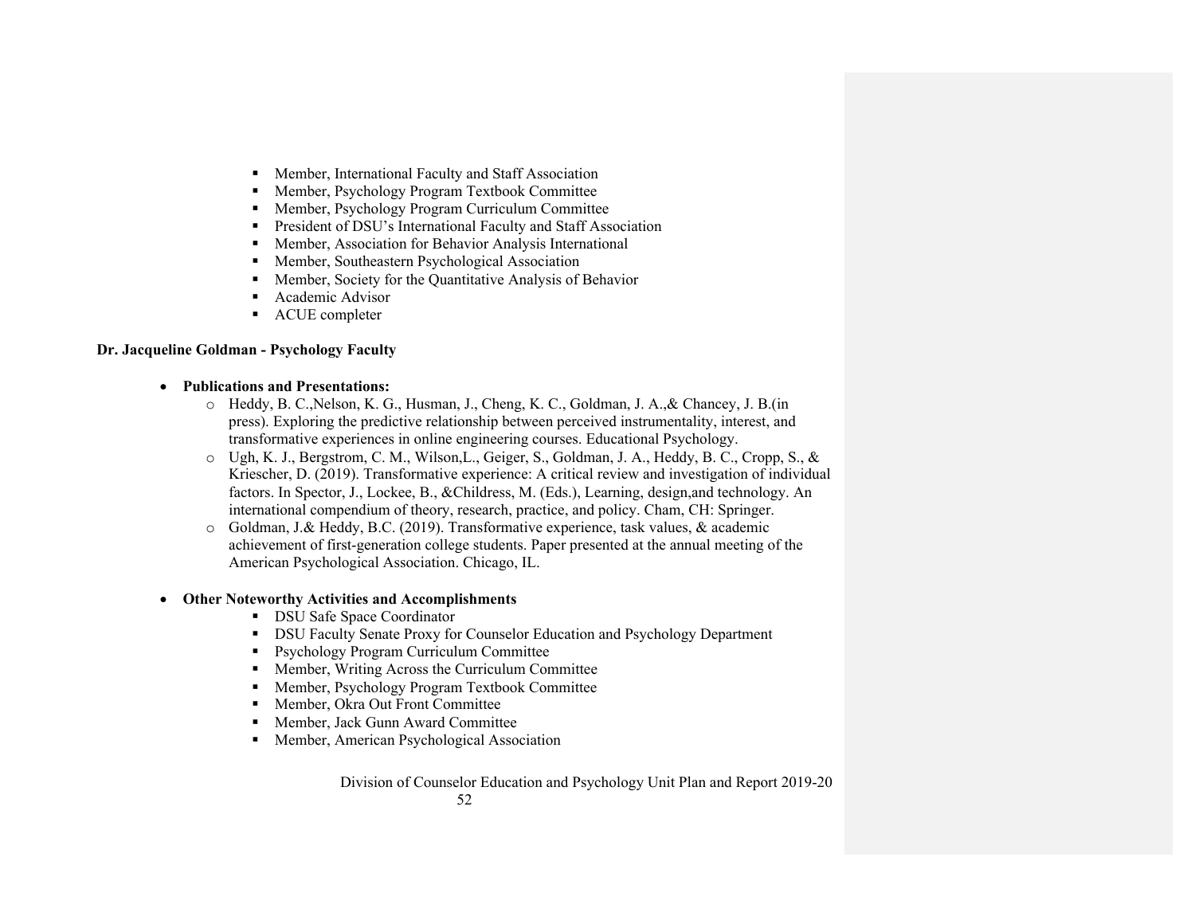- Member, International Faculty and Staff Association
- Member, Psychology Program Textbook Committee
- Member, Psychology Program Curriculum Committee
- President of DSU's International Faculty and Staff Association
- Member, Association for Behavior Analysis International
- Member, Southeastern Psychological Association
- Member, Society for the Quantitative Analysis of Behavior
- Academic Advisor
- ACUE completer

**Dr. Jacqueline Goldman - Psychology Faculty**

- **Publications and Presentations:**
  - Heddy, B. C.,Nelson, K. G., Husman, J., Cheng, K. C., Goldman, J. A.,& Chancey, J. B.(in press). Exploring the predictive relationship between perceived instrumentality, interest, and transformative experiences in online engineering courses. Educational Psychology.
  - Ugh, K. J., Bergstrom, C. M., Wilson,L., Geiger, S., Goldman, J. A., Heddy, B. C., Cropp, S., & Kriescher, D. (2019). Transformative experience: A critical review and investigation of individual factors. In Spector, J., Lockee, B., &Childress, M. (Eds.), Learning, design,and technology. An international compendium of theory, research, practice, and policy. Cham, CH: Springer.
  - Goldman, J.& Heddy, B.C. (2019). Transformative experience, task values, & academic achievement of first-generation college students. Paper presented at the annual meeting of the American Psychological Association. Chicago, IL.

- **Other Noteworthy Activities and Accomplishments**
  - DSU Safe Space Coordinator
  - DSU Faculty Senate Proxy for Counselor Education and Psychology Department
  - Psychology Program Curriculum Committee
  - Member, Writing Across the Curriculum Committee
  - Member, Psychology Program Textbook Committee
  - Member, Okra Out Front Committee
  - Member, Jack Gunn Award Committee
  - Member, American Psychological Association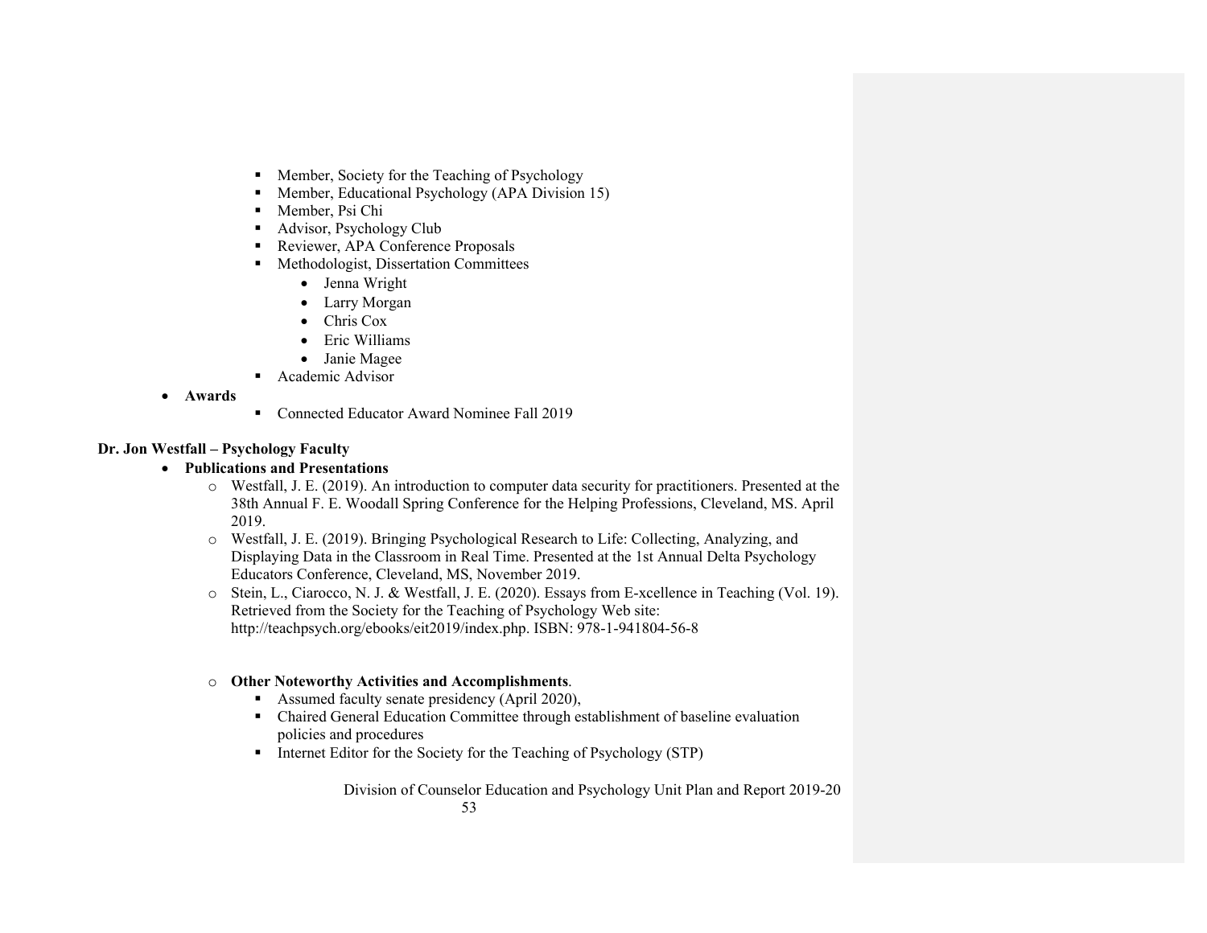- Member, Society for the Teaching of Psychology
- Member, Educational Psychology (APA Division 15)
- Member, Psi Chi
- Advisor, Psychology Club
- Reviewer, APA Conference Proposals
- Methodologist, Dissertation Committees
  - Jenna Wright
  - Larry Morgan
  - Chris Cox
  - Eric Williams
  - Janie Magee
- Academic Advisor

- **Awards**
  - Connected Educator Award Nominee Fall 2019

**Dr. Jon Westfall – Psychology Faculty**

- **Publications and Presentations**
  - Westfall, J. E. (2019). An introduction to computer data security for practitioners. Presented at the 38th Annual F. E. Woodall Spring Conference for the Helping Professions, Cleveland, MS. April 2019.
  - Westfall, J. E. (2019). Bringing Psychological Research to Life: Collecting, Analyzing, and Displaying Data in the Classroom in Real Time. Presented at the 1st Annual Delta Psychology Educators Conference, Cleveland, MS, November 2019.
  - Stein, L., Ciarocco, N. J. & Westfall, J. E. (2020). Essays from E-xcellence in Teaching (Vol. 19). Retrieved from the Society for the Teaching of Psychology Web site: http://teachpsych.org/ebooks/eit2019/index.php. ISBN: 978-1-941804-56-8

  - **Other Noteworthy Activities and Accomplishments**.
    - Assumed faculty senate presidency (April 2020),
    - Chaired General Education Committee through establishment of baseline evaluation policies and procedures
    - Internet Editor for the Society for the Teaching of Psychology (STP)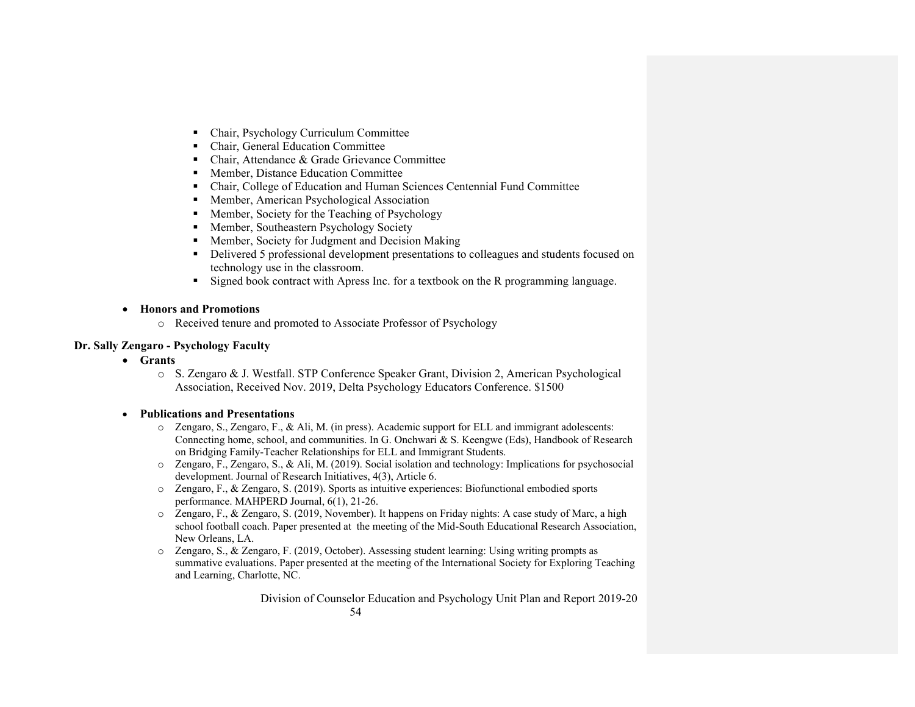- Chair, Psychology Curriculum Committee
- Chair, General Education Committee
- Chair, Attendance & Grade Grievance Committee
- Member, Distance Education Committee
- Chair, College of Education and Human Sciences Centennial Fund Committee
- Member, American Psychological Association
- Member, Society for the Teaching of Psychology
- Member, Southeastern Psychology Society
- Member, Society for Judgment and Decision Making
- Delivered 5 professional development presentations to colleagues and students focused on technology use in the classroom.
- Signed book contract with Apress Inc. for a textbook on the R programming language.

- **Honors and Promotions**
  - Received tenure and promoted to Associate Professor of Psychology

**Dr. Sally Zengaro - Psychology Faculty**

- **Grants**
  - S. Zengaro & J. Westfall. STP Conference Speaker Grant, Division 2, American Psychological Association, Received Nov. 2019, Delta Psychology Educators Conference. $1500

- **Publications and Presentations**
  - Zengaro, S., Zengaro, F., & Ali, M. (in press). Academic support for ELL and immigrant adolescents: Connecting home, school, and communities. In G. Onchwari & S. Keengwe (Eds), Handbook of Research on Bridging Family-Teacher Relationships for ELL and Immigrant Students.
  - Zengaro, F., Zengaro, S., & Ali, M. (2019). Social isolation and technology: Implications for psychosocial development. Journal of Research Initiatives, 4(3), Article 6.
  - Zengaro, F., & Zengaro, S. (2019). Sports as intuitive experiences: Biofunctional embodied sports performance. MAHPERD Journal, 6(1), 21-26.
  - Zengaro, F., & Zengaro, S. (2019, November). It happens on Friday nights: A case study of Marc, a high school football coach. Paper presented at the meeting of the Mid-South Educational Research Association, New Orleans, LA.
  - Zengaro, S., & Zengaro, F. (2019, October). Assessing student learning: Using writing prompts as summative evaluations. Paper presented at the meeting of the International Society for Exploring Teaching and Learning, Charlotte, NC.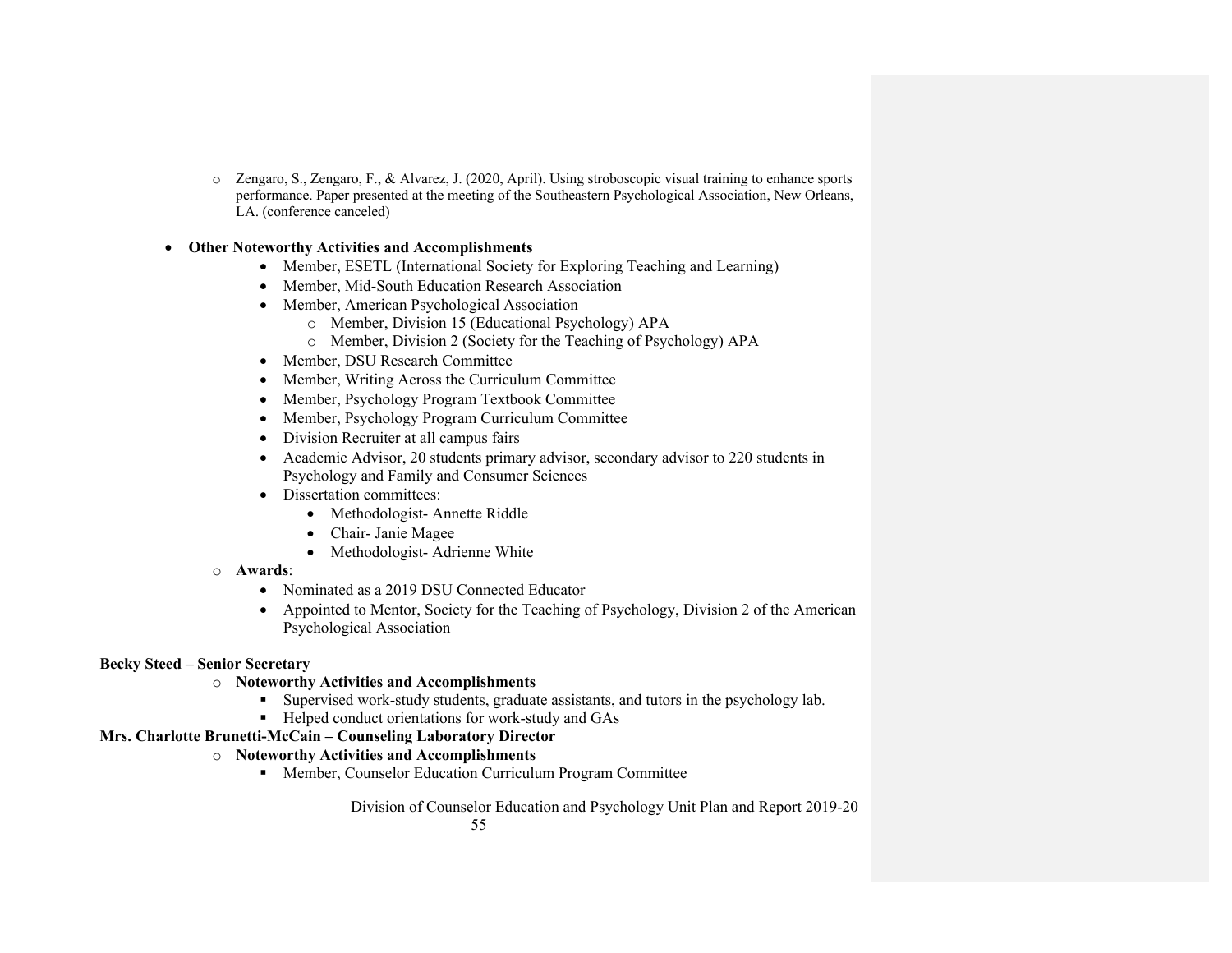- Zengaro, S., Zengaro, F., & Alvarez, J. (2020, April). Using stroboscopic visual training to enhance sports performance. Paper presented at the meeting of the Southeastern Psychological Association, New Orleans, LA. (conference canceled)

- **Other Noteworthy Activities and Accomplishments**
  - Member, ESETL (International Society for Exploring Teaching and Learning)
  - Member, Mid-South Education Research Association
  - Member, American Psychological Association
    - Member, Division 15 (Educational Psychology) APA
    - Member, Division 2 (Society for the Teaching of Psychology) APA
  - Member, DSU Research Committee
  - Member, Writing Across the Curriculum Committee
  - Member, Psychology Program Textbook Committee
  - Member, Psychology Program Curriculum Committee
  - Division Recruiter at all campus fairs
  - Academic Advisor, 20 students primary advisor, secondary advisor to 220 students in Psychology and Family and Consumer Sciences
  - Dissertation committees:
    - Methodologist- Annette Riddle
    - Chair- Janie Magee
    - Methodologist- Adrienne White
  - **Awards**:
    - Nominated as a 2019 DSU Connected Educator
    - Appointed to Mentor, Society for the Teaching of Psychology, Division 2 of the American Psychological Association

**Becky Steed – Senior Secretary**

- **Noteworthy Activities and Accomplishments**
  - Supervised work-study students, graduate assistants, and tutors in the psychology lab.
  - Helped conduct orientations for work-study and GAs

**Mrs. Charlotte Brunetti-McCain – Counseling Laboratory Director**

- **Noteworthy Activities and Accomplishments**
  - Member, Counselor Education Curriculum Program Committee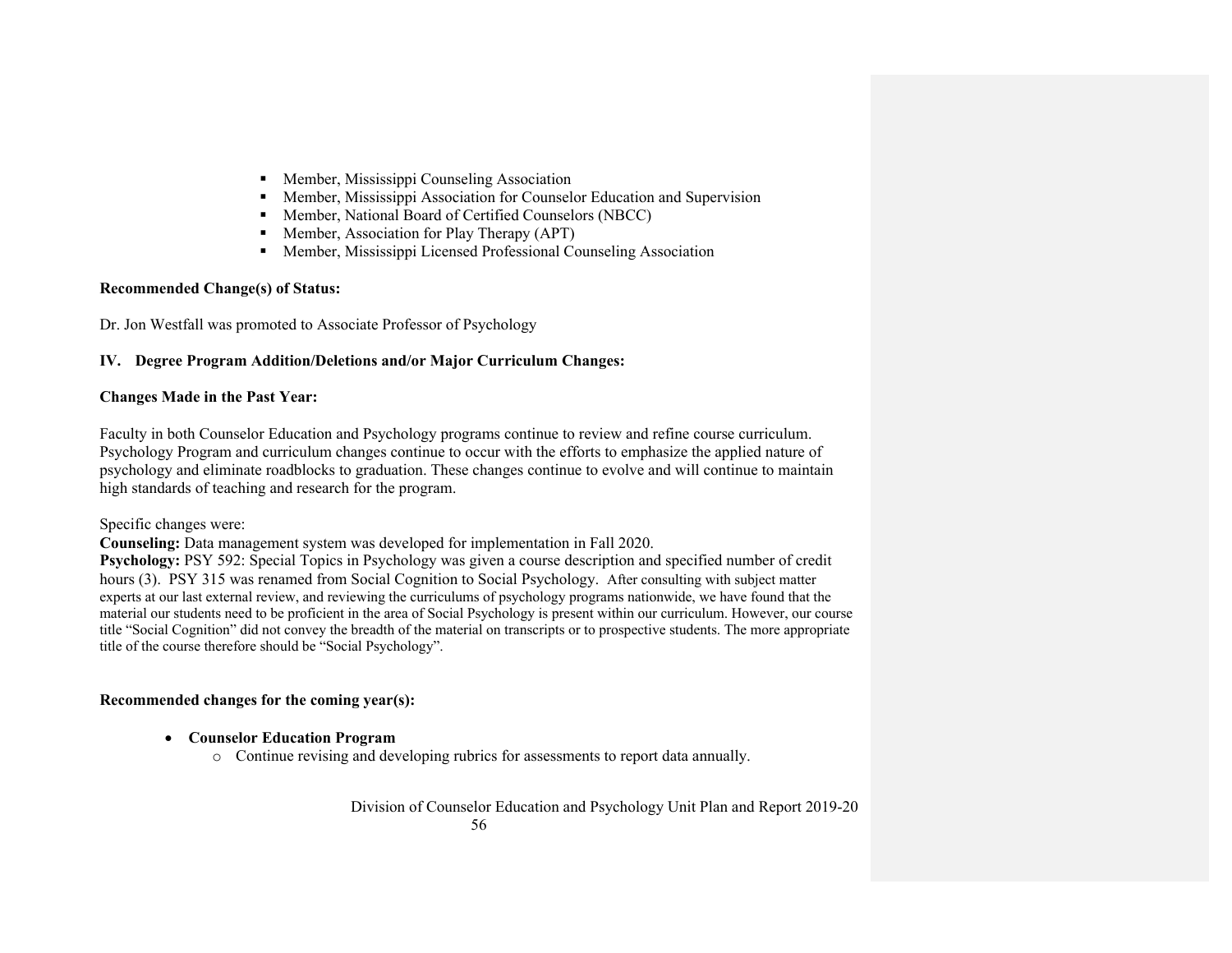- Member, Mississippi Counseling Association
- Member, Mississippi Association for Counselor Education and Supervision
- Member, National Board of Certified Counselors (NBCC)
- Member, Association for Play Therapy (APT)
- Member, Mississippi Licensed Professional Counseling Association

**Recommended Change(s) of Status:**

Dr. Jon Westfall was promoted to Associate Professor of Psychology

## IV. Degree Program Addition/Deletions and/or Major Curriculum Changes:

**Changes Made in the Past Year:**

Faculty in both Counselor Education and Psychology programs continue to review and refine course curriculum. Psychology Program and curriculum changes continue to occur with the efforts to emphasize the applied nature of psychology and eliminate roadblocks to graduation. These changes continue to evolve and will continue to maintain high standards of teaching and research for the program.

Specific changes were:

**Counseling:** Data management system was developed for implementation in Fall 2020.

**Psychology:** PSY 592: Special Topics in Psychology was given a course description and specified number of credit hours (3). PSY 315 was renamed from Social Cognition to Social Psychology. After consulting with subject matter experts at our last external review, and reviewing the curriculums of psychology programs nationwide, we have found that the material our students need to be proficient in the area of Social Psychology is present within our curriculum. However, our course title "Social Cognition" did not convey the breadth of the material on transcripts or to prospective students. The more appropriate title of the course therefore should be "Social Psychology".

**Recommended changes for the coming year(s):**

- **Counselor Education Program**
    - Continue revising and developing rubrics for assessments to report data annually.